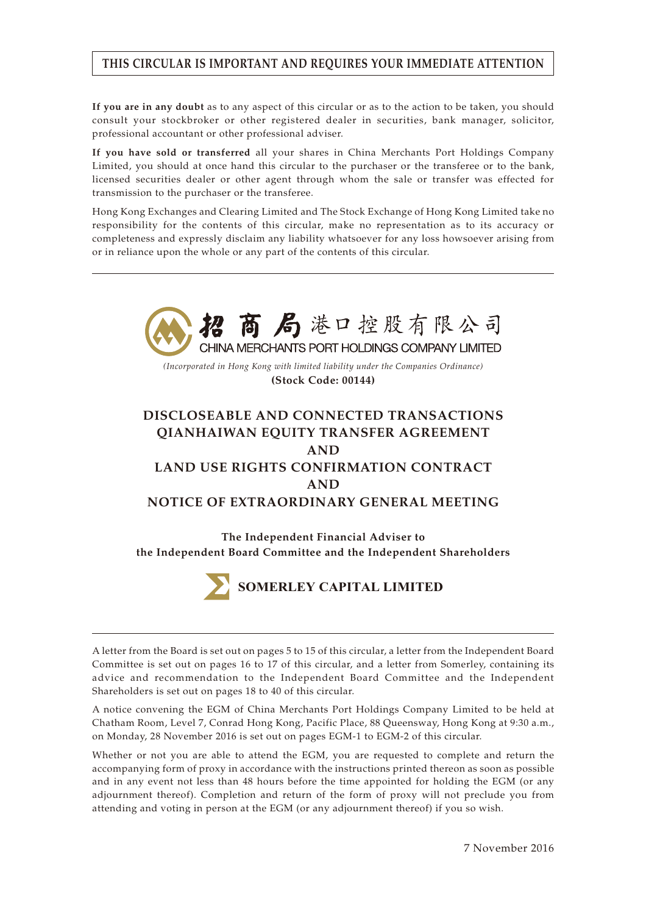**THIS CIRCULAR IS IMPORTANT AND REQUIRES YOUR IMMEDIATE ATTENTION**

**If you are in any doubt** as to any aspect of this circular or as to the action to be taken, you should consult your stockbroker or other registered dealer in securities, bank manager, solicitor, professional accountant or other professional adviser.

**If you have sold or transferred** all your shares in China Merchants Port Holdings Company Limited, you should at once hand this circular to the purchaser or the transferee or to the bank, licensed securities dealer or other agent through whom the sale or transfer was effected for transmission to the purchaser or the transferee.

Hong Kong Exchanges and Clearing Limited and The Stock Exchange of Hong Kong Limited take no responsibility for the contents of this circular, make no representation as to its accuracy or completeness and expressly disclaim any liability whatsoever for any loss howsoever arising from or in reliance upon the whole or any part of the contents of this circular.

招商局港口控股有限公司

CHINA MERCHANTS PORT HOLDINGS COMPANY LIMITED

*(Incorporated in Hong Kong with limited liability under the Companies Ordinance)*

**(Stock Code: 00144)**

# DISCLOSEABLE AND CONNECTED TRANSACTIONS QIANHAIWAN EQUITY TRANSFER AGREEMENT AND LAND USE RIGHTS CONFIRMATION CONTRACT AND NOTICE OF EXTRAORDINARY GENERAL MEETING

**The Independent Financial Adviser to the Independent Board Committee and the Independent Shareholders**

**SOMERLEY CAPITAL LIMITED**

A letter from the Board is set out on pages 5 to 15 of this circular, a letter from the Independent Board Committee is set out on pages 16 to 17 of this circular, and a letter from Somerley, containing its advice and recommendation to the Independent Board Committee and the Independent Shareholders is set out on pages 18 to 40 of this circular.

A notice convening the EGM of China Merchants Port Holdings Company Limited to be held at Chatham Room, Level 7, Conrad Hong Kong, Pacific Place, 88 Queensway, Hong Kong at 9:30 a.m., on Monday, 28 November 2016 is set out on pages EGM-1 to EGM-2 of this circular.

Whether or not you are able to attend the EGM, you are requested to complete and return the accompanying form of proxy in accordance with the instructions printed thereon as soon as possible and in any event not less than 48 hours before the time appointed for holding the EGM (or any adjournment thereof). Completion and return of the form of proxy will not preclude you from attending and voting in person at the EGM (or any adjournment thereof) if you so wish.

7 November 2016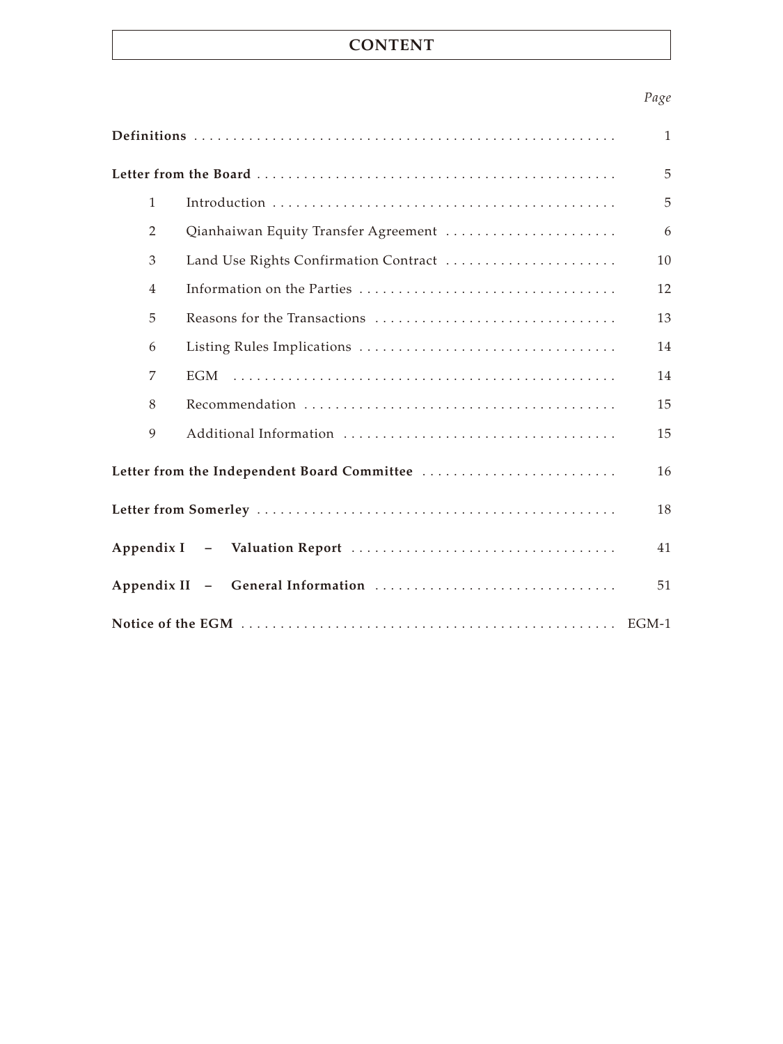# CONTENT

| | | *Page* |
|---|---|---|
| **Definitions** | | 1 |
| **Letter from the Board** | | 5 |
| 1 | Introduction | 5 |
| 2 | Qianhaiwan Equity Transfer Agreement | 6 |
| 3 | Land Use Rights Confirmation Contract | 10 |
| 4 | Information on the Parties | 12 |
| 5 | Reasons for the Transactions | 13 |
| 6 | Listing Rules Implications | 14 |
| 7 | EGM | 14 |
| 8 | Recommendation | 15 |
| 9 | Additional Information | 15 |
| **Letter from the Independent Board Committee** | | 16 |
| **Letter from Somerley** | | 18 |
| **Appendix I – Valuation Report** | | 41 |
| **Appendix II – General Information** | | 51 |
| **Notice of the EGM** | | EGM-1 |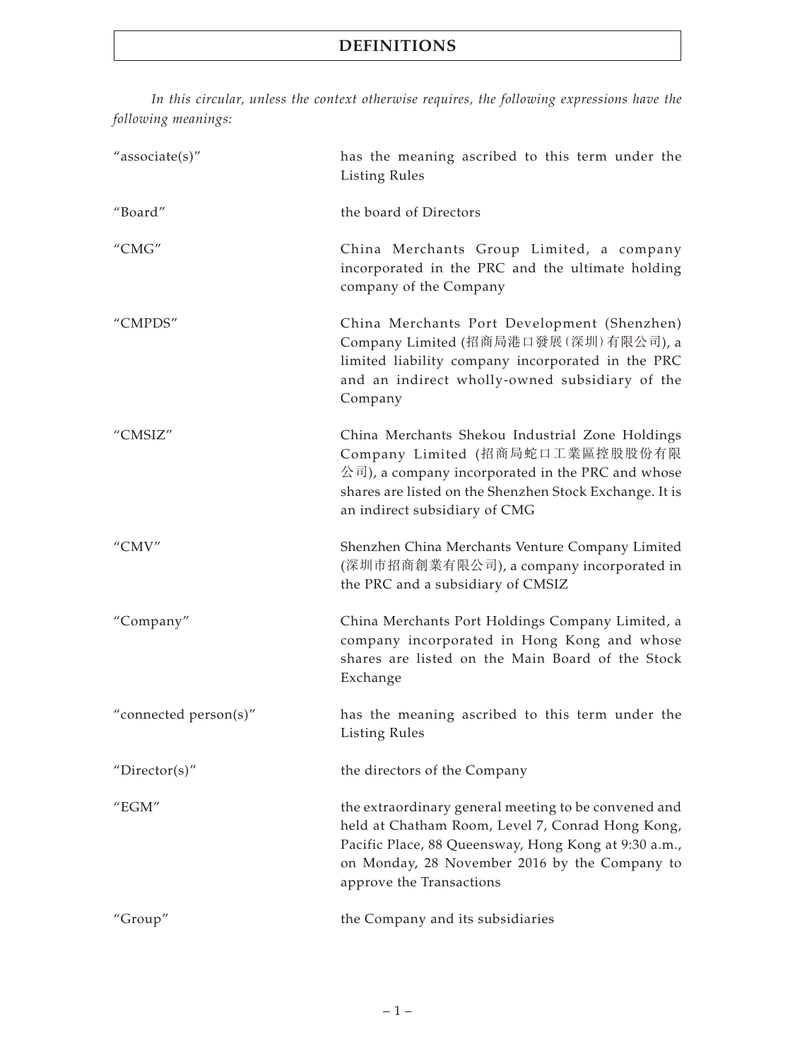# DEFINITIONS

*In this circular, unless the context otherwise requires, the following expressions have the following meanings:*

| | |
|---|---|
| "associate(s)" | has the meaning ascribed to this term under the Listing Rules |
| "Board" | the board of Directors |
| "CMG" | China Merchants Group Limited, a company incorporated in the PRC and the ultimate holding company of the Company |
| "CMPDS" | China Merchants Port Development (Shenzhen) Company Limited (招商局港口發展(深圳)有限公司), a limited liability company incorporated in the PRC and an indirect wholly-owned subsidiary of the Company |
| "CMSIZ" | China Merchants Shekou Industrial Zone Holdings Company Limited (招商局蛇口工業區控股股份有限公司), a company incorporated in the PRC and whose shares are listed on the Shenzhen Stock Exchange. It is an indirect subsidiary of CMG |
| "CMV" | Shenzhen China Merchants Venture Company Limited (深圳市招商創業有限公司), a company incorporated in the PRC and a subsidiary of CMSIZ |
| "Company" | China Merchants Port Holdings Company Limited, a company incorporated in Hong Kong and whose shares are listed on the Main Board of the Stock Exchange |
| "connected person(s)" | has the meaning ascribed to this term under the Listing Rules |
| "Director(s)" | the directors of the Company |
| "EGM" | the extraordinary general meeting to be convened and held at Chatham Room, Level 7, Conrad Hong Kong, Pacific Place, 88 Queensway, Hong Kong at 9:30 a.m., on Monday, 28 November 2016 by the Company to approve the Transactions |
| "Group" | the Company and its subsidiaries |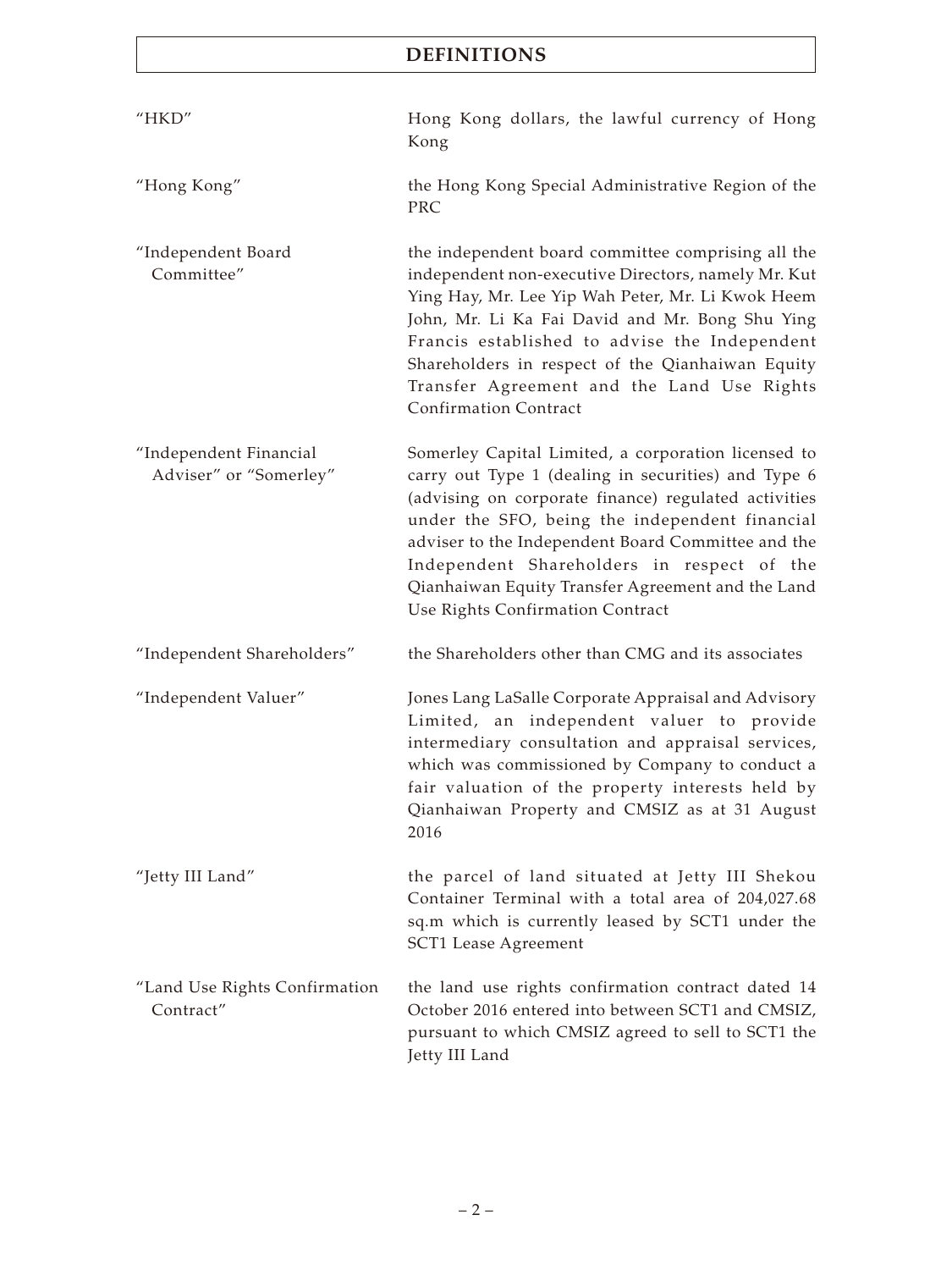# DEFINITIONS

| | |
|---|---|
| "HKD" | Hong Kong dollars, the lawful currency of Hong Kong |
| "Hong Kong" | the Hong Kong Special Administrative Region of the PRC |
| "Independent Board Committee" | the independent board committee comprising all the independent non-executive Directors, namely Mr. Kut Ying Hay, Mr. Lee Yip Wah Peter, Mr. Li Kwok Heem John, Mr. Li Ka Fai David and Mr. Bong Shu Ying Francis established to advise the Independent Shareholders in respect of the Qianhaiwan Equity Transfer Agreement and the Land Use Rights Confirmation Contract |
| "Independent Financial Adviser" or "Somerley" | Somerley Capital Limited, a corporation licensed to carry out Type 1 (dealing in securities) and Type 6 (advising on corporate finance) regulated activities under the SFO, being the independent financial adviser to the Independent Board Committee and the Independent Shareholders in respect of the Qianhaiwan Equity Transfer Agreement and the Land Use Rights Confirmation Contract |
| "Independent Shareholders" | the Shareholders other than CMG and its associates |
| "Independent Valuer" | Jones Lang LaSalle Corporate Appraisal and Advisory Limited, an independent valuer to provide intermediary consultation and appraisal services, which was commissioned by Company to conduct a fair valuation of the property interests held by Qianhaiwan Property and CMSIZ as at 31 August 2016 |
| "Jetty III Land" | the parcel of land situated at Jetty III Shekou Container Terminal with a total area of 204,027.68 sq.m which is currently leased by SCT1 under the SCT1 Lease Agreement |
| "Land Use Rights Confirmation Contract" | the land use rights confirmation contract dated 14 October 2016 entered into between SCT1 and CMSIZ, pursuant to which CMSIZ agreed to sell to SCT1 the Jetty III Land |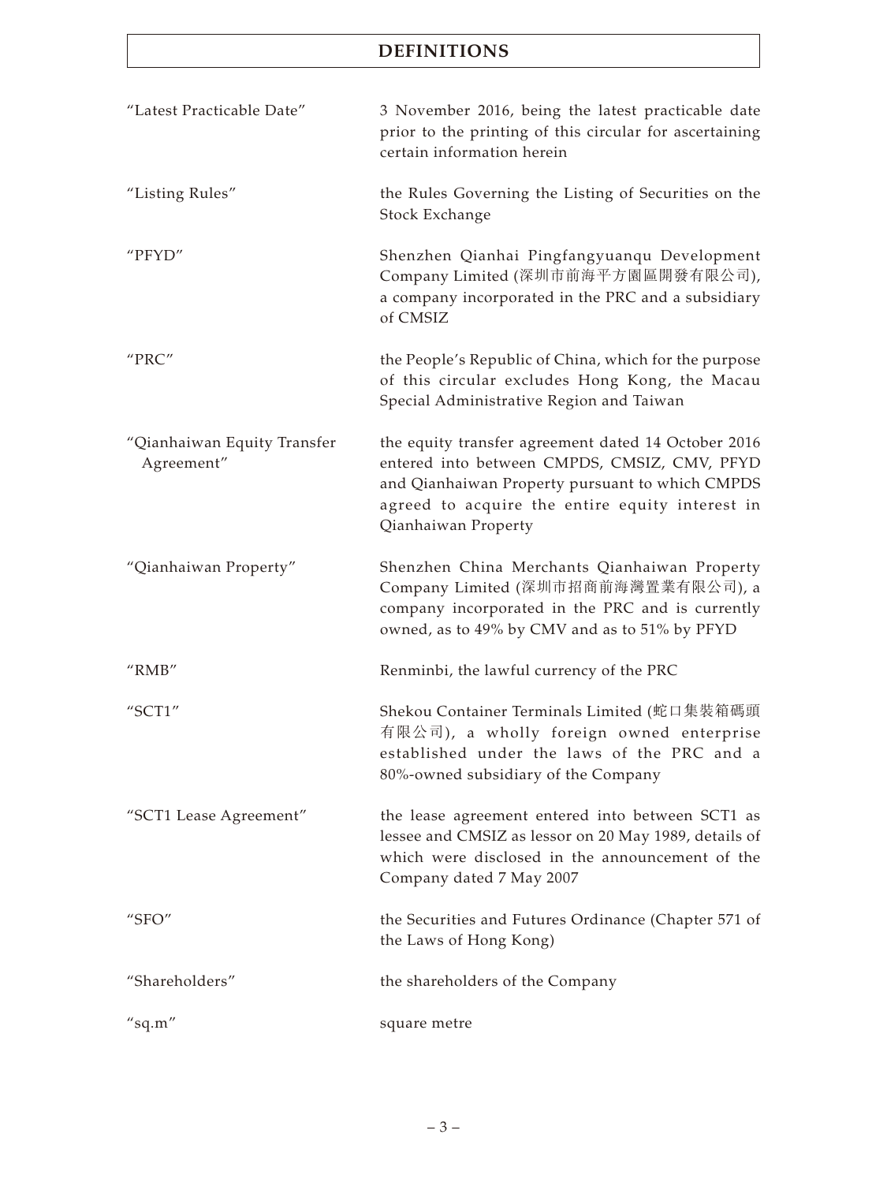# DEFINITIONS

| | |
|---|---|
| "Latest Practicable Date" | 3 November 2016, being the latest practicable date prior to the printing of this circular for ascertaining certain information herein |
| "Listing Rules" | the Rules Governing the Listing of Securities on the Stock Exchange |
| "PFYD" | Shenzhen Qianhai Pingfangyuanqu Development Company Limited (深圳市前海平方園區開發有限公司), a company incorporated in the PRC and a subsidiary of CMSIZ |
| "PRC" | the People's Republic of China, which for the purpose of this circular excludes Hong Kong, the Macau Special Administrative Region and Taiwan |
| "Qianhaiwan Equity Transfer Agreement" | the equity transfer agreement dated 14 October 2016 entered into between CMPDS, CMSIZ, CMV, PFYD and Qianhaiwan Property pursuant to which CMPDS agreed to acquire the entire equity interest in Qianhaiwan Property |
| "Qianhaiwan Property" | Shenzhen China Merchants Qianhaiwan Property Company Limited (深圳市招商前海灣置業有限公司), a company incorporated in the PRC and is currently owned, as to 49% by CMV and as to 51% by PFYD |
| "RMB" | Renminbi, the lawful currency of the PRC |
| "SCT1" | Shekou Container Terminals Limited (蛇口集裝箱碼頭有限公司), a wholly foreign owned enterprise established under the laws of the PRC and a 80%-owned subsidiary of the Company |
| "SCT1 Lease Agreement" | the lease agreement entered into between SCT1 as lessee and CMSIZ as lessor on 20 May 1989, details of which were disclosed in the announcement of the Company dated 7 May 2007 |
| "SFO" | the Securities and Futures Ordinance (Chapter 571 of the Laws of Hong Kong) |
| "Shareholders" | the shareholders of the Company |
| "sq.m" | square metre |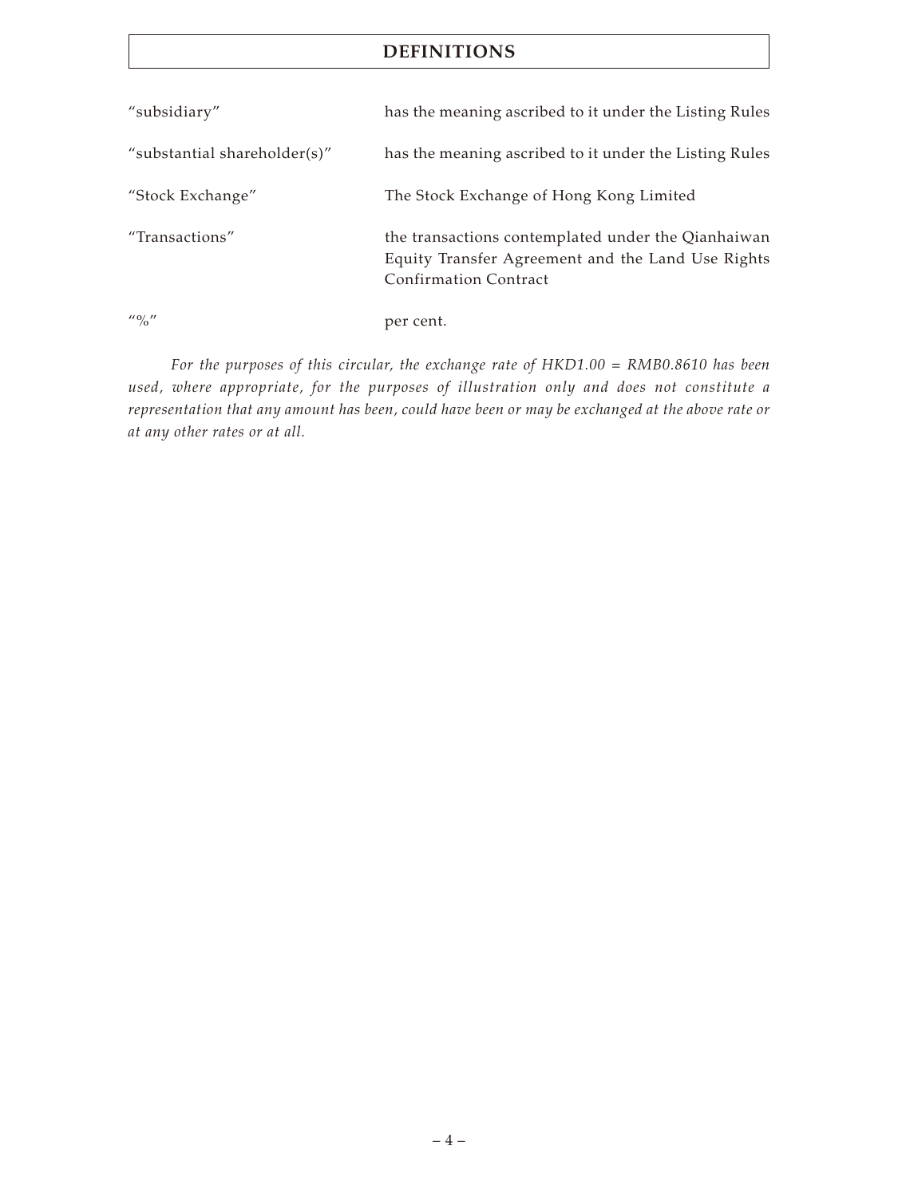# DEFINITIONS

| | |
|---|---|
| "subsidiary" | has the meaning ascribed to it under the Listing Rules |
| "substantial shareholder(s)" | has the meaning ascribed to it under the Listing Rules |
| "Stock Exchange" | The Stock Exchange of Hong Kong Limited |
| "Transactions" | the transactions contemplated under the Qianhaiwan Equity Transfer Agreement and the Land Use Rights Confirmation Contract |
| "%" | per cent. |

*For the purposes of this circular, the exchange rate of HKD1.00 = RMB0.8610 has been used, where appropriate, for the purposes of illustration only and does not constitute a representation that any amount has been, could have been or may be exchanged at the above rate or at any other rates or at all.*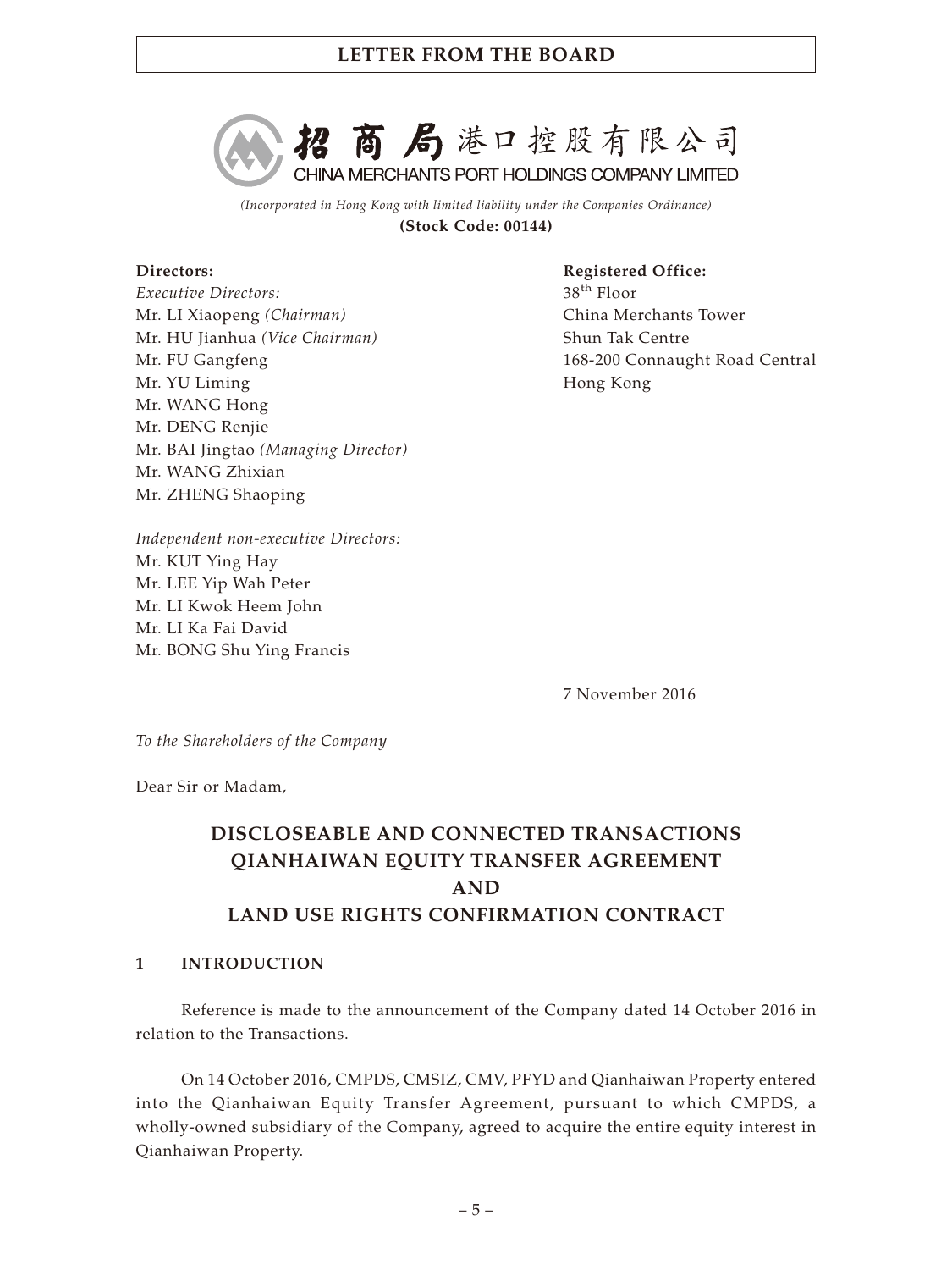招商局港口控股有限公司

CHINA MERCHANTS PORT HOLDINGS COMPANY LIMITED

*(Incorporated in Hong Kong with limited liability under the Companies Ordinance)*

**(Stock Code: 00144)**

**Directors:**

*Executive Directors:*
Mr. LI Xiaopeng *(Chairman)*
Mr. HU Jianhua *(Vice Chairman)*
Mr. FU Gangfeng
Mr. YU Liming
Mr. WANG Hong
Mr. DENG Renjie
Mr. BAI Jingtao *(Managing Director)*
Mr. WANG Zhixian
Mr. ZHENG Shaoping

*Independent non-executive Directors:*
Mr. KUT Ying Hay
Mr. LEE Yip Wah Peter
Mr. LI Kwok Heem John
Mr. LI Ka Fai David
Mr. BONG Shu Ying Francis

**Registered Office:**
38th Floor
China Merchants Tower
Shun Tak Centre
168-200 Connaught Road Central
Hong Kong

7 November 2016

*To the Shareholders of the Company*

Dear Sir or Madam,

## DISCLOSEABLE AND CONNECTED TRANSACTIONS QIANHAIWAN EQUITY TRANSFER AGREEMENT AND LAND USE RIGHTS CONFIRMATION CONTRACT

### 1 INTRODUCTION

Reference is made to the announcement of the Company dated 14 October 2016 in relation to the Transactions.

On 14 October 2016, CMPDS, CMSIZ, CMV, PFYD and Qianhaiwan Property entered into the Qianhaiwan Equity Transfer Agreement, pursuant to which CMPDS, a wholly-owned subsidiary of the Company, agreed to acquire the entire equity interest in Qianhaiwan Property.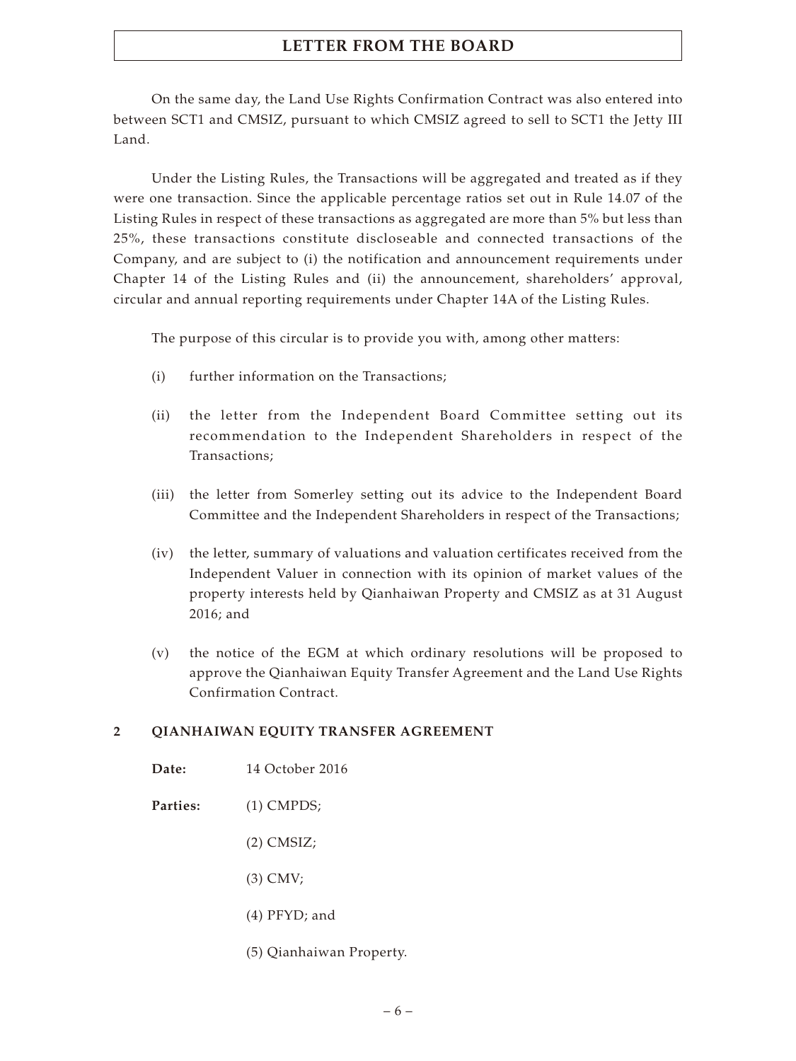On the same day, the Land Use Rights Confirmation Contract was also entered into between SCT1 and CMSIZ, pursuant to which CMSIZ agreed to sell to SCT1 the Jetty III Land.

Under the Listing Rules, the Transactions will be aggregated and treated as if they were one transaction. Since the applicable percentage ratios set out in Rule 14.07 of the Listing Rules in respect of these transactions as aggregated are more than 5% but less than 25%, these transactions constitute discloseable and connected transactions of the Company, and are subject to (i) the notification and announcement requirements under Chapter 14 of the Listing Rules and (ii) the announcement, shareholders' approval, circular and annual reporting requirements under Chapter 14A of the Listing Rules.

The purpose of this circular is to provide you with, among other matters:

(i) further information on the Transactions;

(ii) the letter from the Independent Board Committee setting out its recommendation to the Independent Shareholders in respect of the Transactions;

(iii) the letter from Somerley setting out its advice to the Independent Board Committee and the Independent Shareholders in respect of the Transactions;

(iv) the letter, summary of valuations and valuation certificates received from the Independent Valuer in connection with its opinion of market values of the property interests held by Qianhaiwan Property and CMSIZ as at 31 August 2016; and

(v) the notice of the EGM at which ordinary resolutions will be proposed to approve the Qianhaiwan Equity Transfer Agreement and the Land Use Rights Confirmation Contract.

## 2 QIANHAIWAN EQUITY TRANSFER AGREEMENT

**Date:** 14 October 2016

**Parties:** (1) CMPDS;

(2) CMSIZ;

(3) CMV;

(4) PFYD; and

(5) Qianhaiwan Property.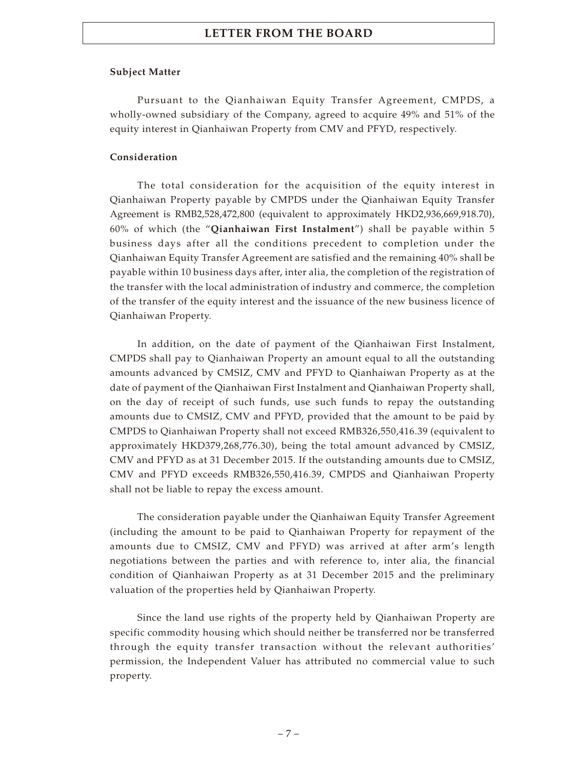**Subject Matter**

Pursuant to the Qianhaiwan Equity Transfer Agreement, CMPDS, a wholly-owned subsidiary of the Company, agreed to acquire 49% and 51% of the equity interest in Qianhaiwan Property from CMV and PFYD, respectively.

**Consideration**

The total consideration for the acquisition of the equity interest in Qianhaiwan Property payable by CMPDS under the Qianhaiwan Equity Transfer Agreement is RMB2,528,472,800 (equivalent to approximately HKD2,936,669,918.70), 60% of which (the "**Qianhaiwan First Instalment**") shall be payable within 5 business days after all the conditions precedent to completion under the Qianhaiwan Equity Transfer Agreement are satisfied and the remaining 40% shall be payable within 10 business days after, inter alia, the completion of the registration of the transfer with the local administration of industry and commerce, the completion of the transfer of the equity interest and the issuance of the new business licence of Qianhaiwan Property.

In addition, on the date of payment of the Qianhaiwan First Instalment, CMPDS shall pay to Qianhaiwan Property an amount equal to all the outstanding amounts advanced by CMSIZ, CMV and PFYD to Qianhaiwan Property as at the date of payment of the Qianhaiwan First Instalment and Qianhaiwan Property shall, on the day of receipt of such funds, use such funds to repay the outstanding amounts due to CMSIZ, CMV and PFYD, provided that the amount to be paid by CMPDS to Qianhaiwan Property shall not exceed RMB326,550,416.39 (equivalent to approximately HKD379,268,776.30), being the total amount advanced by CMSIZ, CMV and PFYD as at 31 December 2015. If the outstanding amounts due to CMSIZ, CMV and PFYD exceeds RMB326,550,416.39, CMPDS and Qianhaiwan Property shall not be liable to repay the excess amount.

The consideration payable under the Qianhaiwan Equity Transfer Agreement (including the amount to be paid to Qianhaiwan Property for repayment of the amounts due to CMSIZ, CMV and PFYD) was arrived at after arm's length negotiations between the parties and with reference to, inter alia, the financial condition of Qianhaiwan Property as at 31 December 2015 and the preliminary valuation of the properties held by Qianhaiwan Property.

Since the land use rights of the property held by Qianhaiwan Property are specific commodity housing which should neither be transferred nor be transferred through the equity transfer transaction without the relevant authorities' permission, the Independent Valuer has attributed no commercial value to such property.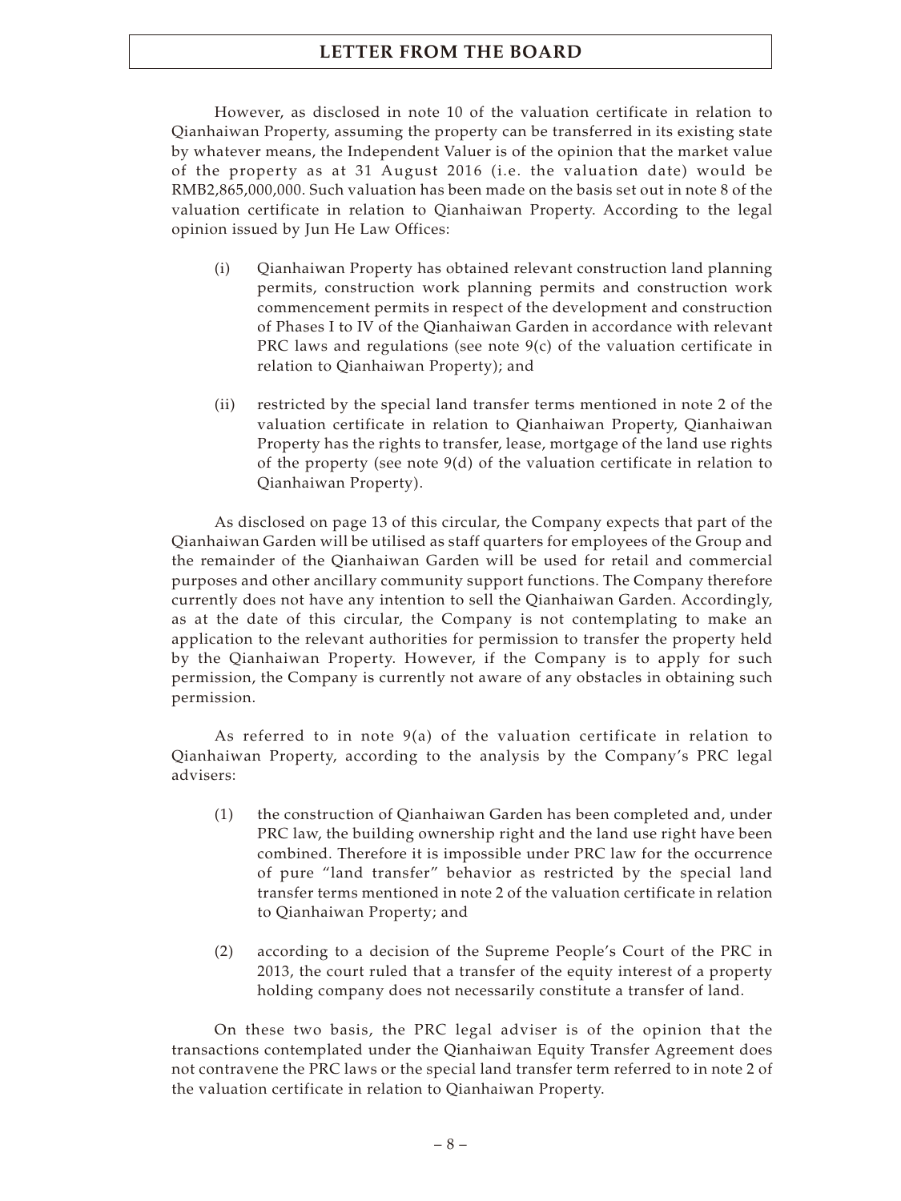However, as disclosed in note 10 of the valuation certificate in relation to Qianhaiwan Property, assuming the property can be transferred in its existing state by whatever means, the Independent Valuer is of the opinion that the market value of the property as at 31 August 2016 (i.e. the valuation date) would be RMB2,865,000,000. Such valuation has been made on the basis set out in note 8 of the valuation certificate in relation to Qianhaiwan Property. According to the legal opinion issued by Jun He Law Offices:

(i) Qianhaiwan Property has obtained relevant construction land planning permits, construction work planning permits and construction work commencement permits in respect of the development and construction of Phases I to IV of the Qianhaiwan Garden in accordance with relevant PRC laws and regulations (see note 9(c) of the valuation certificate in relation to Qianhaiwan Property); and

(ii) restricted by the special land transfer terms mentioned in note 2 of the valuation certificate in relation to Qianhaiwan Property, Qianhaiwan Property has the rights to transfer, lease, mortgage of the land use rights of the property (see note 9(d) of the valuation certificate in relation to Qianhaiwan Property).

As disclosed on page 13 of this circular, the Company expects that part of the Qianhaiwan Garden will be utilised as staff quarters for employees of the Group and the remainder of the Qianhaiwan Garden will be used for retail and commercial purposes and other ancillary community support functions. The Company therefore currently does not have any intention to sell the Qianhaiwan Garden. Accordingly, as at the date of this circular, the Company is not contemplating to make an application to the relevant authorities for permission to transfer the property held by the Qianhaiwan Property. However, if the Company is to apply for such permission, the Company is currently not aware of any obstacles in obtaining such permission.

As referred to in note 9(a) of the valuation certificate in relation to Qianhaiwan Property, according to the analysis by the Company's PRC legal advisers:

(1) the construction of Qianhaiwan Garden has been completed and, under PRC law, the building ownership right and the land use right have been combined. Therefore it is impossible under PRC law for the occurrence of pure "land transfer" behavior as restricted by the special land transfer terms mentioned in note 2 of the valuation certificate in relation to Qianhaiwan Property; and

(2) according to a decision of the Supreme People's Court of the PRC in 2013, the court ruled that a transfer of the equity interest of a property holding company does not necessarily constitute a transfer of land.

On these two basis, the PRC legal adviser is of the opinion that the transactions contemplated under the Qianhaiwan Equity Transfer Agreement does not contravene the PRC laws or the special land transfer term referred to in note 2 of the valuation certificate in relation to Qianhaiwan Property.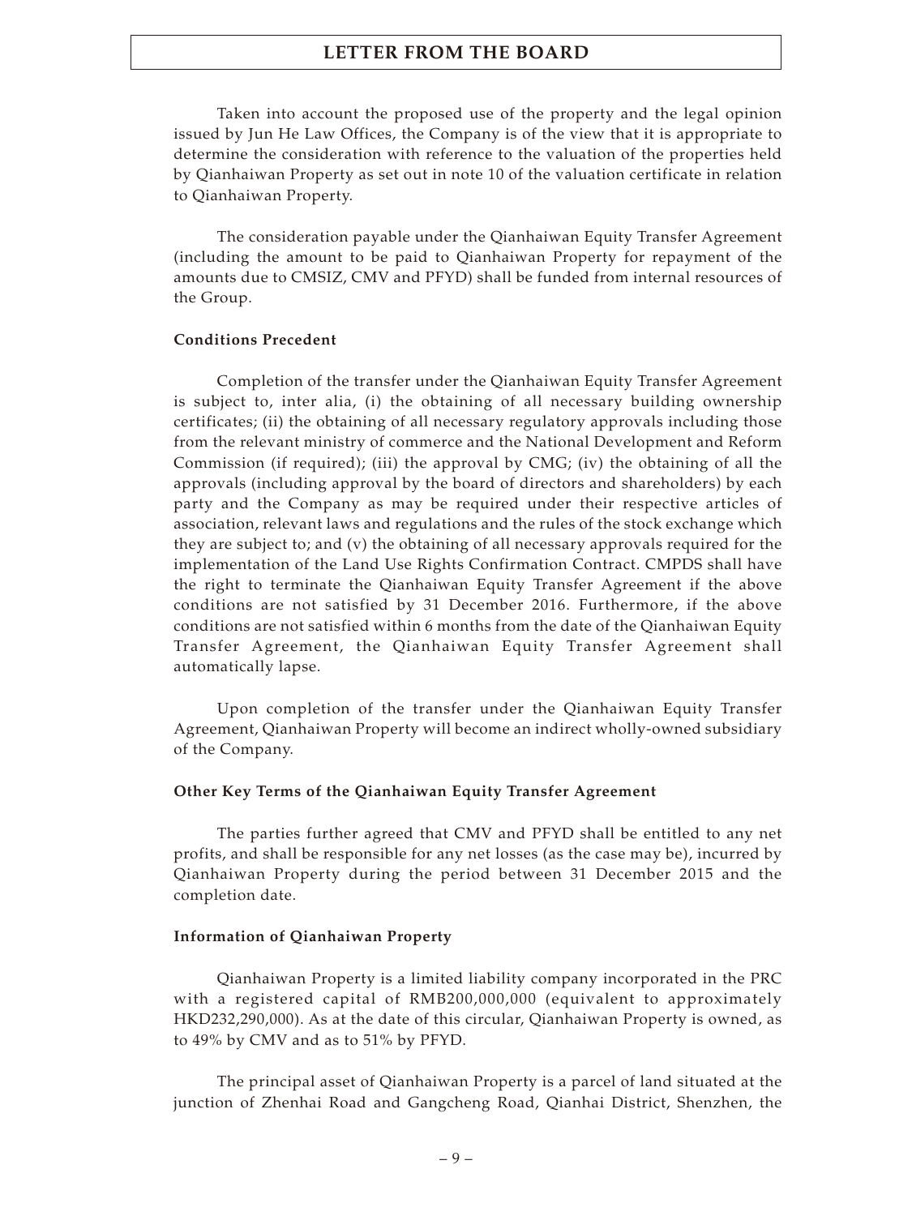Taken into account the proposed use of the property and the legal opinion issued by Jun He Law Offices, the Company is of the view that it is appropriate to determine the consideration with reference to the valuation of the properties held by Qianhaiwan Property as set out in note 10 of the valuation certificate in relation to Qianhaiwan Property.

The consideration payable under the Qianhaiwan Equity Transfer Agreement (including the amount to be paid to Qianhaiwan Property for repayment of the amounts due to CMSIZ, CMV and PFYD) shall be funded from internal resources of the Group.

**Conditions Precedent**

Completion of the transfer under the Qianhaiwan Equity Transfer Agreement is subject to, inter alia, (i) the obtaining of all necessary building ownership certificates; (ii) the obtaining of all necessary regulatory approvals including those from the relevant ministry of commerce and the National Development and Reform Commission (if required); (iii) the approval by CMG; (iv) the obtaining of all the approvals (including approval by the board of directors and shareholders) by each party and the Company as may be required under their respective articles of association, relevant laws and regulations and the rules of the stock exchange which they are subject to; and (v) the obtaining of all necessary approvals required for the implementation of the Land Use Rights Confirmation Contract. CMPDS shall have the right to terminate the Qianhaiwan Equity Transfer Agreement if the above conditions are not satisfied by 31 December 2016. Furthermore, if the above conditions are not satisfied within 6 months from the date of the Qianhaiwan Equity Transfer Agreement, the Qianhaiwan Equity Transfer Agreement shall automatically lapse.

Upon completion of the transfer under the Qianhaiwan Equity Transfer Agreement, Qianhaiwan Property will become an indirect wholly-owned subsidiary of the Company.

**Other Key Terms of the Qianhaiwan Equity Transfer Agreement**

The parties further agreed that CMV and PFYD shall be entitled to any net profits, and shall be responsible for any net losses (as the case may be), incurred by Qianhaiwan Property during the period between 31 December 2015 and the completion date.

**Information of Qianhaiwan Property**

Qianhaiwan Property is a limited liability company incorporated in the PRC with a registered capital of RMB200,000,000 (equivalent to approximately HKD232,290,000). As at the date of this circular, Qianhaiwan Property is owned, as to 49% by CMV and as to 51% by PFYD.

The principal asset of Qianhaiwan Property is a parcel of land situated at the junction of Zhenhai Road and Gangcheng Road, Qianhai District, Shenzhen, the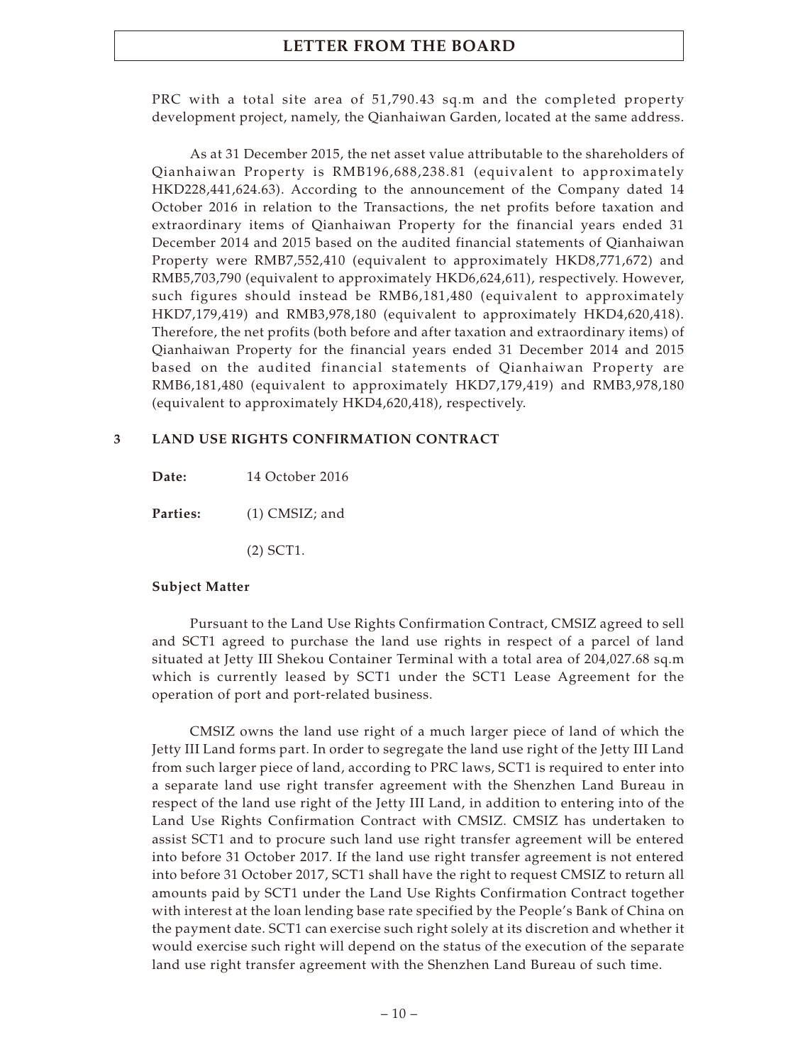PRC with a total site area of 51,790.43 sq.m and the completed property development project, namely, the Qianhaiwan Garden, located at the same address.

As at 31 December 2015, the net asset value attributable to the shareholders of Qianhaiwan Property is RMB196,688,238.81 (equivalent to approximately HKD228,441,624.63). According to the announcement of the Company dated 14 October 2016 in relation to the Transactions, the net profits before taxation and extraordinary items of Qianhaiwan Property for the financial years ended 31 December 2014 and 2015 based on the audited financial statements of Qianhaiwan Property were RMB7,552,410 (equivalent to approximately HKD8,771,672) and RMB5,703,790 (equivalent to approximately HKD6,624,611), respectively. However, such figures should instead be RMB6,181,480 (equivalent to approximately HKD7,179,419) and RMB3,978,180 (equivalent to approximately HKD4,620,418). Therefore, the net profits (both before and after taxation and extraordinary items) of Qianhaiwan Property for the financial years ended 31 December 2014 and 2015 based on the audited financial statements of Qianhaiwan Property are RMB6,181,480 (equivalent to approximately HKD7,179,419) and RMB3,978,180 (equivalent to approximately HKD4,620,418), respectively.

## 3 LAND USE RIGHTS CONFIRMATION CONTRACT

**Date:** 14 October 2016

**Parties:** (1) CMSIZ; and

(2) SCT1.

**Subject Matter**

Pursuant to the Land Use Rights Confirmation Contract, CMSIZ agreed to sell and SCT1 agreed to purchase the land use rights in respect of a parcel of land situated at Jetty III Shekou Container Terminal with a total area of 204,027.68 sq.m which is currently leased by SCT1 under the SCT1 Lease Agreement for the operation of port and port-related business.

CMSIZ owns the land use right of a much larger piece of land of which the Jetty III Land forms part. In order to segregate the land use right of the Jetty III Land from such larger piece of land, according to PRC laws, SCT1 is required to enter into a separate land use right transfer agreement with the Shenzhen Land Bureau in respect of the land use right of the Jetty III Land, in addition to entering into of the Land Use Rights Confirmation Contract with CMSIZ. CMSIZ has undertaken to assist SCT1 and to procure such land use right transfer agreement will be entered into before 31 October 2017. If the land use right transfer agreement is not entered into before 31 October 2017, SCT1 shall have the right to request CMSIZ to return all amounts paid by SCT1 under the Land Use Rights Confirmation Contract together with interest at the loan lending base rate specified by the People's Bank of China on the payment date. SCT1 can exercise such right solely at its discretion and whether it would exercise such right will depend on the status of the execution of the separate land use right transfer agreement with the Shenzhen Land Bureau of such time.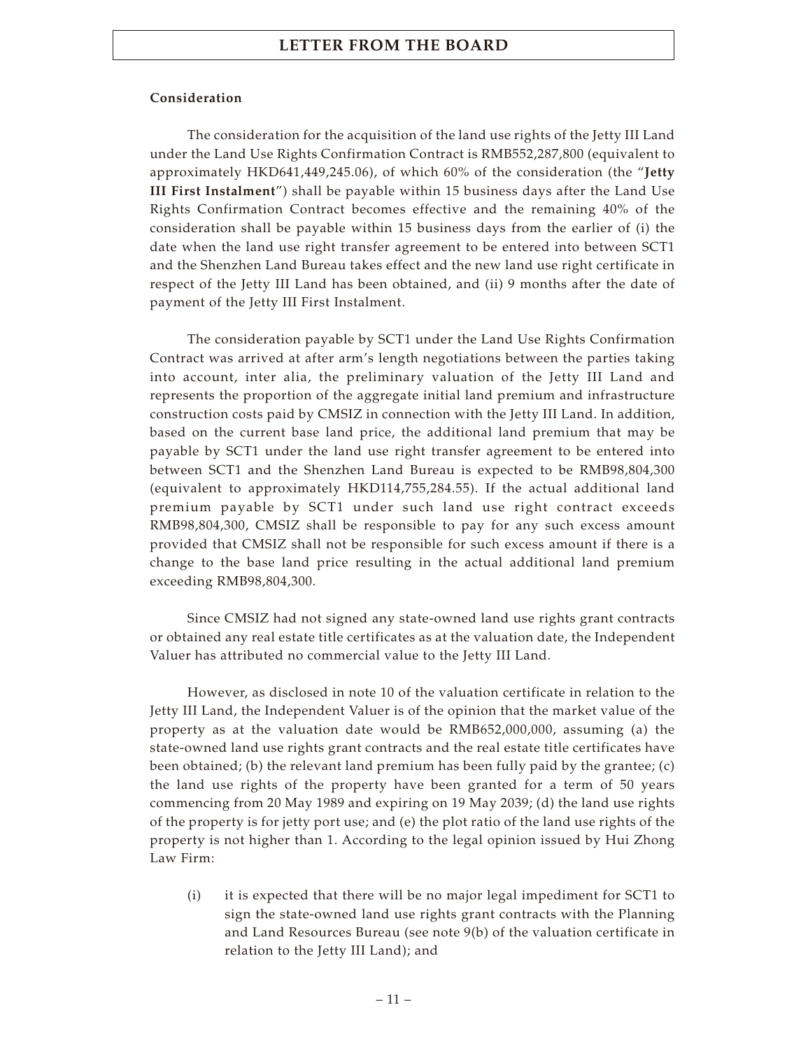**Consideration**

The consideration for the acquisition of the land use rights of the Jetty III Land under the Land Use Rights Confirmation Contract is RMB552,287,800 (equivalent to approximately HKD641,449,245.06), of which 60% of the consideration (the "**Jetty III First Instalment**") shall be payable within 15 business days after the Land Use Rights Confirmation Contract becomes effective and the remaining 40% of the consideration shall be payable within 15 business days from the earlier of (i) the date when the land use right transfer agreement to be entered into between SCT1 and the Shenzhen Land Bureau takes effect and the new land use right certificate in respect of the Jetty III Land has been obtained, and (ii) 9 months after the date of payment of the Jetty III First Instalment.

The consideration payable by SCT1 under the Land Use Rights Confirmation Contract was arrived at after arm's length negotiations between the parties taking into account, inter alia, the preliminary valuation of the Jetty III Land and represents the proportion of the aggregate initial land premium and infrastructure construction costs paid by CMSIZ in connection with the Jetty III Land. In addition, based on the current base land price, the additional land premium that may be payable by SCT1 under the land use right transfer agreement to be entered into between SCT1 and the Shenzhen Land Bureau is expected to be RMB98,804,300 (equivalent to approximately HKD114,755,284.55). If the actual additional land premium payable by SCT1 under such land use right contract exceeds RMB98,804,300, CMSIZ shall be responsible to pay for any such excess amount provided that CMSIZ shall not be responsible for such excess amount if there is a change to the base land price resulting in the actual additional land premium exceeding RMB98,804,300.

Since CMSIZ had not signed any state-owned land use rights grant contracts or obtained any real estate title certificates as at the valuation date, the Independent Valuer has attributed no commercial value to the Jetty III Land.

However, as disclosed in note 10 of the valuation certificate in relation to the Jetty III Land, the Independent Valuer is of the opinion that the market value of the property as at the valuation date would be RMB652,000,000, assuming (a) the state-owned land use rights grant contracts and the real estate title certificates have been obtained; (b) the relevant land premium has been fully paid by the grantee; (c) the land use rights of the property have been granted for a term of 50 years commencing from 20 May 1989 and expiring on 19 May 2039; (d) the land use rights of the property is for jetty port use; and (e) the plot ratio of the land use rights of the property is not higher than 1. According to the legal opinion issued by Hui Zhong Law Firm:

(i) it is expected that there will be no major legal impediment for SCT1 to sign the state-owned land use rights grant contracts with the Planning and Land Resources Bureau (see note 9(b) of the valuation certificate in relation to the Jetty III Land); and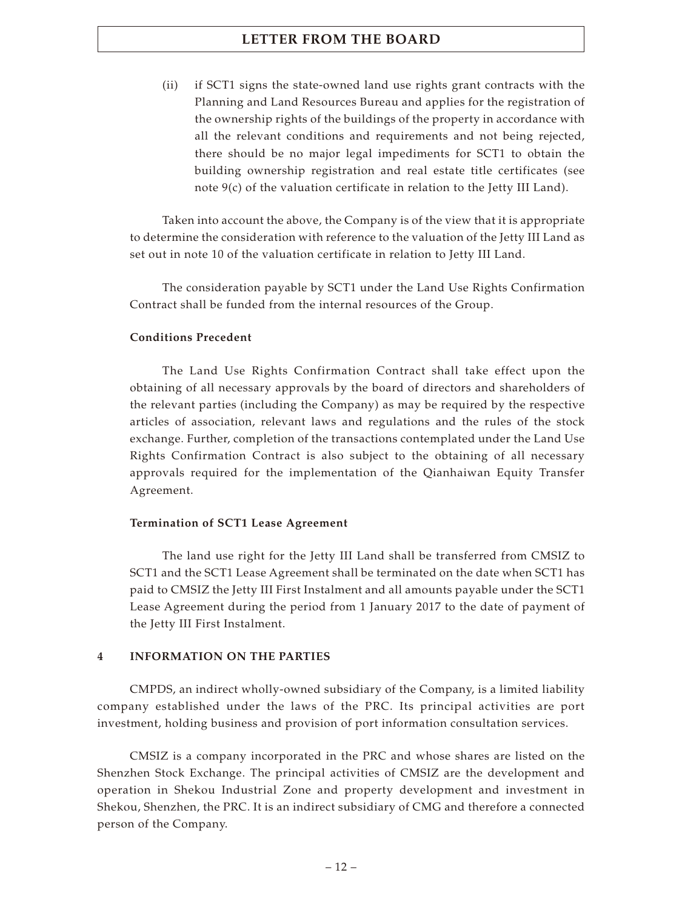(ii) if SCT1 signs the state-owned land use rights grant contracts with the Planning and Land Resources Bureau and applies for the registration of the ownership rights of the buildings of the property in accordance with all the relevant conditions and requirements and not being rejected, there should be no major legal impediments for SCT1 to obtain the building ownership registration and real estate title certificates (see note 9(c) of the valuation certificate in relation to the Jetty III Land).

Taken into account the above, the Company is of the view that it is appropriate to determine the consideration with reference to the valuation of the Jetty III Land as set out in note 10 of the valuation certificate in relation to Jetty III Land.

The consideration payable by SCT1 under the Land Use Rights Confirmation Contract shall be funded from the internal resources of the Group.

**Conditions Precedent**

The Land Use Rights Confirmation Contract shall take effect upon the obtaining of all necessary approvals by the board of directors and shareholders of the relevant parties (including the Company) as may be required by the respective articles of association, relevant laws and regulations and the rules of the stock exchange. Further, completion of the transactions contemplated under the Land Use Rights Confirmation Contract is also subject to the obtaining of all necessary approvals required for the implementation of the Qianhaiwan Equity Transfer Agreement.

**Termination of SCT1 Lease Agreement**

The land use right for the Jetty III Land shall be transferred from CMSIZ to SCT1 and the SCT1 Lease Agreement shall be terminated on the date when SCT1 has paid to CMSIZ the Jetty III First Instalment and all amounts payable under the SCT1 Lease Agreement during the period from 1 January 2017 to the date of payment of the Jetty III First Instalment.

## 4 INFORMATION ON THE PARTIES

CMPDS, an indirect wholly-owned subsidiary of the Company, is a limited liability company established under the laws of the PRC. Its principal activities are port investment, holding business and provision of port information consultation services.

CMSIZ is a company incorporated in the PRC and whose shares are listed on the Shenzhen Stock Exchange. The principal activities of CMSIZ are the development and operation in Shekou Industrial Zone and property development and investment in Shekou, Shenzhen, the PRC. It is an indirect subsidiary of CMG and therefore a connected person of the Company.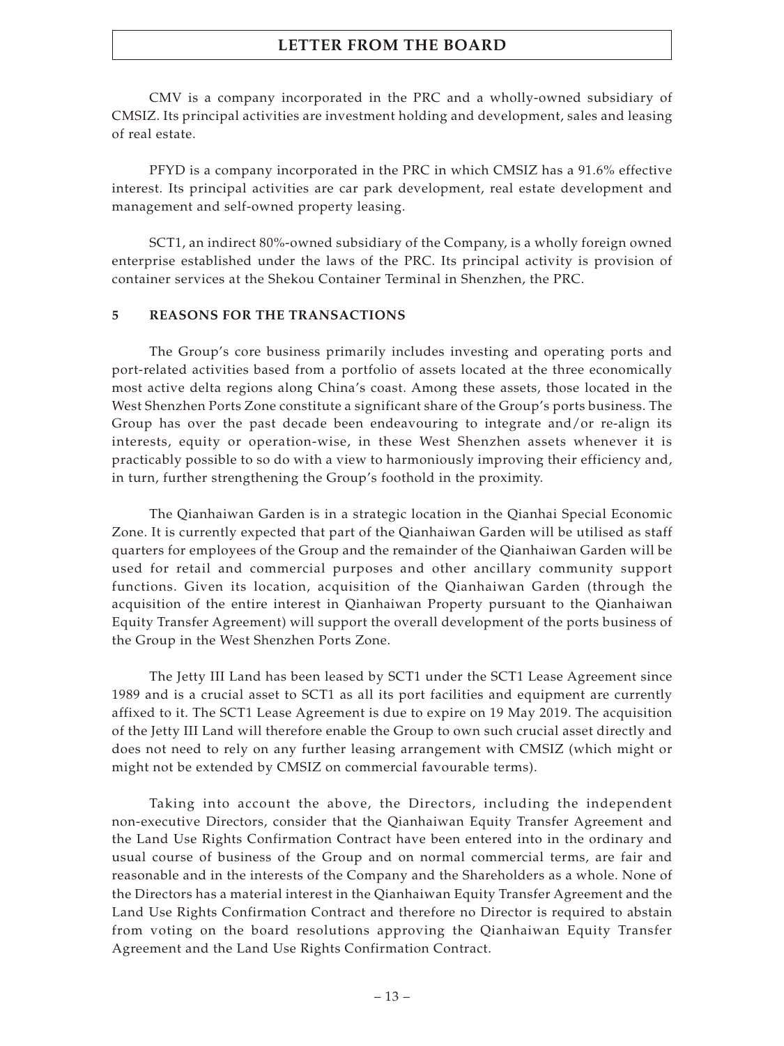CMV is a company incorporated in the PRC and a wholly-owned subsidiary of CMSIZ. Its principal activities are investment holding and development, sales and leasing of real estate.

PFYD is a company incorporated in the PRC in which CMSIZ has a 91.6% effective interest. Its principal activities are car park development, real estate development and management and self-owned property leasing.

SCT1, an indirect 80%-owned subsidiary of the Company, is a wholly foreign owned enterprise established under the laws of the PRC. Its principal activity is provision of container services at the Shekou Container Terminal in Shenzhen, the PRC.

## 5 REASONS FOR THE TRANSACTIONS

The Group's core business primarily includes investing and operating ports and port-related activities based from a portfolio of assets located at the three economically most active delta regions along China's coast. Among these assets, those located in the West Shenzhen Ports Zone constitute a significant share of the Group's ports business. The Group has over the past decade been endeavouring to integrate and/or re-align its interests, equity or operation-wise, in these West Shenzhen assets whenever it is practicably possible to so do with a view to harmoniously improving their efficiency and, in turn, further strengthening the Group's foothold in the proximity.

The Qianhaiwan Garden is in a strategic location in the Qianhai Special Economic Zone. It is currently expected that part of the Qianhaiwan Garden will be utilised as staff quarters for employees of the Group and the remainder of the Qianhaiwan Garden will be used for retail and commercial purposes and other ancillary community support functions. Given its location, acquisition of the Qianhaiwan Garden (through the acquisition of the entire interest in Qianhaiwan Property pursuant to the Qianhaiwan Equity Transfer Agreement) will support the overall development of the ports business of the Group in the West Shenzhen Ports Zone.

The Jetty III Land has been leased by SCT1 under the SCT1 Lease Agreement since 1989 and is a crucial asset to SCT1 as all its port facilities and equipment are currently affixed to it. The SCT1 Lease Agreement is due to expire on 19 May 2019. The acquisition of the Jetty III Land will therefore enable the Group to own such crucial asset directly and does not need to rely on any further leasing arrangement with CMSIZ (which might or might not be extended by CMSIZ on commercial favourable terms).

Taking into account the above, the Directors, including the independent non-executive Directors, consider that the Qianhaiwan Equity Transfer Agreement and the Land Use Rights Confirmation Contract have been entered into in the ordinary and usual course of business of the Group and on normal commercial terms, are fair and reasonable and in the interests of the Company and the Shareholders as a whole. None of the Directors has a material interest in the Qianhaiwan Equity Transfer Agreement and the Land Use Rights Confirmation Contract and therefore no Director is required to abstain from voting on the board resolutions approving the Qianhaiwan Equity Transfer Agreement and the Land Use Rights Confirmation Contract.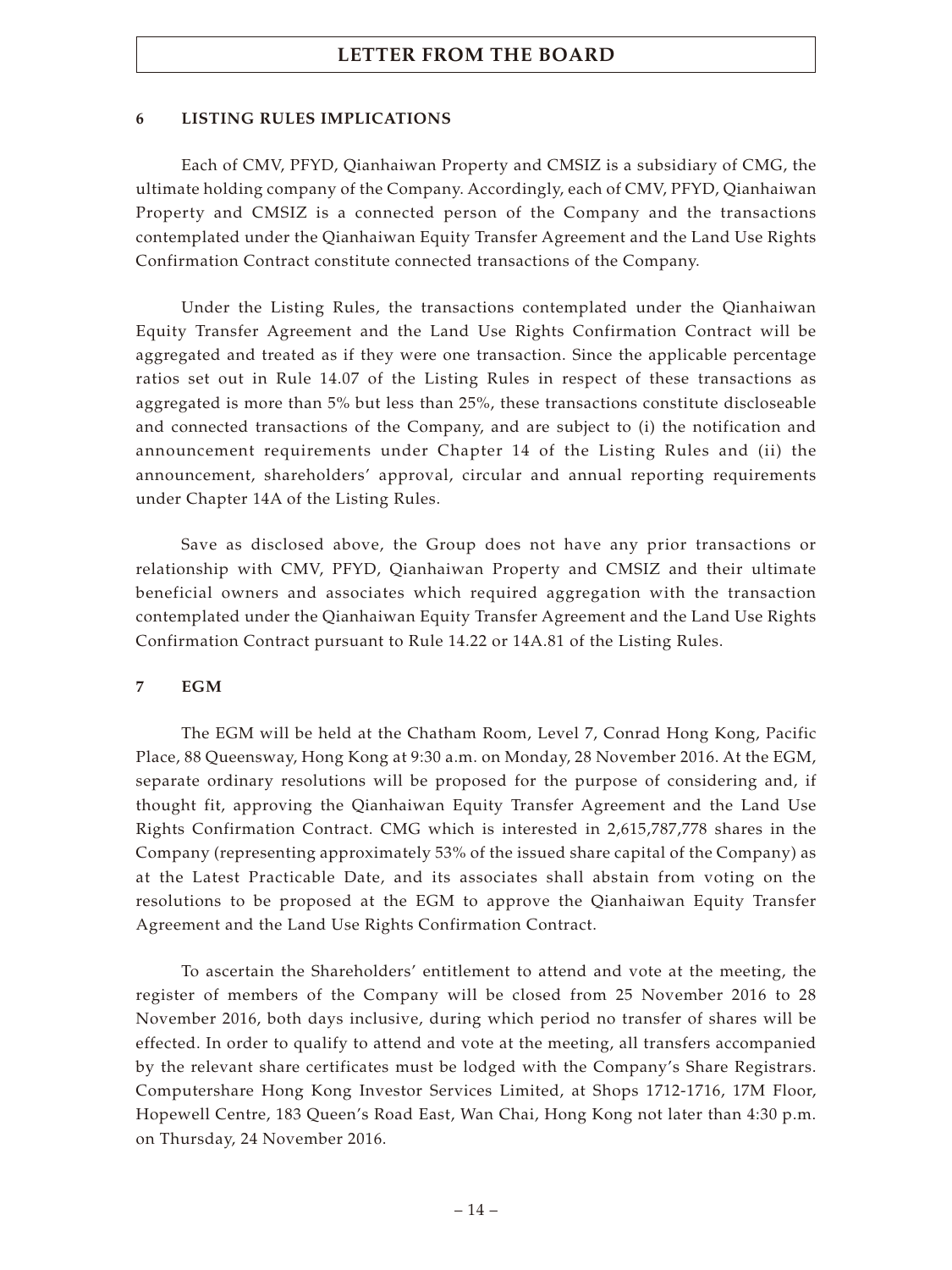## 6 LISTING RULES IMPLICATIONS

Each of CMV, PFYD, Qianhaiwan Property and CMSIZ is a subsidiary of CMG, the ultimate holding company of the Company. Accordingly, each of CMV, PFYD, Qianhaiwan Property and CMSIZ is a connected person of the Company and the transactions contemplated under the Qianhaiwan Equity Transfer Agreement and the Land Use Rights Confirmation Contract constitute connected transactions of the Company.

Under the Listing Rules, the transactions contemplated under the Qianhaiwan Equity Transfer Agreement and the Land Use Rights Confirmation Contract will be aggregated and treated as if they were one transaction. Since the applicable percentage ratios set out in Rule 14.07 of the Listing Rules in respect of these transactions as aggregated is more than 5% but less than 25%, these transactions constitute discloseable and connected transactions of the Company, and are subject to (i) the notification and announcement requirements under Chapter 14 of the Listing Rules and (ii) the announcement, shareholders' approval, circular and annual reporting requirements under Chapter 14A of the Listing Rules.

Save as disclosed above, the Group does not have any prior transactions or relationship with CMV, PFYD, Qianhaiwan Property and CMSIZ and their ultimate beneficial owners and associates which required aggregation with the transaction contemplated under the Qianhaiwan Equity Transfer Agreement and the Land Use Rights Confirmation Contract pursuant to Rule 14.22 or 14A.81 of the Listing Rules.

## 7 EGM

The EGM will be held at the Chatham Room, Level 7, Conrad Hong Kong, Pacific Place, 88 Queensway, Hong Kong at 9:30 a.m. on Monday, 28 November 2016. At the EGM, separate ordinary resolutions will be proposed for the purpose of considering and, if thought fit, approving the Qianhaiwan Equity Transfer Agreement and the Land Use Rights Confirmation Contract. CMG which is interested in 2,615,787,778 shares in the Company (representing approximately 53% of the issued share capital of the Company) as at the Latest Practicable Date, and its associates shall abstain from voting on the resolutions to be proposed at the EGM to approve the Qianhaiwan Equity Transfer Agreement and the Land Use Rights Confirmation Contract.

To ascertain the Shareholders' entitlement to attend and vote at the meeting, the register of members of the Company will be closed from 25 November 2016 to 28 November 2016, both days inclusive, during which period no transfer of shares will be effected. In order to qualify to attend and vote at the meeting, all transfers accompanied by the relevant share certificates must be lodged with the Company's Share Registrars. Computershare Hong Kong Investor Services Limited, at Shops 1712-1716, 17M Floor, Hopewell Centre, 183 Queen's Road East, Wan Chai, Hong Kong not later than 4:30 p.m. on Thursday, 24 November 2016.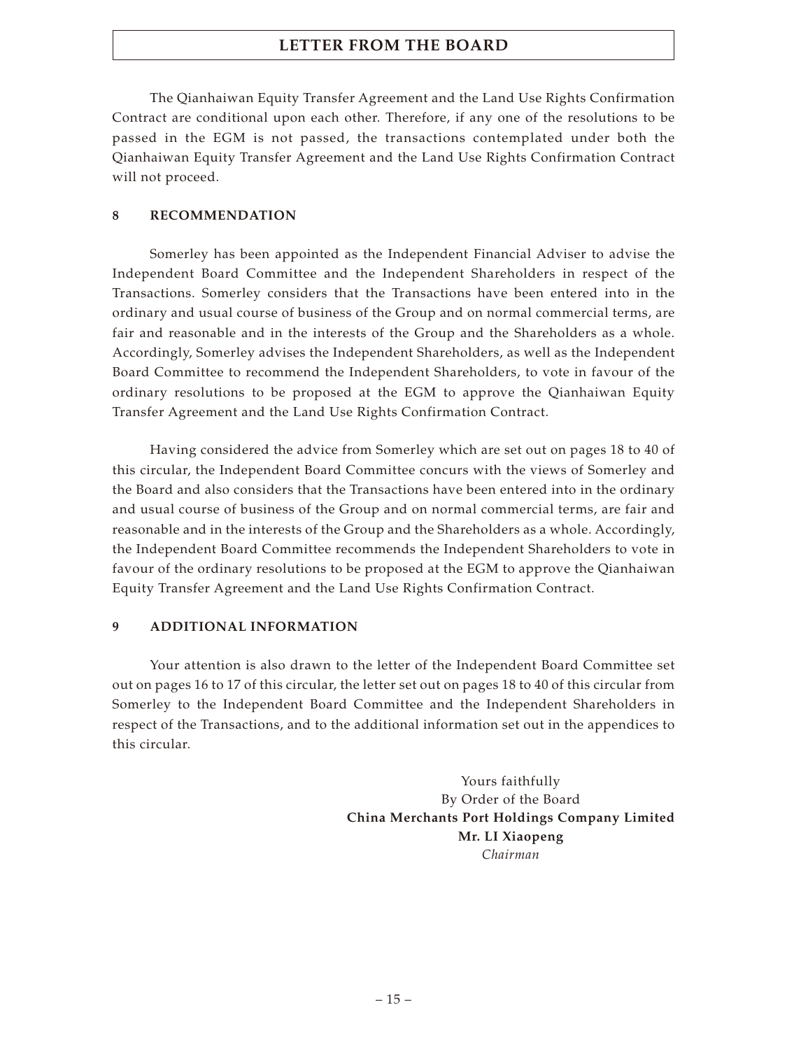The Qianhaiwan Equity Transfer Agreement and the Land Use Rights Confirmation Contract are conditional upon each other. Therefore, if any one of the resolutions to be passed in the EGM is not passed, the transactions contemplated under both the Qianhaiwan Equity Transfer Agreement and the Land Use Rights Confirmation Contract will not proceed.

## 8 RECOMMENDATION

Somerley has been appointed as the Independent Financial Adviser to advise the Independent Board Committee and the Independent Shareholders in respect of the Transactions. Somerley considers that the Transactions have been entered into in the ordinary and usual course of business of the Group and on normal commercial terms, are fair and reasonable and in the interests of the Group and the Shareholders as a whole. Accordingly, Somerley advises the Independent Shareholders, as well as the Independent Board Committee to recommend the Independent Shareholders, to vote in favour of the ordinary resolutions to be proposed at the EGM to approve the Qianhaiwan Equity Transfer Agreement and the Land Use Rights Confirmation Contract.

Having considered the advice from Somerley which are set out on pages 18 to 40 of this circular, the Independent Board Committee concurs with the views of Somerley and the Board and also considers that the Transactions have been entered into in the ordinary and usual course of business of the Group and on normal commercial terms, are fair and reasonable and in the interests of the Group and the Shareholders as a whole. Accordingly, the Independent Board Committee recommends the Independent Shareholders to vote in favour of the ordinary resolutions to be proposed at the EGM to approve the Qianhaiwan Equity Transfer Agreement and the Land Use Rights Confirmation Contract.

## 9 ADDITIONAL INFORMATION

Your attention is also drawn to the letter of the Independent Board Committee set out on pages 16 to 17 of this circular, the letter set out on pages 18 to 40 of this circular from Somerley to the Independent Board Committee and the Independent Shareholders in respect of the Transactions, and to the additional information set out in the appendices to this circular.

Yours faithfully
By Order of the Board
**China Merchants Port Holdings Company Limited**
**Mr. LI Xiaopeng**
*Chairman*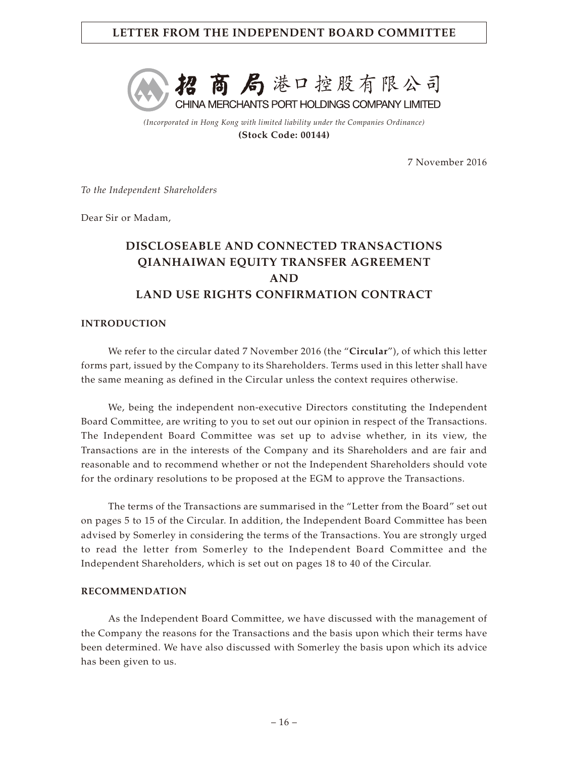**LETTER FROM THE INDEPENDENT BOARD COMMITTEE**

招商局港口控股有限公司

CHINA MERCHANTS PORT HOLDINGS COMPANY LIMITED

*(Incorporated in Hong Kong with limited liability under the Companies Ordinance)*

**(Stock Code: 00144)**

7 November 2016

*To the Independent Shareholders*

Dear Sir or Madam,

# DISCLOSEABLE AND CONNECTED TRANSACTIONS QIANHAIWAN EQUITY TRANSFER AGREEMENT AND LAND USE RIGHTS CONFIRMATION CONTRACT

## INTRODUCTION

We refer to the circular dated 7 November 2016 (the "**Circular**"), of which this letter forms part, issued by the Company to its Shareholders. Terms used in this letter shall have the same meaning as defined in the Circular unless the context requires otherwise.

We, being the independent non-executive Directors constituting the Independent Board Committee, are writing to you to set out our opinion in respect of the Transactions. The Independent Board Committee was set up to advise whether, in its view, the Transactions are in the interests of the Company and its Shareholders and are fair and reasonable and to recommend whether or not the Independent Shareholders should vote for the ordinary resolutions to be proposed at the EGM to approve the Transactions.

The terms of the Transactions are summarised in the "Letter from the Board" set out on pages 5 to 15 of the Circular. In addition, the Independent Board Committee has been advised by Somerley in considering the terms of the Transactions. You are strongly urged to read the letter from Somerley to the Independent Board Committee and the Independent Shareholders, which is set out on pages 18 to 40 of the Circular.

## RECOMMENDATION

As the Independent Board Committee, we have discussed with the management of the Company the reasons for the Transactions and the basis upon which their terms have been determined. We have also discussed with Somerley the basis upon which its advice has been given to us.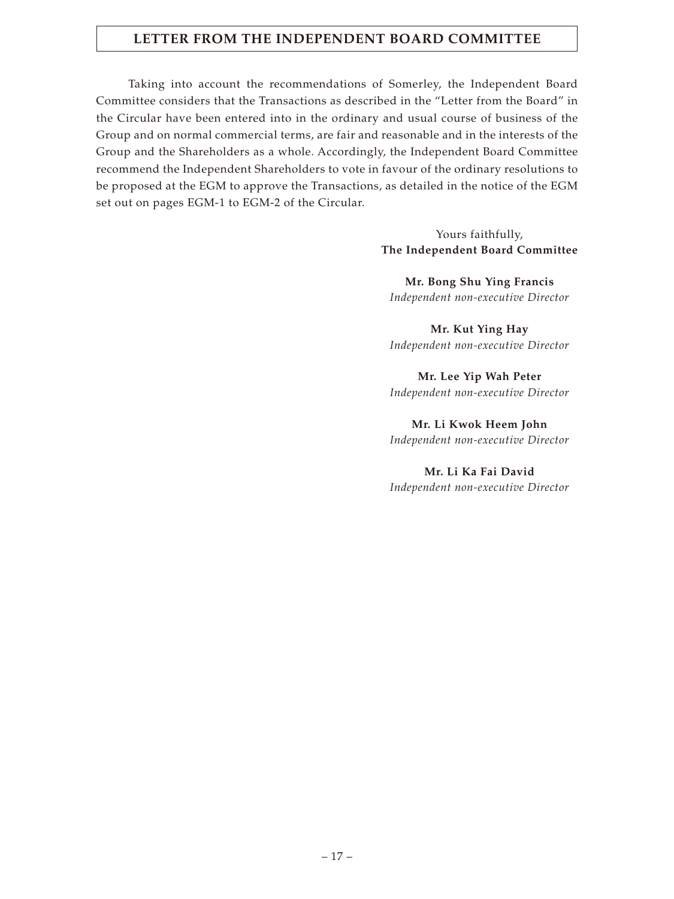# LETTER FROM THE INDEPENDENT BOARD COMMITTEE

Taking into account the recommendations of Somerley, the Independent Board Committee considers that the Transactions as described in the "Letter from the Board" in the Circular have been entered into in the ordinary and usual course of business of the Group and on normal commercial terms, are fair and reasonable and in the interests of the Group and the Shareholders as a whole. Accordingly, the Independent Board Committee recommend the Independent Shareholders to vote in favour of the ordinary resolutions to be proposed at the EGM to approve the Transactions, as detailed in the notice of the EGM set out on pages EGM-1 to EGM-2 of the Circular.

Yours faithfully,
**The Independent Board Committee**

**Mr. Bong Shu Ying Francis**
*Independent non-executive Director*

**Mr. Kut Ying Hay**
*Independent non-executive Director*

**Mr. Lee Yip Wah Peter**
*Independent non-executive Director*

**Mr. Li Kwok Heem John**
*Independent non-executive Director*

**Mr. Li Ka Fai David**
*Independent non-executive Director*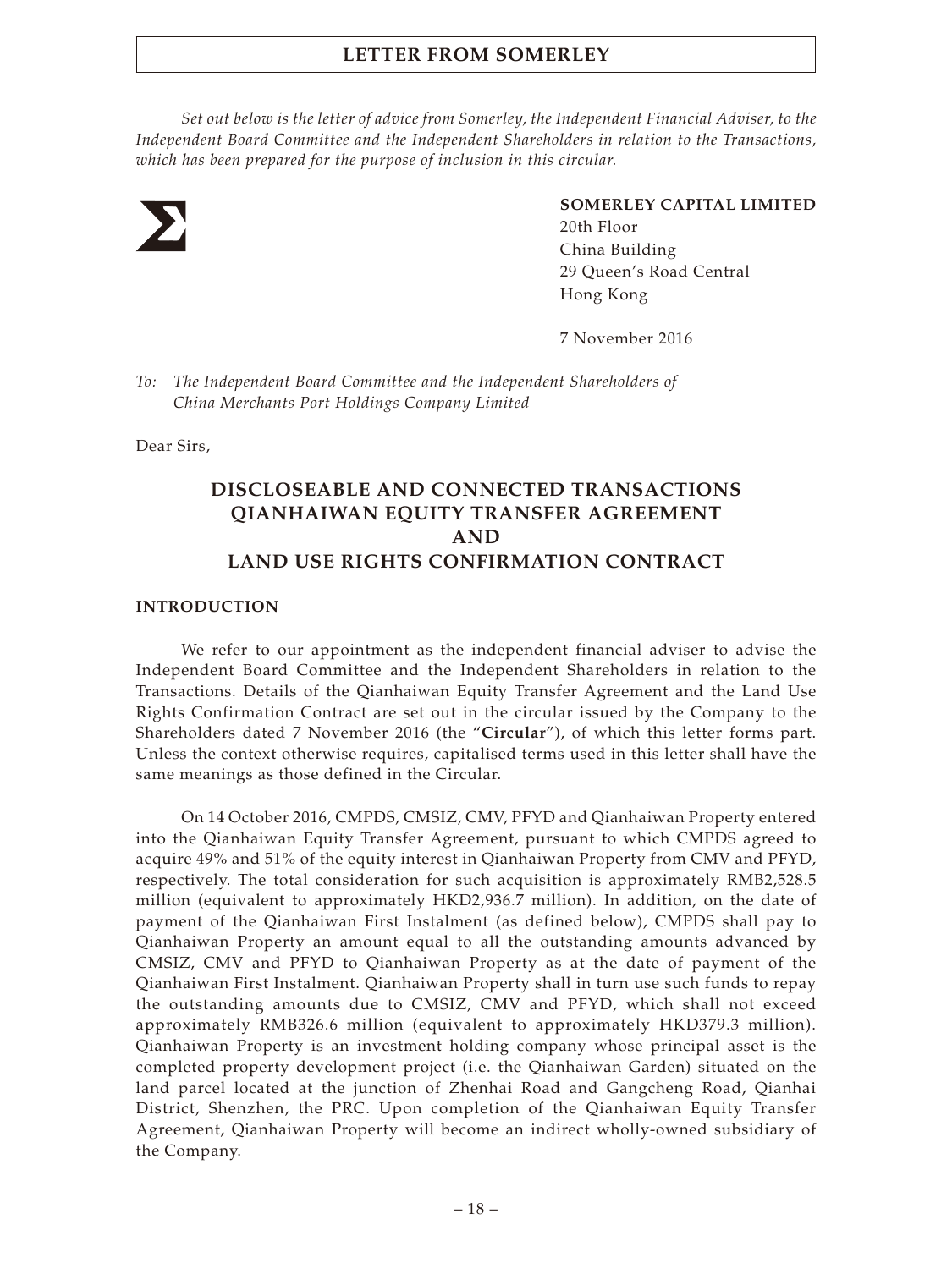*Set out below is the letter of advice from Somerley, the Independent Financial Adviser, to the Independent Board Committee and the Independent Shareholders in relation to the Transactions, which has been prepared for the purpose of inclusion in this circular.*

**SOMERLEY CAPITAL LIMITED**
20th Floor
China Building
29 Queen's Road Central
Hong Kong

7 November 2016

*To: The Independent Board Committee and the Independent Shareholders of China Merchants Port Holdings Company Limited*

Dear Sirs,

## DISCLOSEABLE AND CONNECTED TRANSACTIONS QIANHAIWAN EQUITY TRANSFER AGREEMENT AND LAND USE RIGHTS CONFIRMATION CONTRACT

### INTRODUCTION

We refer to our appointment as the independent financial adviser to advise the Independent Board Committee and the Independent Shareholders in relation to the Transactions. Details of the Qianhaiwan Equity Transfer Agreement and the Land Use Rights Confirmation Contract are set out in the circular issued by the Company to the Shareholders dated 7 November 2016 (the "**Circular**"), of which this letter forms part. Unless the context otherwise requires, capitalised terms used in this letter shall have the same meanings as those defined in the Circular.

On 14 October 2016, CMPDS, CMSIZ, CMV, PFYD and Qianhaiwan Property entered into the Qianhaiwan Equity Transfer Agreement, pursuant to which CMPDS agreed to acquire 49% and 51% of the equity interest in Qianhaiwan Property from CMV and PFYD, respectively. The total consideration for such acquisition is approximately RMB2,528.5 million (equivalent to approximately HKD2,936.7 million). In addition, on the date of payment of the Qianhaiwan First Instalment (as defined below), CMPDS shall pay to Qianhaiwan Property an amount equal to all the outstanding amounts advanced by CMSIZ, CMV and PFYD to Qianhaiwan Property as at the date of payment of the Qianhaiwan First Instalment. Qianhaiwan Property shall in turn use such funds to repay the outstanding amounts due to CMSIZ, CMV and PFYD, which shall not exceed approximately RMB326.6 million (equivalent to approximately HKD379.3 million). Qianhaiwan Property is an investment holding company whose principal asset is the completed property development project (i.e. the Qianhaiwan Garden) situated on the land parcel located at the junction of Zhenhai Road and Gangcheng Road, Qianhai District, Shenzhen, the PRC. Upon completion of the Qianhaiwan Equity Transfer Agreement, Qianhaiwan Property will become an indirect wholly-owned subsidiary of the Company.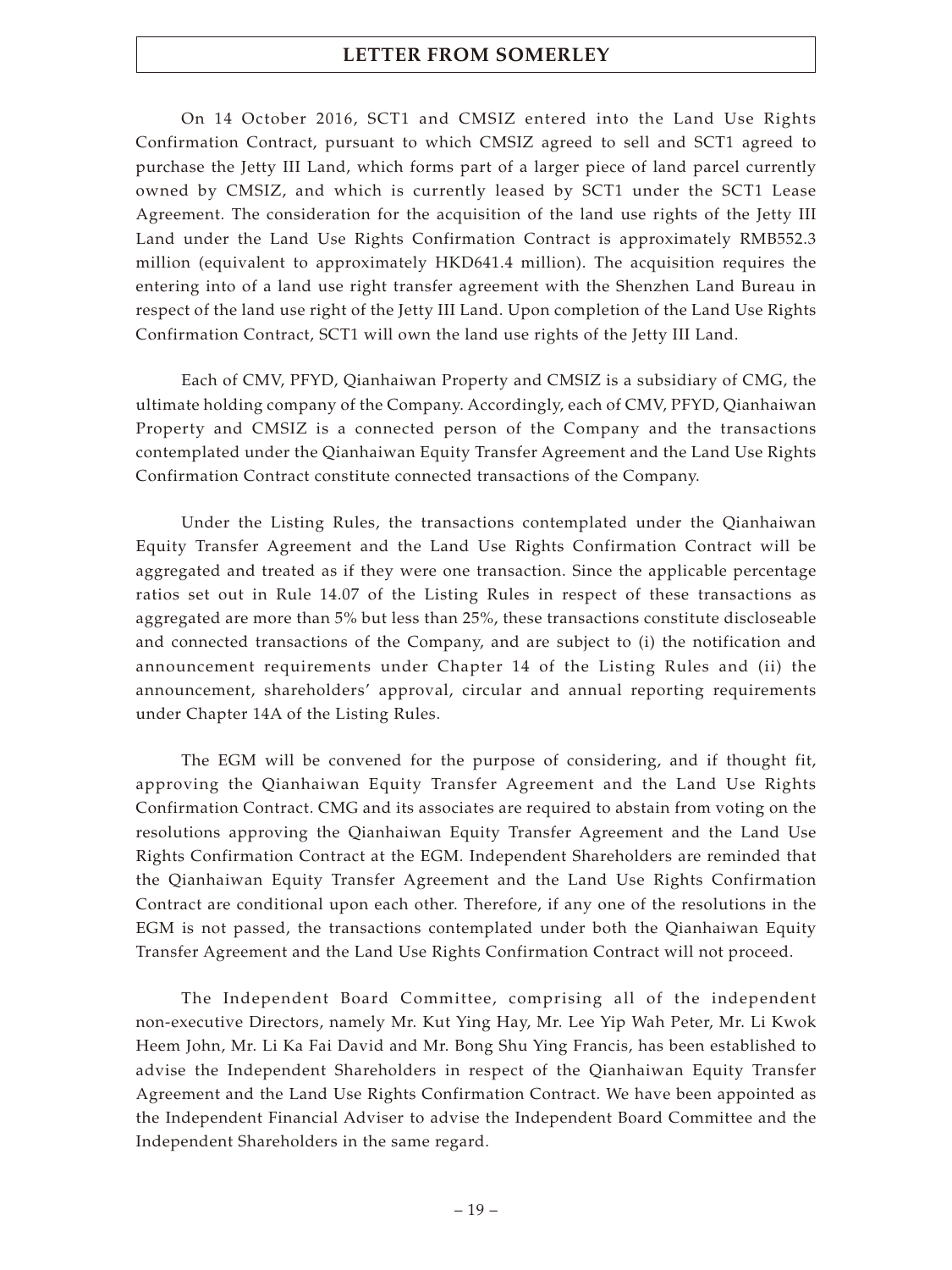On 14 October 2016, SCT1 and CMSIZ entered into the Land Use Rights Confirmation Contract, pursuant to which CMSIZ agreed to sell and SCT1 agreed to purchase the Jetty III Land, which forms part of a larger piece of land parcel currently owned by CMSIZ, and which is currently leased by SCT1 under the SCT1 Lease Agreement. The consideration for the acquisition of the land use rights of the Jetty III Land under the Land Use Rights Confirmation Contract is approximately RMB552.3 million (equivalent to approximately HKD641.4 million). The acquisition requires the entering into of a land use right transfer agreement with the Shenzhen Land Bureau in respect of the land use right of the Jetty III Land. Upon completion of the Land Use Rights Confirmation Contract, SCT1 will own the land use rights of the Jetty III Land.

Each of CMV, PFYD, Qianhaiwan Property and CMSIZ is a subsidiary of CMG, the ultimate holding company of the Company. Accordingly, each of CMV, PFYD, Qianhaiwan Property and CMSIZ is a connected person of the Company and the transactions contemplated under the Qianhaiwan Equity Transfer Agreement and the Land Use Rights Confirmation Contract constitute connected transactions of the Company.

Under the Listing Rules, the transactions contemplated under the Qianhaiwan Equity Transfer Agreement and the Land Use Rights Confirmation Contract will be aggregated and treated as if they were one transaction. Since the applicable percentage ratios set out in Rule 14.07 of the Listing Rules in respect of these transactions as aggregated are more than 5% but less than 25%, these transactions constitute discloseable and connected transactions of the Company, and are subject to (i) the notification and announcement requirements under Chapter 14 of the Listing Rules and (ii) the announcement, shareholders' approval, circular and annual reporting requirements under Chapter 14A of the Listing Rules.

The EGM will be convened for the purpose of considering, and if thought fit, approving the Qianhaiwan Equity Transfer Agreement and the Land Use Rights Confirmation Contract. CMG and its associates are required to abstain from voting on the resolutions approving the Qianhaiwan Equity Transfer Agreement and the Land Use Rights Confirmation Contract at the EGM. Independent Shareholders are reminded that the Qianhaiwan Equity Transfer Agreement and the Land Use Rights Confirmation Contract are conditional upon each other. Therefore, if any one of the resolutions in the EGM is not passed, the transactions contemplated under both the Qianhaiwan Equity Transfer Agreement and the Land Use Rights Confirmation Contract will not proceed.

The Independent Board Committee, comprising all of the independent non-executive Directors, namely Mr. Kut Ying Hay, Mr. Lee Yip Wah Peter, Mr. Li Kwok Heem John, Mr. Li Ka Fai David and Mr. Bong Shu Ying Francis, has been established to advise the Independent Shareholders in respect of the Qianhaiwan Equity Transfer Agreement and the Land Use Rights Confirmation Contract. We have been appointed as the Independent Financial Adviser to advise the Independent Board Committee and the Independent Shareholders in the same regard.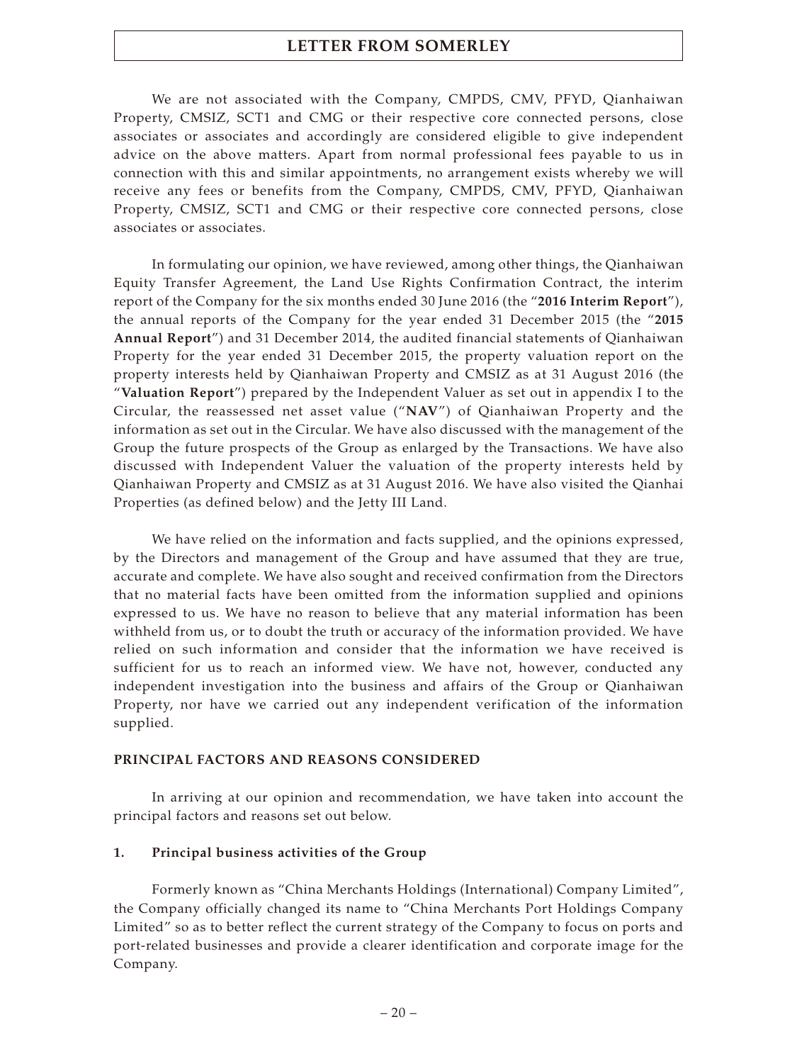We are not associated with the Company, CMPDS, CMV, PFYD, Qianhaiwan Property, CMSIZ, SCT1 and CMG or their respective core connected persons, close associates or associates and accordingly are considered eligible to give independent advice on the above matters. Apart from normal professional fees payable to us in connection with this and similar appointments, no arrangement exists whereby we will receive any fees or benefits from the Company, CMPDS, CMV, PFYD, Qianhaiwan Property, CMSIZ, SCT1 and CMG or their respective core connected persons, close associates or associates.

In formulating our opinion, we have reviewed, among other things, the Qianhaiwan Equity Transfer Agreement, the Land Use Rights Confirmation Contract, the interim report of the Company for the six months ended 30 June 2016 (the "**2016 Interim Report**"), the annual reports of the Company for the year ended 31 December 2015 (the "**2015 Annual Report**") and 31 December 2014, the audited financial statements of Qianhaiwan Property for the year ended 31 December 2015, the property valuation report on the property interests held by Qianhaiwan Property and CMSIZ as at 31 August 2016 (the "**Valuation Report**") prepared by the Independent Valuer as set out in appendix I to the Circular, the reassessed net asset value ("**NAV**") of Qianhaiwan Property and the information as set out in the Circular. We have also discussed with the management of the Group the future prospects of the Group as enlarged by the Transactions. We have also discussed with Independent Valuer the valuation of the property interests held by Qianhaiwan Property and CMSIZ as at 31 August 2016. We have also visited the Qianhai Properties (as defined below) and the Jetty III Land.

We have relied on the information and facts supplied, and the opinions expressed, by the Directors and management of the Group and have assumed that they are true, accurate and complete. We have also sought and received confirmation from the Directors that no material facts have been omitted from the information supplied and opinions expressed to us. We have no reason to believe that any material information has been withheld from us, or to doubt the truth or accuracy of the information provided. We have relied on such information and consider that the information we have received is sufficient for us to reach an informed view. We have not, however, conducted any independent investigation into the business and affairs of the Group or Qianhaiwan Property, nor have we carried out any independent verification of the information supplied.

## PRINCIPAL FACTORS AND REASONS CONSIDERED

In arriving at our opinion and recommendation, we have taken into account the principal factors and reasons set out below.

### 1. Principal business activities of the Group

Formerly known as "China Merchants Holdings (International) Company Limited", the Company officially changed its name to "China Merchants Port Holdings Company Limited" so as to better reflect the current strategy of the Company to focus on ports and port-related businesses and provide a clearer identification and corporate image for the Company.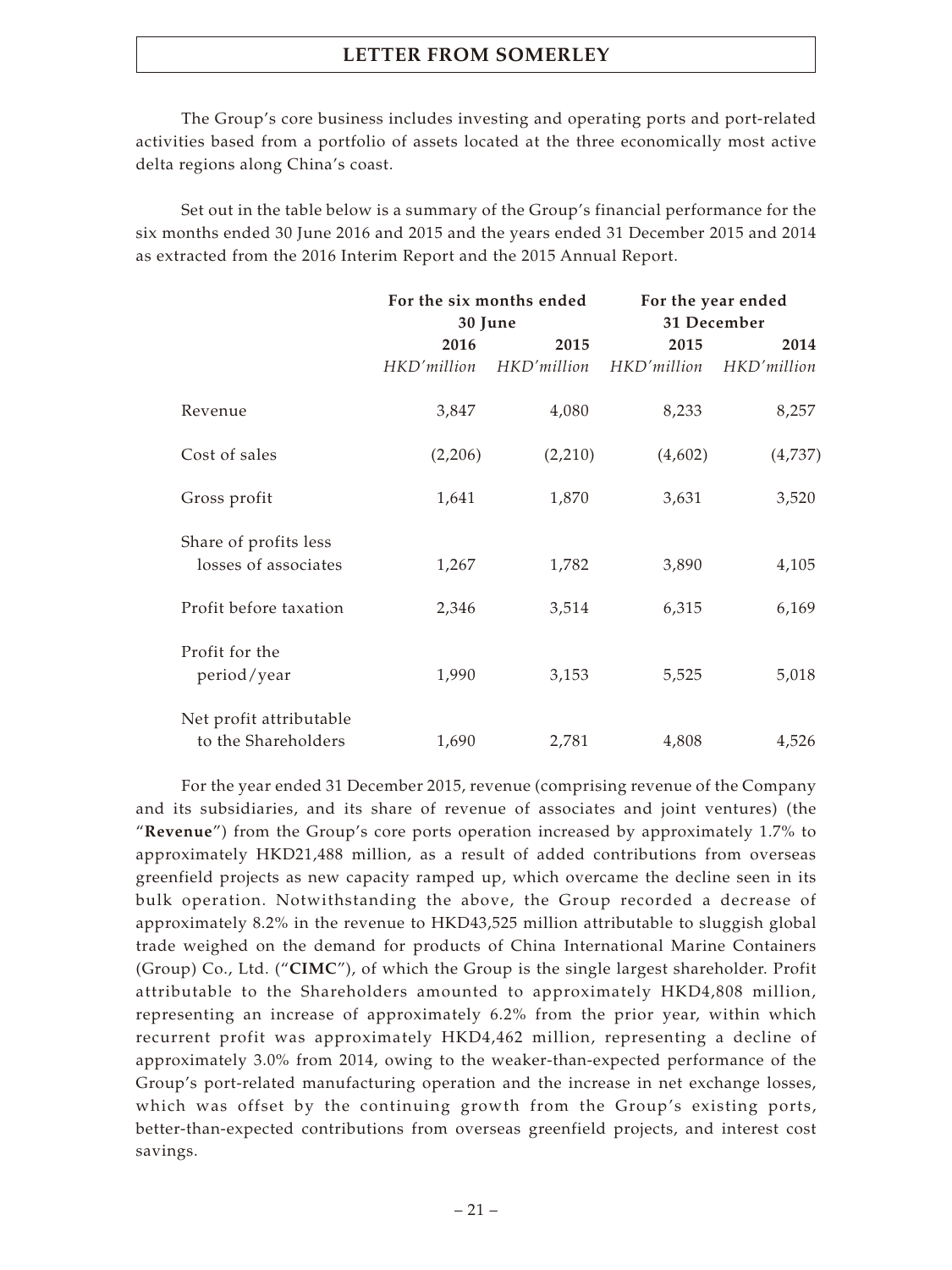The Group's core business includes investing and operating ports and port-related activities based from a portfolio of assets located at the three economically most active delta regions along China's coast.

Set out in the table below is a summary of the Group's financial performance for the six months ended 30 June 2016 and 2015 and the years ended 31 December 2015 and 2014 as extracted from the 2016 Interim Report and the 2015 Annual Report.

| | **For the six months ended 30 June** | | **For the year ended 31 December** | |
|---|---|---|---|---|
| | **2016** | **2015** | **2015** | **2014** |
| | *HKD'million* | *HKD'million* | *HKD'million* | *HKD'million* |
| Revenue | 3,847 | 4,080 | 8,233 | 8,257 |
| Cost of sales | (2,206) | (2,210) | (4,602) | (4,737) |
| Gross profit | 1,641 | 1,870 | 3,631 | 3,520 |
| Share of profits less losses of associates | 1,267 | 1,782 | 3,890 | 4,105 |
| Profit before taxation | 2,346 | 3,514 | 6,315 | 6,169 |
| Profit for the period/year | 1,990 | 3,153 | 5,525 | 5,018 |
| Net profit attributable to the Shareholders | 1,690 | 2,781 | 4,808 | 4,526 |

For the year ended 31 December 2015, revenue (comprising revenue of the Company and its subsidiaries, and its share of revenue of associates and joint ventures) (the "**Revenue**") from the Group's core ports operation increased by approximately 1.7% to approximately HKD21,488 million, as a result of added contributions from overseas greenfield projects as new capacity ramped up, which overcame the decline seen in its bulk operation. Notwithstanding the above, the Group recorded a decrease of approximately 8.2% in the revenue to HKD43,525 million attributable to sluggish global trade weighed on the demand for products of China International Marine Containers (Group) Co., Ltd. ("**CIMC**"), of which the Group is the single largest shareholder. Profit attributable to the Shareholders amounted to approximately HKD4,808 million, representing an increase of approximately 6.2% from the prior year, within which recurrent profit was approximately HKD4,462 million, representing a decline of approximately 3.0% from 2014, owing to the weaker-than-expected performance of the Group's port-related manufacturing operation and the increase in net exchange losses, which was offset by the continuing growth from the Group's existing ports, better-than-expected contributions from overseas greenfield projects, and interest cost savings.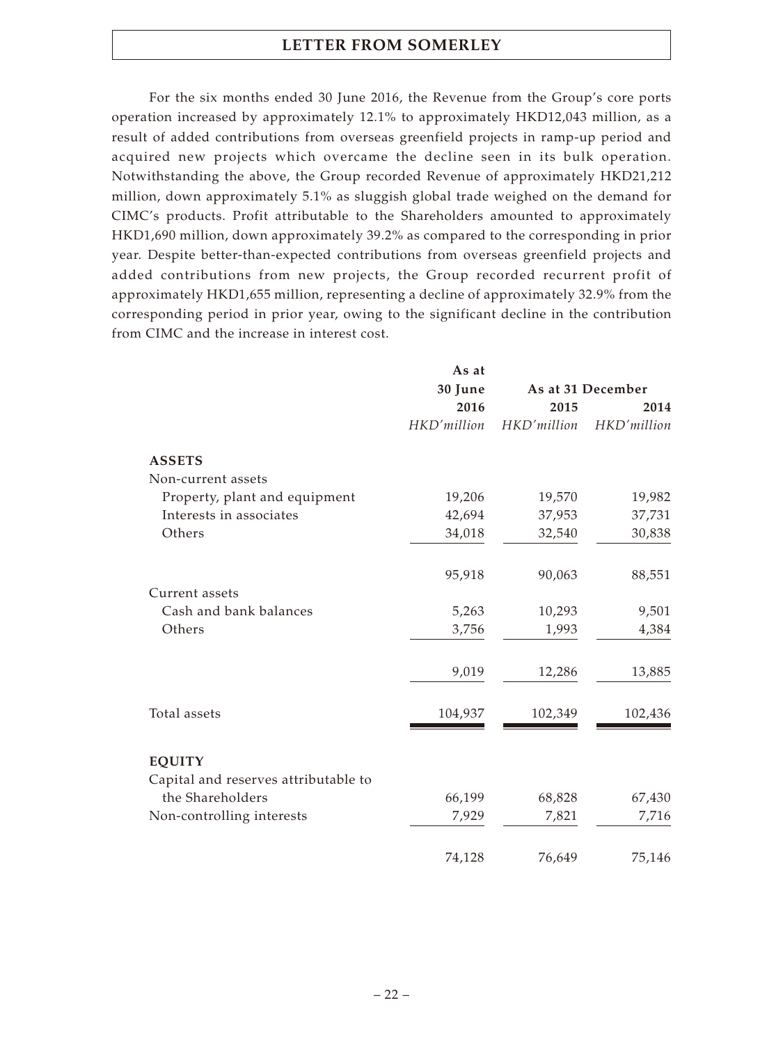For the six months ended 30 June 2016, the Revenue from the Group's core ports operation increased by approximately 12.1% to approximately HKD12,043 million, as a result of added contributions from overseas greenfield projects in ramp-up period and acquired new projects which overcame the decline seen in its bulk operation. Notwithstanding the above, the Group recorded Revenue of approximately HKD21,212 million, down approximately 5.1% as sluggish global trade weighed on the demand for CIMC's products. Profit attributable to the Shareholders amounted to approximately HKD1,690 million, down approximately 39.2% as compared to the corresponding in prior year. Despite better-than-expected contributions from overseas greenfield projects and added contributions from new projects, the Group recorded recurrent profit of approximately HKD1,655 million, representing a decline of approximately 32.9% from the corresponding period in prior year, owing to the significant decline in the contribution from CIMC and the increase in interest cost.

| | As at 30 June | As at 31 December | |
|---|---|---|---|
| | 2016 | 2015 | 2014 |
| | *HKD'million* | *HKD'million* | *HKD'million* |
| **ASSETS** | | | |
| Non-current assets | | | |
| Property, plant and equipment | 19,206 | 19,570 | 19,982 |
| Interests in associates | 42,694 | 37,953 | 37,731 |
| Others | 34,018 | 32,540 | 30,838 |
| | 95,918 | 90,063 | 88,551 |
| Current assets | | | |
| Cash and bank balances | 5,263 | 10,293 | 9,501 |
| Others | 3,756 | 1,993 | 4,384 |
| | 9,019 | 12,286 | 13,885 |
| Total assets | 104,937 | 102,349 | 102,436 |
| **EQUITY** | | | |
| Capital and reserves attributable to the Shareholders | 66,199 | 68,828 | 67,430 |
| Non-controlling interests | 7,929 | 7,821 | 7,716 |
| | 74,128 | 76,649 | 75,146 |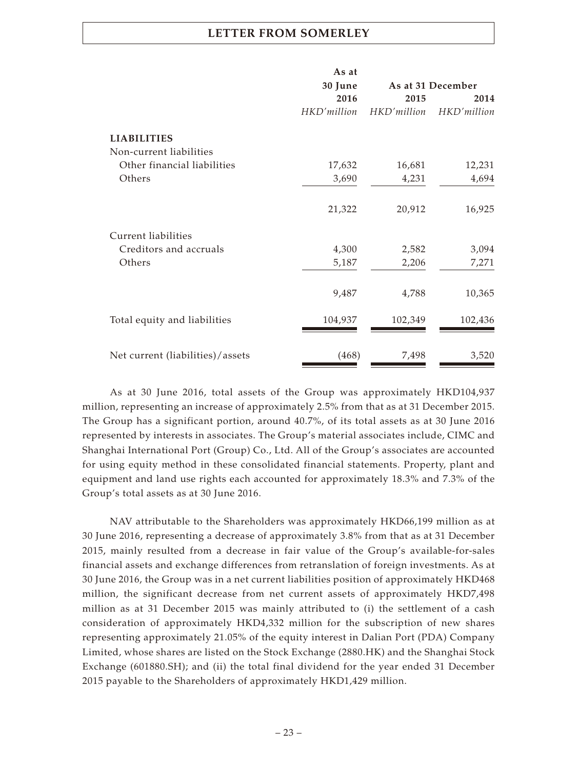| | As at 30 June 2016 | As at 31 December 2015 | 2014 |
|---|---|---|---|
| | *HKD'million* | *HKD'million* | *HKD'million* |
| **LIABILITIES** | | | |
| Non-current liabilities | | | |
| Other financial liabilities | 17,632 | 16,681 | 12,231 |
| Others | 3,690 | 4,231 | 4,694 |
| | 21,322 | 20,912 | 16,925 |
| Current liabilities | | | |
| Creditors and accruals | 4,300 | 2,582 | 3,094 |
| Others | 5,187 | 2,206 | 7,271 |
| | 9,487 | 4,788 | 10,365 |
| Total equity and liabilities | 104,937 | 102,349 | 102,436 |
| Net current (liabilities)/assets | (468) | 7,498 | 3,520 |

As at 30 June 2016, total assets of the Group was approximately HKD104,937 million, representing an increase of approximately 2.5% from that as at 31 December 2015. The Group has a significant portion, around 40.7%, of its total assets as at 30 June 2016 represented by interests in associates. The Group's material associates include, CIMC and Shanghai International Port (Group) Co., Ltd. All of the Group's associates are accounted for using equity method in these consolidated financial statements. Property, plant and equipment and land use rights each accounted for approximately 18.3% and 7.3% of the Group's total assets as at 30 June 2016.

NAV attributable to the Shareholders was approximately HKD66,199 million as at 30 June 2016, representing a decrease of approximately 3.8% from that as at 31 December 2015, mainly resulted from a decrease in fair value of the Group's available-for-sales financial assets and exchange differences from retranslation of foreign investments. As at 30 June 2016, the Group was in a net current liabilities position of approximately HKD468 million, the significant decrease from net current assets of approximately HKD7,498 million as at 31 December 2015 was mainly attributed to (i) the settlement of a cash consideration of approximately HKD4,332 million for the subscription of new shares representing approximately 21.05% of the equity interest in Dalian Port (PDA) Company Limited, whose shares are listed on the Stock Exchange (2880.HK) and the Shanghai Stock Exchange (601880.SH); and (ii) the total final dividend for the year ended 31 December 2015 payable to the Shareholders of approximately HKD1,429 million.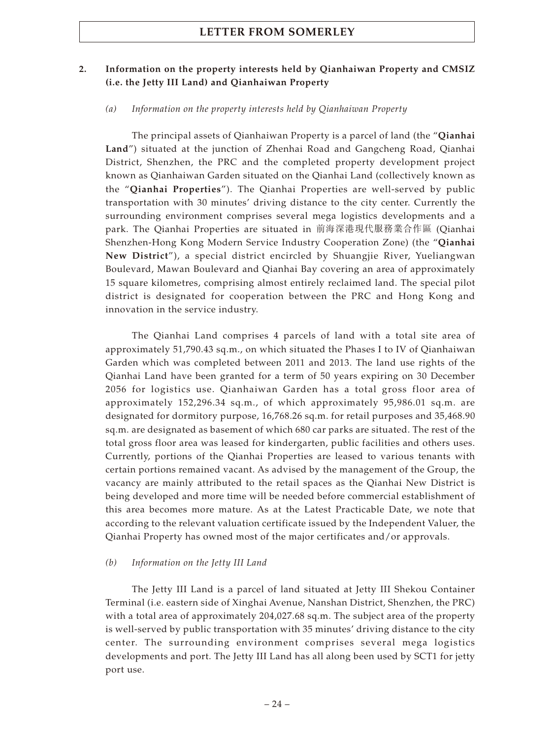## 2. Information on the property interests held by Qianhaiwan Property and CMSIZ (i.e. the Jetty III Land) and Qianhaiwan Property

### *(a) Information on the property interests held by Qianhaiwan Property*

The principal assets of Qianhaiwan Property is a parcel of land (the "**Qianhai Land**") situated at the junction of Zhenhai Road and Gangcheng Road, Qianhai District, Shenzhen, the PRC and the completed property development project known as Qianhaiwan Garden situated on the Qianhai Land (collectively known as the "**Qianhai Properties**"). The Qianhai Properties are well-served by public transportation with 30 minutes' driving distance to the city center. Currently the surrounding environment comprises several mega logistics developments and a park. The Qianhai Properties are situated in 前海深港現代服務業合作區 (Qianhai Shenzhen-Hong Kong Modern Service Industry Cooperation Zone) (the "**Qianhai New District**"), a special district encircled by Shuangjie River, Yueliangwan Boulevard, Mawan Boulevard and Qianhai Bay covering an area of approximately 15 square kilometres, comprising almost entirely reclaimed land. The special pilot district is designated for cooperation between the PRC and Hong Kong and innovation in the service industry.

The Qianhai Land comprises 4 parcels of land with a total site area of approximately 51,790.43 sq.m., on which situated the Phases I to IV of Qianhaiwan Garden which was completed between 2011 and 2013. The land use rights of the Qianhai Land have been granted for a term of 50 years expiring on 30 December 2056 for logistics use. Qianhaiwan Garden has a total gross floor area of approximately 152,296.34 sq.m., of which approximately 95,986.01 sq.m. are designated for dormitory purpose, 16,768.26 sq.m. for retail purposes and 35,468.90 sq.m. are designated as basement of which 680 car parks are situated. The rest of the total gross floor area was leased for kindergarten, public facilities and others uses. Currently, portions of the Qianhai Properties are leased to various tenants with certain portions remained vacant. As advised by the management of the Group, the vacancy are mainly attributed to the retail spaces as the Qianhai New District is being developed and more time will be needed before commercial establishment of this area becomes more mature. As at the Latest Practicable Date, we note that according to the relevant valuation certificate issued by the Independent Valuer, the Qianhai Property has owned most of the major certificates and/or approvals.

### *(b) Information on the Jetty III Land*

The Jetty III Land is a parcel of land situated at Jetty III Shekou Container Terminal (i.e. eastern side of Xinghai Avenue, Nanshan District, Shenzhen, the PRC) with a total area of approximately 204,027.68 sq.m. The subject area of the property is well-served by public transportation with 35 minutes' driving distance to the city center. The surrounding environment comprises several mega logistics developments and port. The Jetty III Land has all along been used by SCT1 for jetty port use.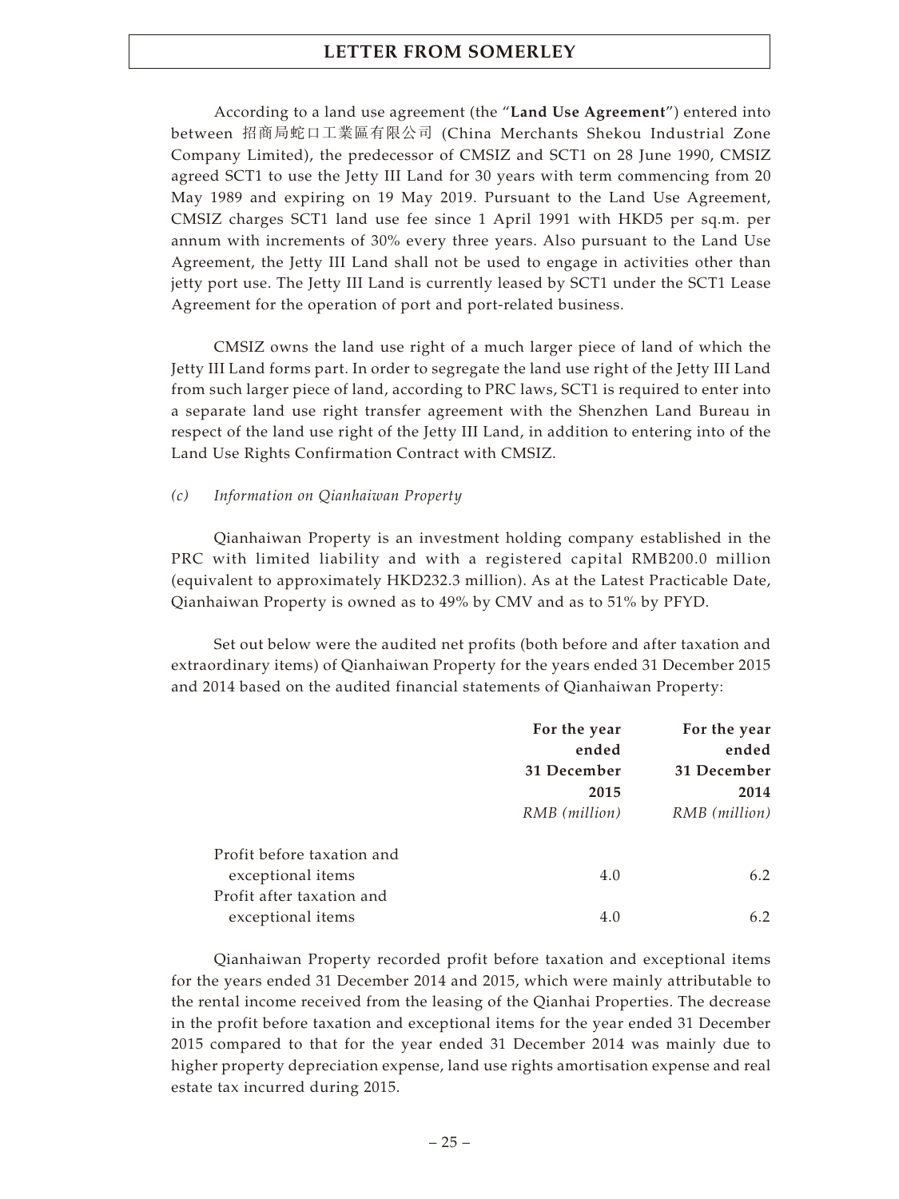According to a land use agreement (the "**Land Use Agreement**") entered into between 招商局蛇口工業區有限公司 (China Merchants Shekou Industrial Zone Company Limited), the predecessor of CMSIZ and SCT1 on 28 June 1990, CMSIZ agreed SCT1 to use the Jetty III Land for 30 years with term commencing from 20 May 1989 and expiring on 19 May 2019. Pursuant to the Land Use Agreement, CMSIZ charges SCT1 land use fee since 1 April 1991 with HKD5 per sq.m. per annum with increments of 30% every three years. Also pursuant to the Land Use Agreement, the Jetty III Land shall not be used to engage in activities other than jetty port use. The Jetty III Land is currently leased by SCT1 under the SCT1 Lease Agreement for the operation of port and port-related business.

CMSIZ owns the land use right of a much larger piece of land of which the Jetty III Land forms part. In order to segregate the land use right of the Jetty III Land from such larger piece of land, according to PRC laws, SCT1 is required to enter into a separate land use right transfer agreement with the Shenzhen Land Bureau in respect of the land use right of the Jetty III Land, in addition to entering into of the Land Use Rights Confirmation Contract with CMSIZ.

*(c) Information on Qianhaiwan Property*

Qianhaiwan Property is an investment holding company established in the PRC with limited liability and with a registered capital RMB200.0 million (equivalent to approximately HKD232.3 million). As at the Latest Practicable Date, Qianhaiwan Property is owned as to 49% by CMV and as to 51% by PFYD.

Set out below were the audited net profits (both before and after taxation and extraordinary items) of Qianhaiwan Property for the years ended 31 December 2015 and 2014 based on the audited financial statements of Qianhaiwan Property:

| | **For the year ended 31 December 2015** | **For the year ended 31 December 2014** |
|---|---|---|
| | *RMB (million)* | *RMB (million)* |
| Profit before taxation and exceptional items | 4.0 | 6.2 |
| Profit after taxation and exceptional items | 4.0 | 6.2 |

Qianhaiwan Property recorded profit before taxation and exceptional items for the years ended 31 December 2014 and 2015, which were mainly attributable to the rental income received from the leasing of the Qianhai Properties. The decrease in the profit before taxation and exceptional items for the year ended 31 December 2015 compared to that for the year ended 31 December 2014 was mainly due to higher property depreciation expense, land use rights amortisation expense and real estate tax incurred during 2015.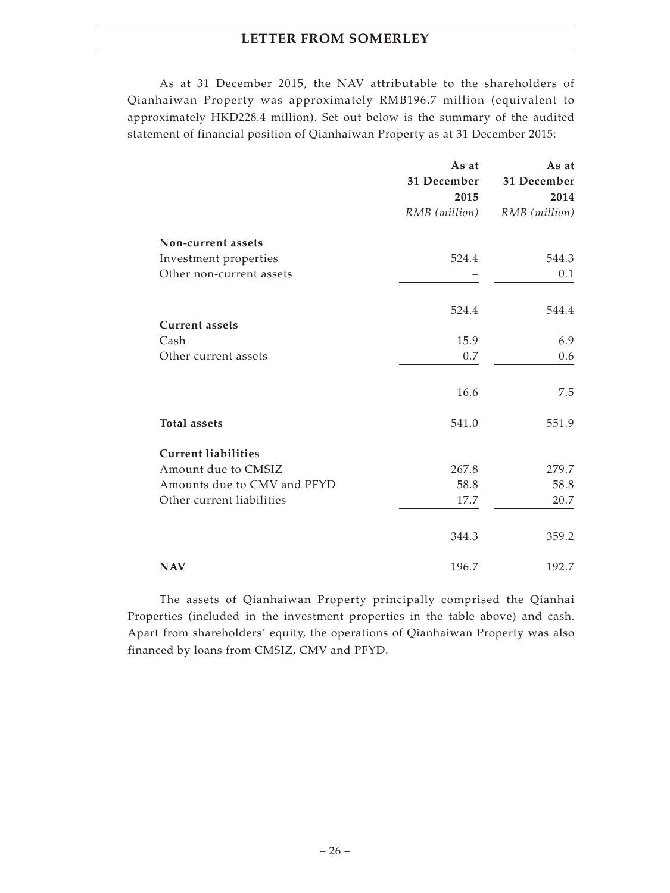As at 31 December 2015, the NAV attributable to the shareholders of Qianhaiwan Property was approximately RMB196.7 million (equivalent to approximately HKD228.4 million). Set out below is the summary of the audited statement of financial position of Qianhaiwan Property as at 31 December 2015:

| | As at 31 December 2015 *RMB (million)* | As at 31 December 2014 *RMB (million)* |
|---|---|---|
| **Non-current assets** | | |
| Investment properties | 524.4 | 544.3 |
| Other non-current assets | – | 0.1 |
| | 524.4 | 544.4 |
| **Current assets** | | |
| Cash | 15.9 | 6.9 |
| Other current assets | 0.7 | 0.6 |
| | 16.6 | 7.5 |
| **Total assets** | 541.0 | 551.9 |
| **Current liabilities** | | |
| Amount due to CMSIZ | 267.8 | 279.7 |
| Amounts due to CMV and PFYD | 58.8 | 58.8 |
| Other current liabilities | 17.7 | 20.7 |
| | 344.3 | 359.2 |
| **NAV** | 196.7 | 192.7 |

The assets of Qianhaiwan Property principally comprised the Qianhai Properties (included in the investment properties in the table above) and cash. Apart from shareholders' equity, the operations of Qianhaiwan Property was also financed by loans from CMSIZ, CMV and PFYD.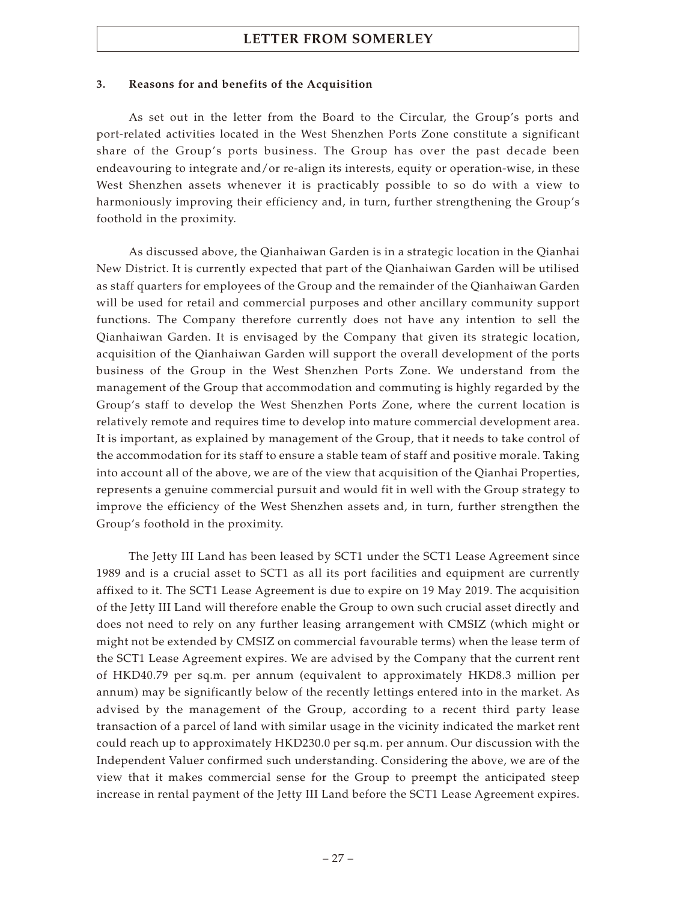### 3. Reasons for and benefits of the Acquisition

As set out in the letter from the Board to the Circular, the Group's ports and port-related activities located in the West Shenzhen Ports Zone constitute a significant share of the Group's ports business. The Group has over the past decade been endeavouring to integrate and/or re-align its interests, equity or operation-wise, in these West Shenzhen assets whenever it is practicably possible to so do with a view to harmoniously improving their efficiency and, in turn, further strengthening the Group's foothold in the proximity.

As discussed above, the Qianhaiwan Garden is in a strategic location in the Qianhai New District. It is currently expected that part of the Qianhaiwan Garden will be utilised as staff quarters for employees of the Group and the remainder of the Qianhaiwan Garden will be used for retail and commercial purposes and other ancillary community support functions. The Company therefore currently does not have any intention to sell the Qianhaiwan Garden. It is envisaged by the Company that given its strategic location, acquisition of the Qianhaiwan Garden will support the overall development of the ports business of the Group in the West Shenzhen Ports Zone. We understand from the management of the Group that accommodation and commuting is highly regarded by the Group's staff to develop the West Shenzhen Ports Zone, where the current location is relatively remote and requires time to develop into mature commercial development area. It is important, as explained by management of the Group, that it needs to take control of the accommodation for its staff to ensure a stable team of staff and positive morale. Taking into account all of the above, we are of the view that acquisition of the Qianhai Properties, represents a genuine commercial pursuit and would fit in well with the Group strategy to improve the efficiency of the West Shenzhen assets and, in turn, further strengthen the Group's foothold in the proximity.

The Jetty III Land has been leased by SCT1 under the SCT1 Lease Agreement since 1989 and is a crucial asset to SCT1 as all its port facilities and equipment are currently affixed to it. The SCT1 Lease Agreement is due to expire on 19 May 2019. The acquisition of the Jetty III Land will therefore enable the Group to own such crucial asset directly and does not need to rely on any further leasing arrangement with CMSIZ (which might or might not be extended by CMSIZ on commercial favourable terms) when the lease term of the SCT1 Lease Agreement expires. We are advised by the Company that the current rent of HKD40.79 per sq.m. per annum (equivalent to approximately HKD8.3 million per annum) may be significantly below of the recently lettings entered into in the market. As advised by the management of the Group, according to a recent third party lease transaction of a parcel of land with similar usage in the vicinity indicated the market rent could reach up to approximately HKD230.0 per sq.m. per annum. Our discussion with the Independent Valuer confirmed such understanding. Considering the above, we are of the view that it makes commercial sense for the Group to preempt the anticipated steep increase in rental payment of the Jetty III Land before the SCT1 Lease Agreement expires.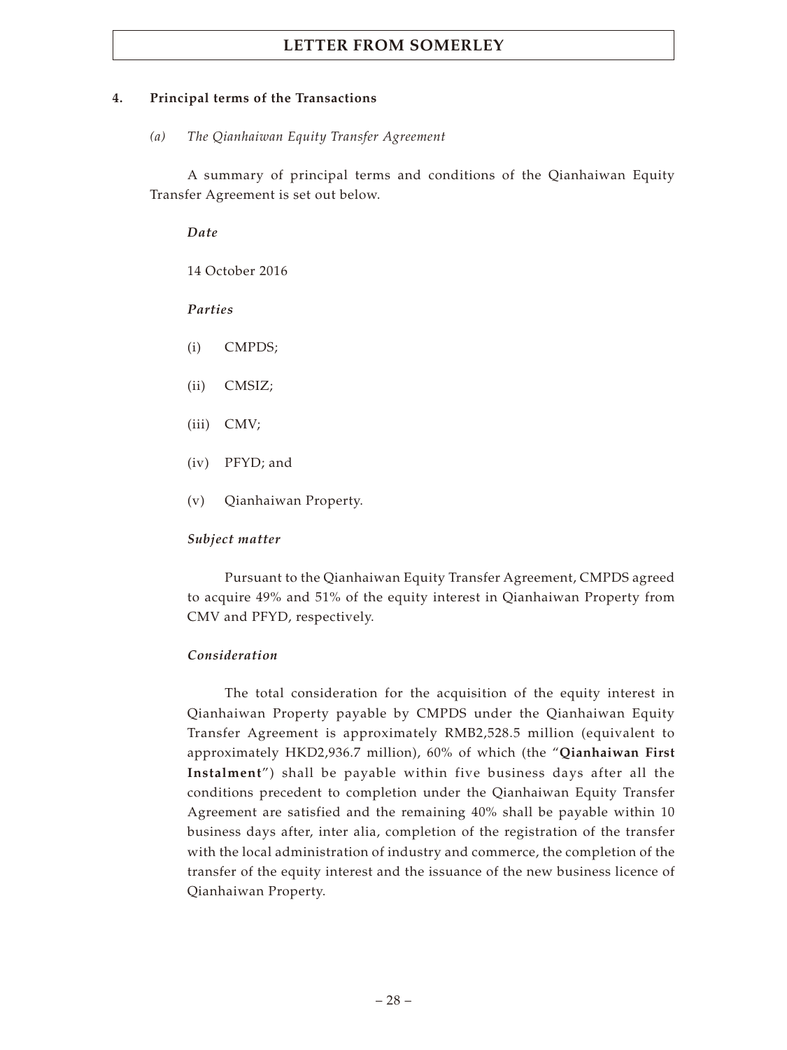#### 4. Principal terms of the Transactions

*(a) The Qianhaiwan Equity Transfer Agreement*

A summary of principal terms and conditions of the Qianhaiwan Equity Transfer Agreement is set out below.

***Date***

14 October 2016

***Parties***

(i) CMPDS;

(ii) CMSIZ;

(iii) CMV;

(iv) PFYD; and

(v) Qianhaiwan Property.

***Subject matter***

Pursuant to the Qianhaiwan Equity Transfer Agreement, CMPDS agreed to acquire 49% and 51% of the equity interest in Qianhaiwan Property from CMV and PFYD, respectively.

***Consideration***

The total consideration for the acquisition of the equity interest in Qianhaiwan Property payable by CMPDS under the Qianhaiwan Equity Transfer Agreement is approximately RMB2,528.5 million (equivalent to approximately HKD2,936.7 million), 60% of which (the "**Qianhaiwan First Instalment**") shall be payable within five business days after all the conditions precedent to completion under the Qianhaiwan Equity Transfer Agreement are satisfied and the remaining 40% shall be payable within 10 business days after, inter alia, completion of the registration of the transfer with the local administration of industry and commerce, the completion of the transfer of the equity interest and the issuance of the new business licence of Qianhaiwan Property.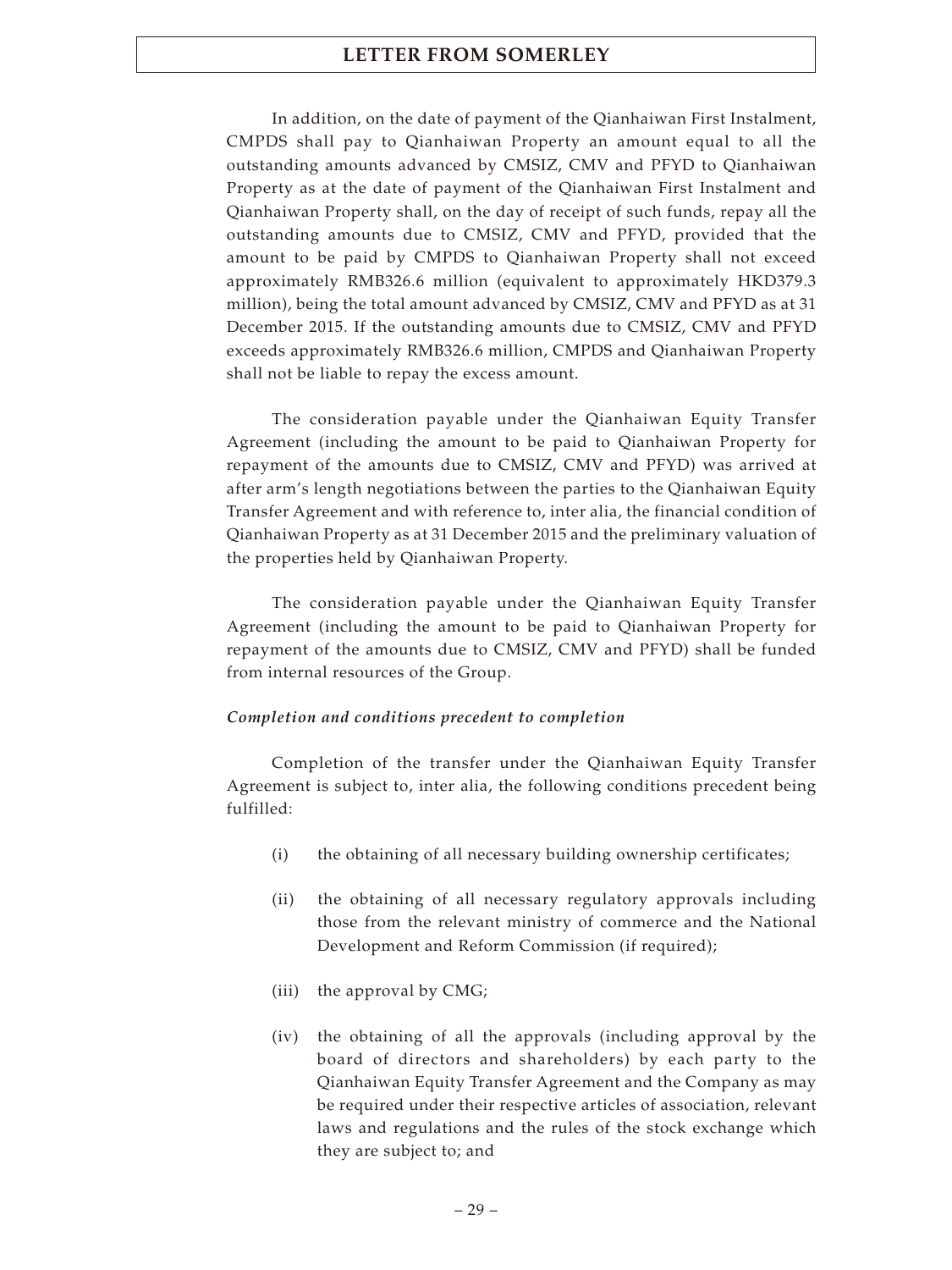In addition, on the date of payment of the Qianhaiwan First Instalment, CMPDS shall pay to Qianhaiwan Property an amount equal to all the outstanding amounts advanced by CMSIZ, CMV and PFYD to Qianhaiwan Property as at the date of payment of the Qianhaiwan First Instalment and Qianhaiwan Property shall, on the day of receipt of such funds, repay all the outstanding amounts due to CMSIZ, CMV and PFYD, provided that the amount to be paid by CMPDS to Qianhaiwan Property shall not exceed approximately RMB326.6 million (equivalent to approximately HKD379.3 million), being the total amount advanced by CMSIZ, CMV and PFYD as at 31 December 2015. If the outstanding amounts due to CMSIZ, CMV and PFYD exceeds approximately RMB326.6 million, CMPDS and Qianhaiwan Property shall not be liable to repay the excess amount.

The consideration payable under the Qianhaiwan Equity Transfer Agreement (including the amount to be paid to Qianhaiwan Property for repayment of the amounts due to CMSIZ, CMV and PFYD) was arrived at after arm's length negotiations between the parties to the Qianhaiwan Equity Transfer Agreement and with reference to, inter alia, the financial condition of Qianhaiwan Property as at 31 December 2015 and the preliminary valuation of the properties held by Qianhaiwan Property.

The consideration payable under the Qianhaiwan Equity Transfer Agreement (including the amount to be paid to Qianhaiwan Property for repayment of the amounts due to CMSIZ, CMV and PFYD) shall be funded from internal resources of the Group.

*Completion and conditions precedent to completion*

Completion of the transfer under the Qianhaiwan Equity Transfer Agreement is subject to, inter alia, the following conditions precedent being fulfilled:

(i) the obtaining of all necessary building ownership certificates;

(ii) the obtaining of all necessary regulatory approvals including those from the relevant ministry of commerce and the National Development and Reform Commission (if required);

(iii) the approval by CMG;

(iv) the obtaining of all the approvals (including approval by the board of directors and shareholders) by each party to the Qianhaiwan Equity Transfer Agreement and the Company as may be required under their respective articles of association, relevant laws and regulations and the rules of the stock exchange which they are subject to; and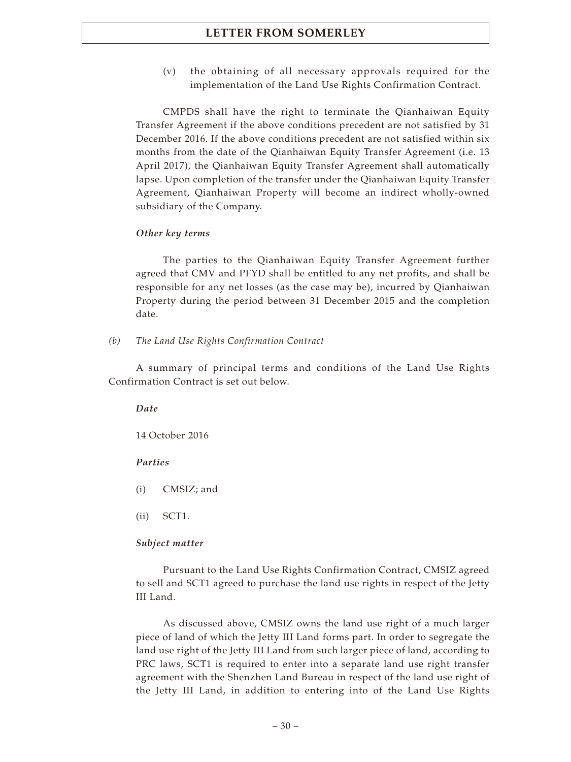(v) the obtaining of all necessary approvals required for the implementation of the Land Use Rights Confirmation Contract.

CMPDS shall have the right to terminate the Qianhaiwan Equity Transfer Agreement if the above conditions precedent are not satisfied by 31 December 2016. If the above conditions precedent are not satisfied within six months from the date of the Qianhaiwan Equity Transfer Agreement (i.e. 13 April 2017), the Qianhaiwan Equity Transfer Agreement shall automatically lapse. Upon completion of the transfer under the Qianhaiwan Equity Transfer Agreement, Qianhaiwan Property will become an indirect wholly-owned subsidiary of the Company.

***Other key terms***

The parties to the Qianhaiwan Equity Transfer Agreement further agreed that CMV and PFYD shall be entitled to any net profits, and shall be responsible for any net losses (as the case may be), incurred by Qianhaiwan Property during the period between 31 December 2015 and the completion date.

*(b) The Land Use Rights Confirmation Contract*

A summary of principal terms and conditions of the Land Use Rights Confirmation Contract is set out below.

***Date***

14 October 2016

***Parties***

(i) CMSIZ; and

(ii) SCT1.

***Subject matter***

Pursuant to the Land Use Rights Confirmation Contract, CMSIZ agreed to sell and SCT1 agreed to purchase the land use rights in respect of the Jetty III Land.

As discussed above, CMSIZ owns the land use right of a much larger piece of land of which the Jetty III Land forms part. In order to segregate the land use right of the Jetty III Land from such larger piece of land, according to PRC laws, SCT1 is required to enter into a separate land use right transfer agreement with the Shenzhen Land Bureau in respect of the land use right of the Jetty III Land, in addition to entering into of the Land Use Rights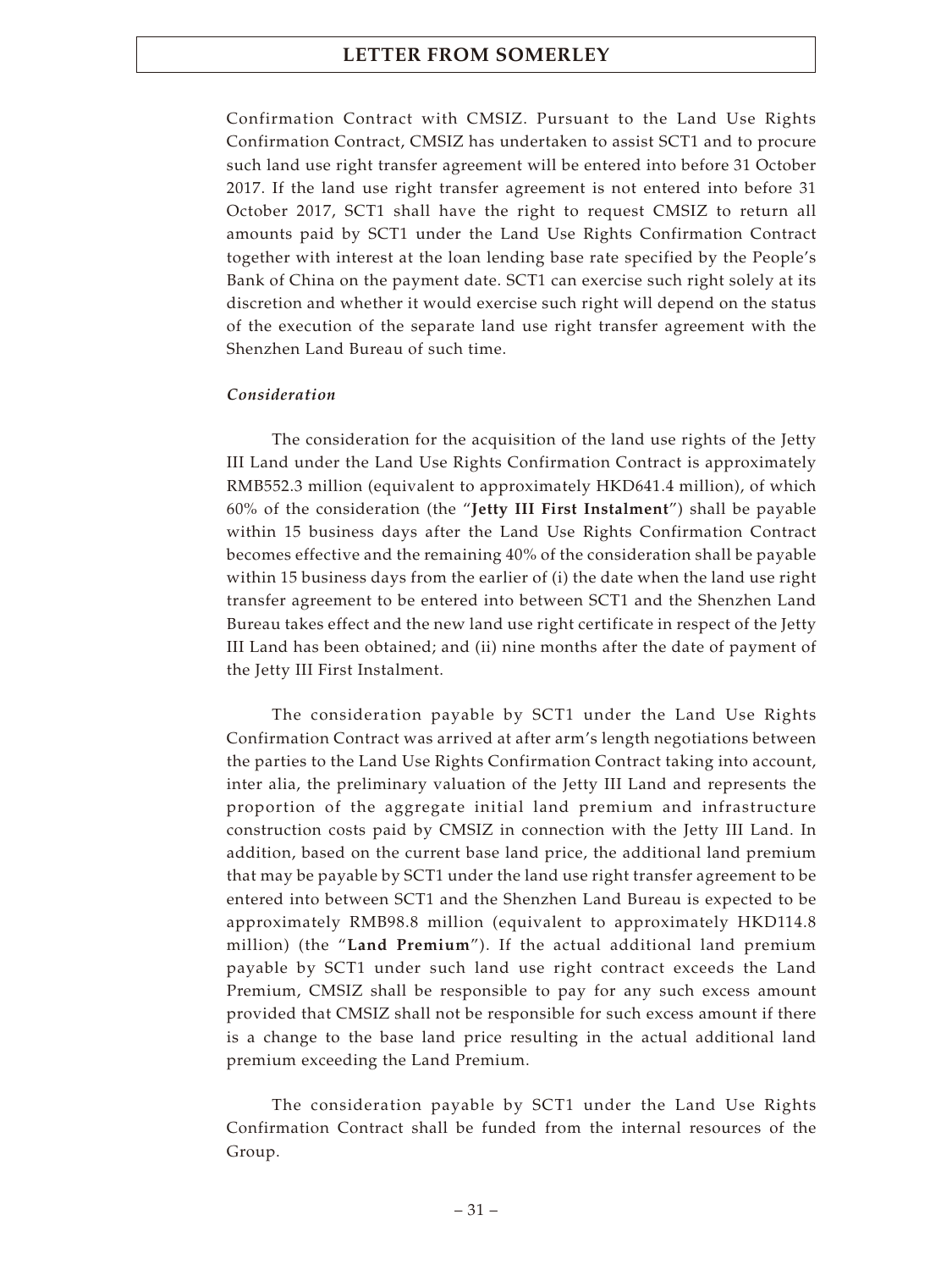Confirmation Contract with CMSIZ. Pursuant to the Land Use Rights Confirmation Contract, CMSIZ has undertaken to assist SCT1 and to procure such land use right transfer agreement will be entered into before 31 October 2017. If the land use right transfer agreement is not entered into before 31 October 2017, SCT1 shall have the right to request CMSIZ to return all amounts paid by SCT1 under the Land Use Rights Confirmation Contract together with interest at the loan lending base rate specified by the People's Bank of China on the payment date. SCT1 can exercise such right solely at its discretion and whether it would exercise such right will depend on the status of the execution of the separate land use right transfer agreement with the Shenzhen Land Bureau of such time.

*Consideration*

The consideration for the acquisition of the land use rights of the Jetty III Land under the Land Use Rights Confirmation Contract is approximately RMB552.3 million (equivalent to approximately HKD641.4 million), of which 60% of the consideration (the "**Jetty III First Instalment**") shall be payable within 15 business days after the Land Use Rights Confirmation Contract becomes effective and the remaining 40% of the consideration shall be payable within 15 business days from the earlier of (i) the date when the land use right transfer agreement to be entered into between SCT1 and the Shenzhen Land Bureau takes effect and the new land use right certificate in respect of the Jetty III Land has been obtained; and (ii) nine months after the date of payment of the Jetty III First Instalment.

The consideration payable by SCT1 under the Land Use Rights Confirmation Contract was arrived at after arm's length negotiations between the parties to the Land Use Rights Confirmation Contract taking into account, inter alia, the preliminary valuation of the Jetty III Land and represents the proportion of the aggregate initial land premium and infrastructure construction costs paid by CMSIZ in connection with the Jetty III Land. In addition, based on the current base land price, the additional land premium that may be payable by SCT1 under the land use right transfer agreement to be entered into between SCT1 and the Shenzhen Land Bureau is expected to be approximately RMB98.8 million (equivalent to approximately HKD114.8 million) (the "**Land Premium**"). If the actual additional land premium payable by SCT1 under such land use right contract exceeds the Land Premium, CMSIZ shall be responsible to pay for any such excess amount provided that CMSIZ shall not be responsible for such excess amount if there is a change to the base land price resulting in the actual additional land premium exceeding the Land Premium.

The consideration payable by SCT1 under the Land Use Rights Confirmation Contract shall be funded from the internal resources of the Group.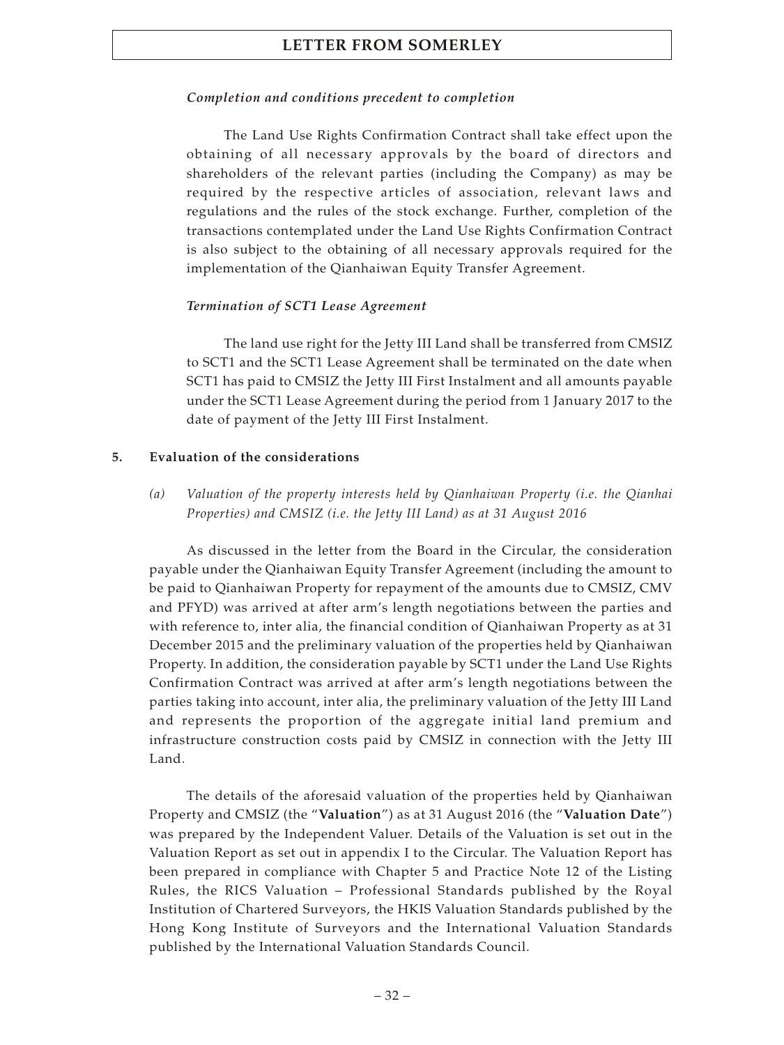*Completion and conditions precedent to completion*

The Land Use Rights Confirmation Contract shall take effect upon the obtaining of all necessary approvals by the board of directors and shareholders of the relevant parties (including the Company) as may be required by the respective articles of association, relevant laws and regulations and the rules of the stock exchange. Further, completion of the transactions contemplated under the Land Use Rights Confirmation Contract is also subject to the obtaining of all necessary approvals required for the implementation of the Qianhaiwan Equity Transfer Agreement.

*Termination of SCT1 Lease Agreement*

The land use right for the Jetty III Land shall be transferred from CMSIZ to SCT1 and the SCT1 Lease Agreement shall be terminated on the date when SCT1 has paid to CMSIZ the Jetty III First Instalment and all amounts payable under the SCT1 Lease Agreement during the period from 1 January 2017 to the date of payment of the Jetty III First Instalment.

**5. Evaluation of the considerations**

*(a) Valuation of the property interests held by Qianhaiwan Property (i.e. the Qianhai Properties) and CMSIZ (i.e. the Jetty III Land) as at 31 August 2016*

As discussed in the letter from the Board in the Circular, the consideration payable under the Qianhaiwan Equity Transfer Agreement (including the amount to be paid to Qianhaiwan Property for repayment of the amounts due to CMSIZ, CMV and PFYD) was arrived at after arm's length negotiations between the parties and with reference to, inter alia, the financial condition of Qianhaiwan Property as at 31 December 2015 and the preliminary valuation of the properties held by Qianhaiwan Property. In addition, the consideration payable by SCT1 under the Land Use Rights Confirmation Contract was arrived at after arm's length negotiations between the parties taking into account, inter alia, the preliminary valuation of the Jetty III Land and represents the proportion of the aggregate initial land premium and infrastructure construction costs paid by CMSIZ in connection with the Jetty III Land.

The details of the aforesaid valuation of the properties held by Qianhaiwan Property and CMSIZ (the "**Valuation**") as at 31 August 2016 (the "**Valuation Date**") was prepared by the Independent Valuer. Details of the Valuation is set out in the Valuation Report as set out in appendix I to the Circular. The Valuation Report has been prepared in compliance with Chapter 5 and Practice Note 12 of the Listing Rules, the RICS Valuation – Professional Standards published by the Royal Institution of Chartered Surveyors, the HKIS Valuation Standards published by the Hong Kong Institute of Surveyors and the International Valuation Standards published by the International Valuation Standards Council.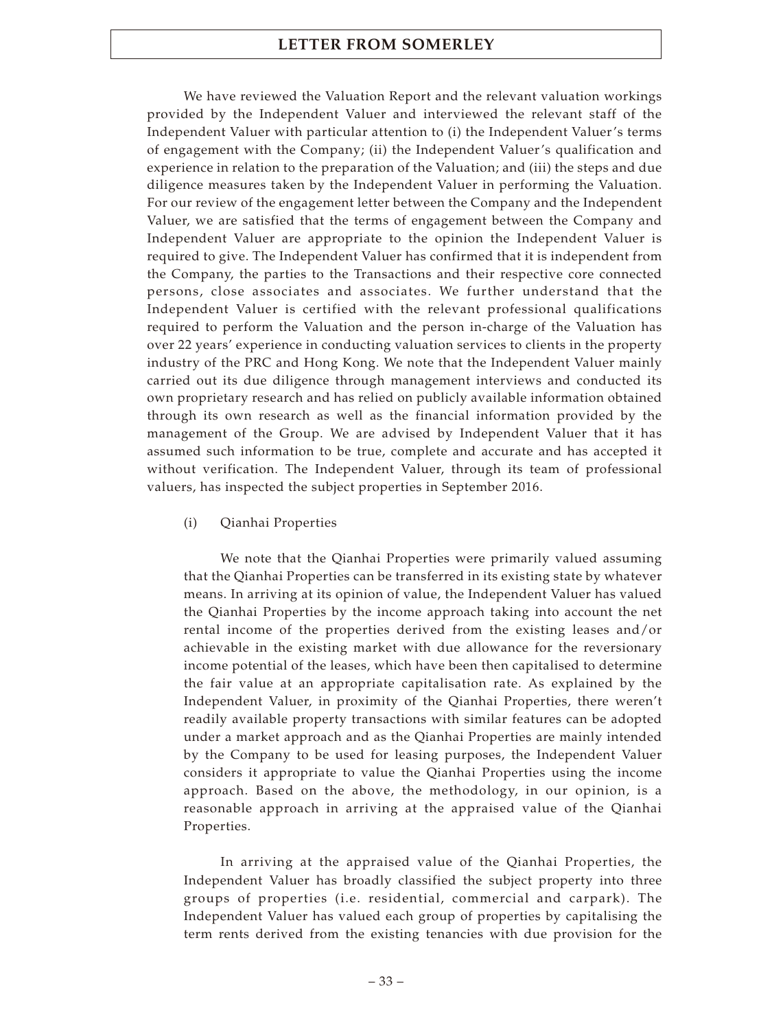We have reviewed the Valuation Report and the relevant valuation workings provided by the Independent Valuer and interviewed the relevant staff of the Independent Valuer with particular attention to (i) the Independent Valuer's terms of engagement with the Company; (ii) the Independent Valuer's qualification and experience in relation to the preparation of the Valuation; and (iii) the steps and due diligence measures taken by the Independent Valuer in performing the Valuation. For our review of the engagement letter between the Company and the Independent Valuer, we are satisfied that the terms of engagement between the Company and Independent Valuer are appropriate to the opinion the Independent Valuer is required to give. The Independent Valuer has confirmed that it is independent from the Company, the parties to the Transactions and their respective core connected persons, close associates and associates. We further understand that the Independent Valuer is certified with the relevant professional qualifications required to perform the Valuation and the person in-charge of the Valuation has over 22 years' experience in conducting valuation services to clients in the property industry of the PRC and Hong Kong. We note that the Independent Valuer mainly carried out its due diligence through management interviews and conducted its own proprietary research and has relied on publicly available information obtained through its own research as well as the financial information provided by the management of the Group. We are advised by Independent Valuer that it has assumed such information to be true, complete and accurate and has accepted it without verification. The Independent Valuer, through its team of professional valuers, has inspected the subject properties in September 2016.

(i) Qianhai Properties

We note that the Qianhai Properties were primarily valued assuming that the Qianhai Properties can be transferred in its existing state by whatever means. In arriving at its opinion of value, the Independent Valuer has valued the Qianhai Properties by the income approach taking into account the net rental income of the properties derived from the existing leases and/or achievable in the existing market with due allowance for the reversionary income potential of the leases, which have been then capitalised to determine the fair value at an appropriate capitalisation rate. As explained by the Independent Valuer, in proximity of the Qianhai Properties, there weren't readily available property transactions with similar features can be adopted under a market approach and as the Qianhai Properties are mainly intended by the Company to be used for leasing purposes, the Independent Valuer considers it appropriate to value the Qianhai Properties using the income approach. Based on the above, the methodology, in our opinion, is a reasonable approach in arriving at the appraised value of the Qianhai Properties.

In arriving at the appraised value of the Qianhai Properties, the Independent Valuer has broadly classified the subject property into three groups of properties (i.e. residential, commercial and carpark). The Independent Valuer has valued each group of properties by capitalising the term rents derived from the existing tenancies with due provision for the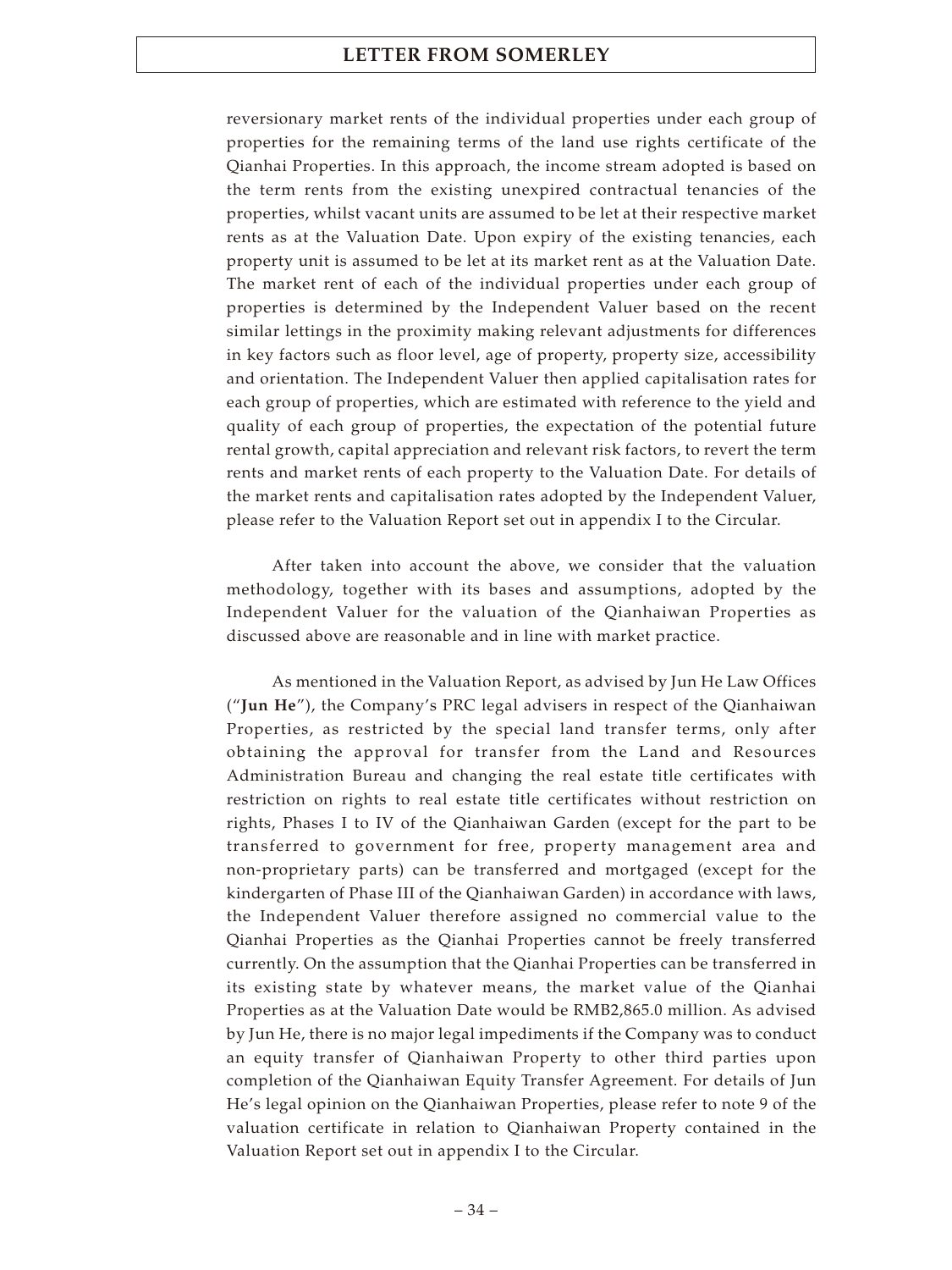reversionary market rents of the individual properties under each group of properties for the remaining terms of the land use rights certificate of the Qianhai Properties. In this approach, the income stream adopted is based on the term rents from the existing unexpired contractual tenancies of the properties, whilst vacant units are assumed to be let at their respective market rents as at the Valuation Date. Upon expiry of the existing tenancies, each property unit is assumed to be let at its market rent as at the Valuation Date. The market rent of each of the individual properties under each group of properties is determined by the Independent Valuer based on the recent similar lettings in the proximity making relevant adjustments for differences in key factors such as floor level, age of property, property size, accessibility and orientation. The Independent Valuer then applied capitalisation rates for each group of properties, which are estimated with reference to the yield and quality of each group of properties, the expectation of the potential future rental growth, capital appreciation and relevant risk factors, to revert the term rents and market rents of each property to the Valuation Date. For details of the market rents and capitalisation rates adopted by the Independent Valuer, please refer to the Valuation Report set out in appendix I to the Circular.

After taken into account the above, we consider that the valuation methodology, together with its bases and assumptions, adopted by the Independent Valuer for the valuation of the Qianhaiwan Properties as discussed above are reasonable and in line with market practice.

As mentioned in the Valuation Report, as advised by Jun He Law Offices ("**Jun He**"), the Company's PRC legal advisers in respect of the Qianhaiwan Properties, as restricted by the special land transfer terms, only after obtaining the approval for transfer from the Land and Resources Administration Bureau and changing the real estate title certificates with restriction on rights to real estate title certificates without restriction on rights, Phases I to IV of the Qianhaiwan Garden (except for the part to be transferred to government for free, property management area and non-proprietary parts) can be transferred and mortgaged (except for the kindergarten of Phase III of the Qianhaiwan Garden) in accordance with laws, the Independent Valuer therefore assigned no commercial value to the Qianhai Properties as the Qianhai Properties cannot be freely transferred currently. On the assumption that the Qianhai Properties can be transferred in its existing state by whatever means, the market value of the Qianhai Properties as at the Valuation Date would be RMB2,865.0 million. As advised by Jun He, there is no major legal impediments if the Company was to conduct an equity transfer of Qianhaiwan Property to other third parties upon completion of the Qianhaiwan Equity Transfer Agreement. For details of Jun He's legal opinion on the Qianhaiwan Properties, please refer to note 9 of the valuation certificate in relation to Qianhaiwan Property contained in the Valuation Report set out in appendix I to the Circular.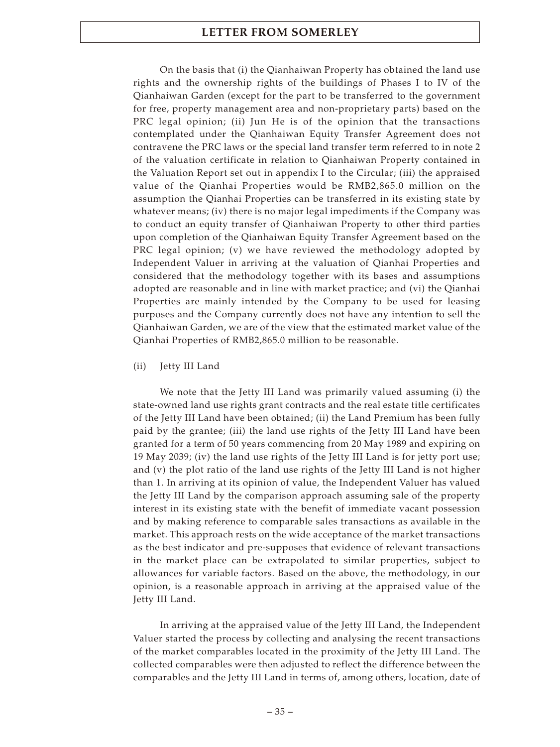On the basis that (i) the Qianhaiwan Property has obtained the land use rights and the ownership rights of the buildings of Phases I to IV of the Qianhaiwan Garden (except for the part to be transferred to the government for free, property management area and non-proprietary parts) based on the PRC legal opinion; (ii) Jun He is of the opinion that the transactions contemplated under the Qianhaiwan Equity Transfer Agreement does not contravene the PRC laws or the special land transfer term referred to in note 2 of the valuation certificate in relation to Qianhaiwan Property contained in the Valuation Report set out in appendix I to the Circular; (iii) the appraised value of the Qianhai Properties would be RMB2,865.0 million on the assumption the Qianhai Properties can be transferred in its existing state by whatever means; (iv) there is no major legal impediments if the Company was to conduct an equity transfer of Qianhaiwan Property to other third parties upon completion of the Qianhaiwan Equity Transfer Agreement based on the PRC legal opinion; (v) we have reviewed the methodology adopted by Independent Valuer in arriving at the valuation of Qianhai Properties and considered that the methodology together with its bases and assumptions adopted are reasonable and in line with market practice; and (vi) the Qianhai Properties are mainly intended by the Company to be used for leasing purposes and the Company currently does not have any intention to sell the Qianhaiwan Garden, we are of the view that the estimated market value of the Qianhai Properties of RMB2,865.0 million to be reasonable.

(ii) Jetty III Land

We note that the Jetty III Land was primarily valued assuming (i) the state-owned land use rights grant contracts and the real estate title certificates of the Jetty III Land have been obtained; (ii) the Land Premium has been fully paid by the grantee; (iii) the land use rights of the Jetty III Land have been granted for a term of 50 years commencing from 20 May 1989 and expiring on 19 May 2039; (iv) the land use rights of the Jetty III Land is for jetty port use; and (v) the plot ratio of the land use rights of the Jetty III Land is not higher than 1. In arriving at its opinion of value, the Independent Valuer has valued the Jetty III Land by the comparison approach assuming sale of the property interest in its existing state with the benefit of immediate vacant possession and by making reference to comparable sales transactions as available in the market. This approach rests on the wide acceptance of the market transactions as the best indicator and pre-supposes that evidence of relevant transactions in the market place can be extrapolated to similar properties, subject to allowances for variable factors. Based on the above, the methodology, in our opinion, is a reasonable approach in arriving at the appraised value of the Jetty III Land.

In arriving at the appraised value of the Jetty III Land, the Independent Valuer started the process by collecting and analysing the recent transactions of the market comparables located in the proximity of the Jetty III Land. The collected comparables were then adjusted to reflect the difference between the comparables and the Jetty III Land in terms of, among others, location, date of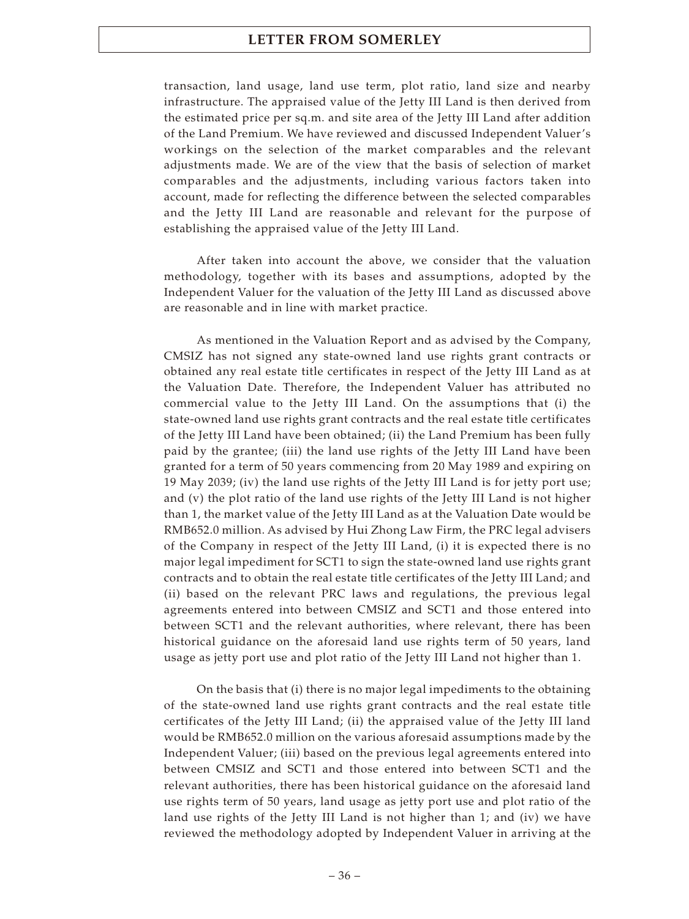transaction, land usage, land use term, plot ratio, land size and nearby infrastructure. The appraised value of the Jetty III Land is then derived from the estimated price per sq.m. and site area of the Jetty III Land after addition of the Land Premium. We have reviewed and discussed Independent Valuer's workings on the selection of the market comparables and the relevant adjustments made. We are of the view that the basis of selection of market comparables and the adjustments, including various factors taken into account, made for reflecting the difference between the selected comparables and the Jetty III Land are reasonable and relevant for the purpose of establishing the appraised value of the Jetty III Land.

After taken into account the above, we consider that the valuation methodology, together with its bases and assumptions, adopted by the Independent Valuer for the valuation of the Jetty III Land as discussed above are reasonable and in line with market practice.

As mentioned in the Valuation Report and as advised by the Company, CMSIZ has not signed any state-owned land use rights grant contracts or obtained any real estate title certificates in respect of the Jetty III Land as at the Valuation Date. Therefore, the Independent Valuer has attributed no commercial value to the Jetty III Land. On the assumptions that (i) the state-owned land use rights grant contracts and the real estate title certificates of the Jetty III Land have been obtained; (ii) the Land Premium has been fully paid by the grantee; (iii) the land use rights of the Jetty III Land have been granted for a term of 50 years commencing from 20 May 1989 and expiring on 19 May 2039; (iv) the land use rights of the Jetty III Land is for jetty port use; and (v) the plot ratio of the land use rights of the Jetty III Land is not higher than 1, the market value of the Jetty III Land as at the Valuation Date would be RMB652.0 million. As advised by Hui Zhong Law Firm, the PRC legal advisers of the Company in respect of the Jetty III Land, (i) it is expected there is no major legal impediment for SCT1 to sign the state-owned land use rights grant contracts and to obtain the real estate title certificates of the Jetty III Land; and (ii) based on the relevant PRC laws and regulations, the previous legal agreements entered into between CMSIZ and SCT1 and those entered into between SCT1 and the relevant authorities, where relevant, there has been historical guidance on the aforesaid land use rights term of 50 years, land usage as jetty port use and plot ratio of the Jetty III Land not higher than 1.

On the basis that (i) there is no major legal impediments to the obtaining of the state-owned land use rights grant contracts and the real estate title certificates of the Jetty III Land; (ii) the appraised value of the Jetty III land would be RMB652.0 million on the various aforesaid assumptions made by the Independent Valuer; (iii) based on the previous legal agreements entered into between CMSIZ and SCT1 and those entered into between SCT1 and the relevant authorities, there has been historical guidance on the aforesaid land use rights term of 50 years, land usage as jetty port use and plot ratio of the land use rights of the Jetty III Land is not higher than 1; and (iv) we have reviewed the methodology adopted by Independent Valuer in arriving at the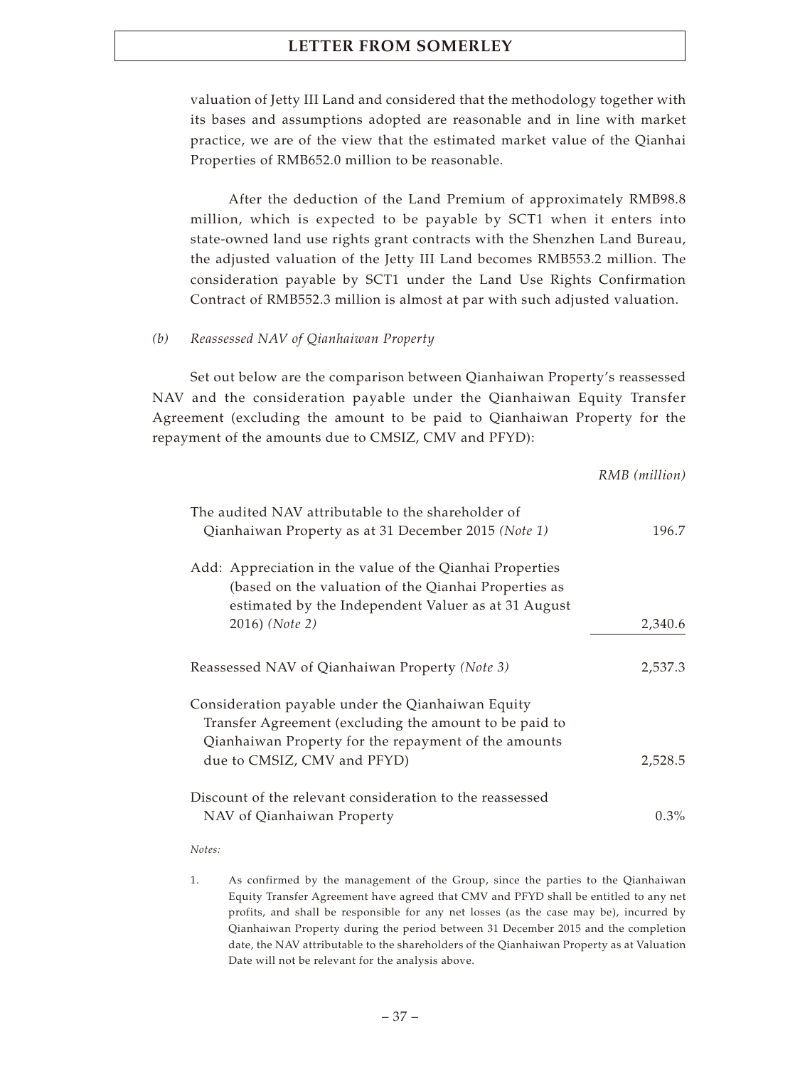valuation of Jetty III Land and considered that the methodology together with its bases and assumptions adopted are reasonable and in line with market practice, we are of the view that the estimated market value of the Qianhai Properties of RMB652.0 million to be reasonable.

After the deduction of the Land Premium of approximately RMB98.8 million, which is expected to be payable by SCT1 when it enters into state-owned land use rights grant contracts with the Shenzhen Land Bureau, the adjusted valuation of the Jetty III Land becomes RMB553.2 million. The consideration payable by SCT1 under the Land Use Rights Confirmation Contract of RMB552.3 million is almost at par with such adjusted valuation.

*(b) Reassessed NAV of Qianhaiwan Property*

Set out below are the comparison between Qianhaiwan Property's reassessed NAV and the consideration payable under the Qianhaiwan Equity Transfer Agreement (excluding the amount to be paid to Qianhaiwan Property for the repayment of the amounts due to CMSIZ, CMV and PFYD):

| | *RMB (million)* |
|---|---|
| The audited NAV attributable to the shareholder of Qianhaiwan Property as at 31 December 2015 *(Note 1)* | 196.7 |
| Add: Appreciation in the value of the Qianhai Properties (based on the valuation of the Qianhai Properties as estimated by the Independent Valuer as at 31 August 2016) *(Note 2)* | 2,340.6 |
| Reassessed NAV of Qianhaiwan Property *(Note 3)* | 2,537.3 |
| Consideration payable under the Qianhaiwan Equity Transfer Agreement (excluding the amount to be paid to Qianhaiwan Property for the repayment of the amounts due to CMSIZ, CMV and PFYD) | 2,528.5 |
| Discount of the relevant consideration to the reassessed NAV of Qianhaiwan Property | 0.3% |

*Notes:*

1. As confirmed by the management of the Group, since the parties to the Qianhaiwan Equity Transfer Agreement have agreed that CMV and PFYD shall be entitled to any net profits, and shall be responsible for any net losses (as the case may be), incurred by Qianhaiwan Property during the period between 31 December 2015 and the completion date, the NAV attributable to the shareholders of the Qianhaiwan Property as at Valuation Date will not be relevant for the analysis above.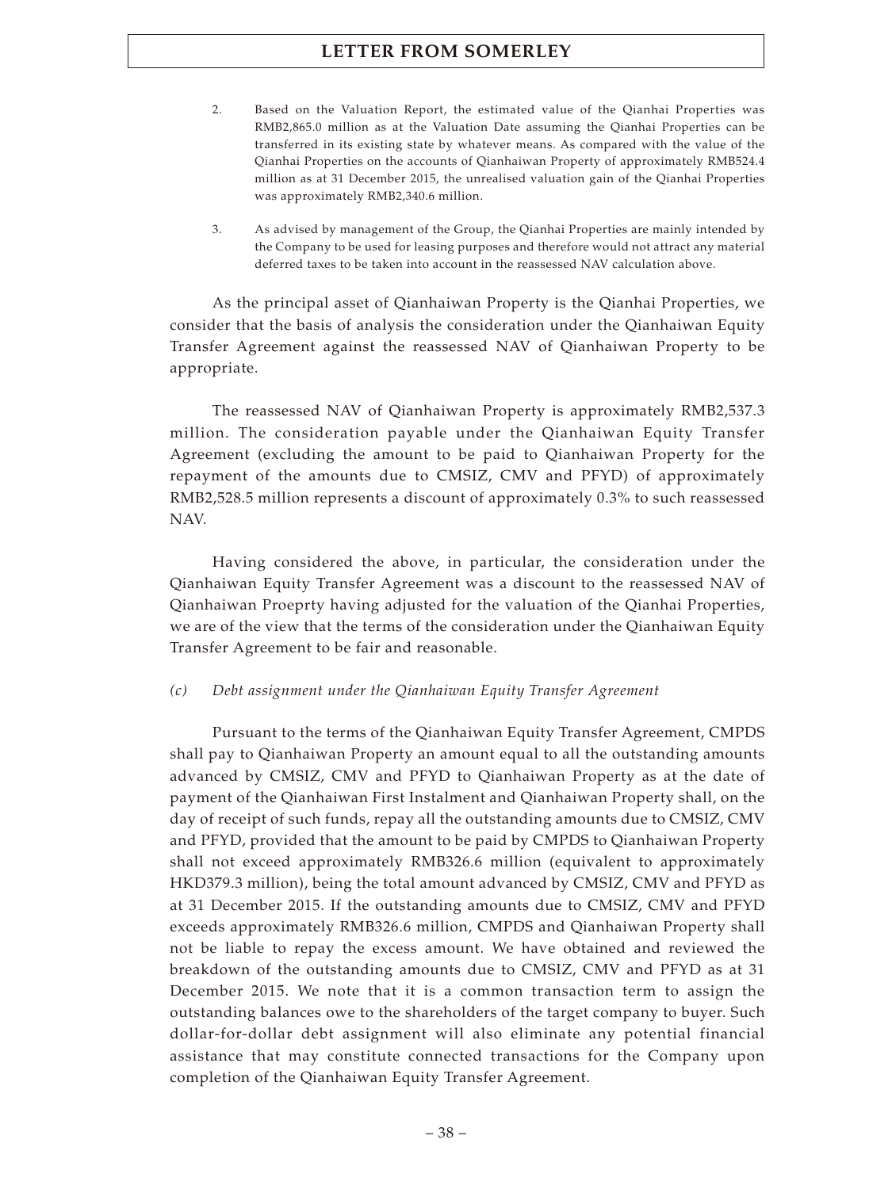2. Based on the Valuation Report, the estimated value of the Qianhai Properties was RMB2,865.0 million as at the Valuation Date assuming the Qianhai Properties can be transferred in its existing state by whatever means. As compared with the value of the Qianhai Properties on the accounts of Qianhaiwan Property of approximately RMB524.4 million as at 31 December 2015, the unrealised valuation gain of the Qianhai Properties was approximately RMB2,340.6 million.

3. As advised by management of the Group, the Qianhai Properties are mainly intended by the Company to be used for leasing purposes and therefore would not attract any material deferred taxes to be taken into account in the reassessed NAV calculation above.

As the principal asset of Qianhaiwan Property is the Qianhai Properties, we consider that the basis of analysis the consideration under the Qianhaiwan Equity Transfer Agreement against the reassessed NAV of Qianhaiwan Property to be appropriate.

The reassessed NAV of Qianhaiwan Property is approximately RMB2,537.3 million. The consideration payable under the Qianhaiwan Equity Transfer Agreement (excluding the amount to be paid to Qianhaiwan Property for the repayment of the amounts due to CMSIZ, CMV and PFYD) of approximately RMB2,528.5 million represents a discount of approximately 0.3% to such reassessed NAV.

Having considered the above, in particular, the consideration under the Qianhaiwan Equity Transfer Agreement was a discount to the reassessed NAV of Qianhaiwan Proeprty having adjusted for the valuation of the Qianhai Properties, we are of the view that the terms of the consideration under the Qianhaiwan Equity Transfer Agreement to be fair and reasonable.

*(c) Debt assignment under the Qianhaiwan Equity Transfer Agreement*

Pursuant to the terms of the Qianhaiwan Equity Transfer Agreement, CMPDS shall pay to Qianhaiwan Property an amount equal to all the outstanding amounts advanced by CMSIZ, CMV and PFYD to Qianhaiwan Property as at the date of payment of the Qianhaiwan First Instalment and Qianhaiwan Property shall, on the day of receipt of such funds, repay all the outstanding amounts due to CMSIZ, CMV and PFYD, provided that the amount to be paid by CMPDS to Qianhaiwan Property shall not exceed approximately RMB326.6 million (equivalent to approximately HKD379.3 million), being the total amount advanced by CMSIZ, CMV and PFYD as at 31 December 2015. If the outstanding amounts due to CMSIZ, CMV and PFYD exceeds approximately RMB326.6 million, CMPDS and Qianhaiwan Property shall not be liable to repay the excess amount. We have obtained and reviewed the breakdown of the outstanding amounts due to CMSIZ, CMV and PFYD as at 31 December 2015. We note that it is a common transaction term to assign the outstanding balances owe to the shareholders of the target company to buyer. Such dollar-for-dollar debt assignment will also eliminate any potential financial assistance that may constitute connected transactions for the Company upon completion of the Qianhaiwan Equity Transfer Agreement.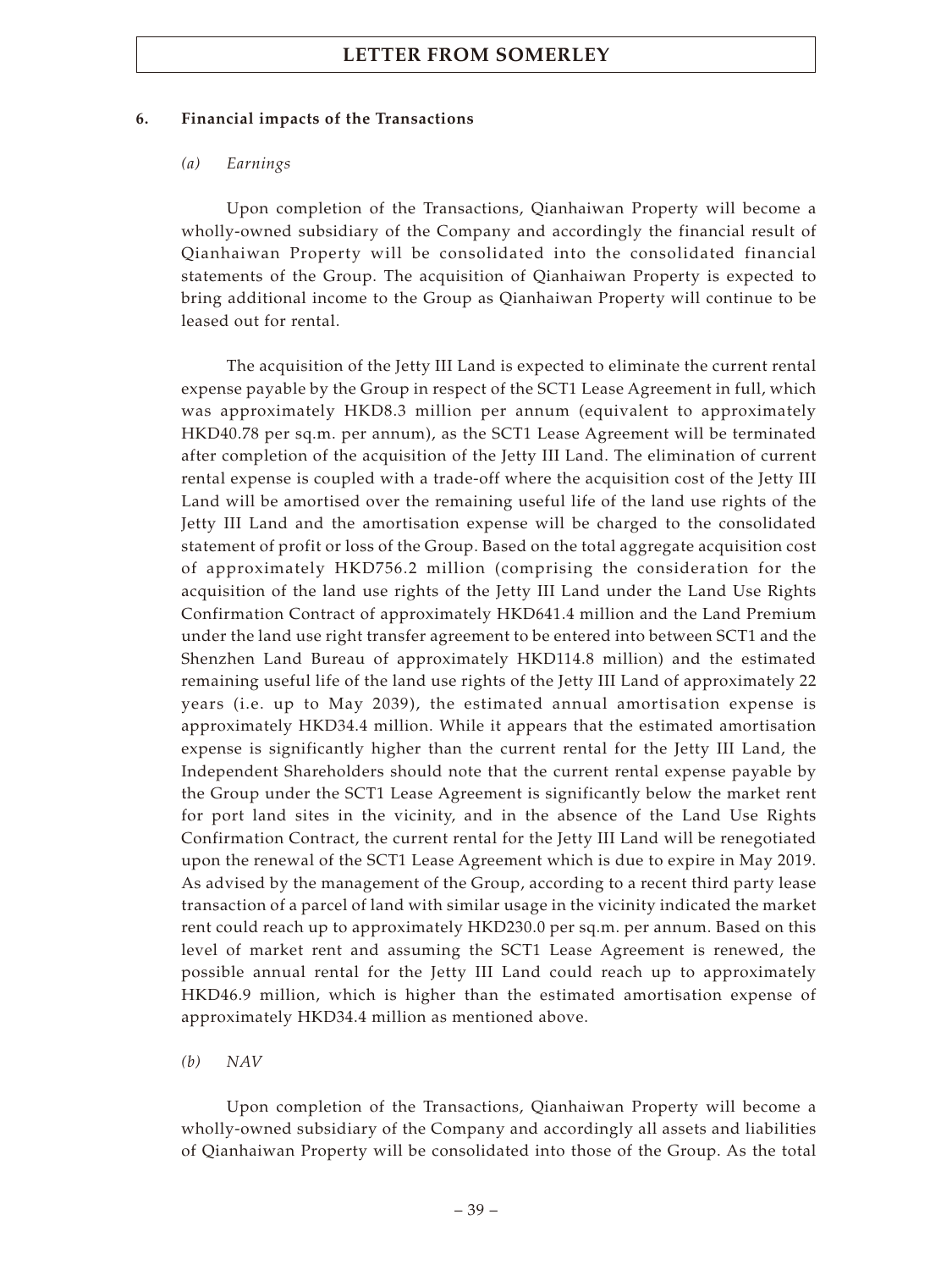### 6. Financial impacts of the Transactions

#### *(a) Earnings*

Upon completion of the Transactions, Qianhaiwan Property will become a wholly-owned subsidiary of the Company and accordingly the financial result of Qianhaiwan Property will be consolidated into the consolidated financial statements of the Group. The acquisition of Qianhaiwan Property is expected to bring additional income to the Group as Qianhaiwan Property will continue to be leased out for rental.

The acquisition of the Jetty III Land is expected to eliminate the current rental expense payable by the Group in respect of the SCT1 Lease Agreement in full, which was approximately HKD8.3 million per annum (equivalent to approximately HKD40.78 per sq.m. per annum), as the SCT1 Lease Agreement will be terminated after completion of the acquisition of the Jetty III Land. The elimination of current rental expense is coupled with a trade-off where the acquisition cost of the Jetty III Land will be amortised over the remaining useful life of the land use rights of the Jetty III Land and the amortisation expense will be charged to the consolidated statement of profit or loss of the Group. Based on the total aggregate acquisition cost of approximately HKD756.2 million (comprising the consideration for the acquisition of the land use rights of the Jetty III Land under the Land Use Rights Confirmation Contract of approximately HKD641.4 million and the Land Premium under the land use right transfer agreement to be entered into between SCT1 and the Shenzhen Land Bureau of approximately HKD114.8 million) and the estimated remaining useful life of the land use rights of the Jetty III Land of approximately 22 years (i.e. up to May 2039), the estimated annual amortisation expense is approximately HKD34.4 million. While it appears that the estimated amortisation expense is significantly higher than the current rental for the Jetty III Land, the Independent Shareholders should note that the current rental expense payable by the Group under the SCT1 Lease Agreement is significantly below the market rent for port land sites in the vicinity, and in the absence of the Land Use Rights Confirmation Contract, the current rental for the Jetty III Land will be renegotiated upon the renewal of the SCT1 Lease Agreement which is due to expire in May 2019. As advised by the management of the Group, according to a recent third party lease transaction of a parcel of land with similar usage in the vicinity indicated the market rent could reach up to approximately HKD230.0 per sq.m. per annum. Based on this level of market rent and assuming the SCT1 Lease Agreement is renewed, the possible annual rental for the Jetty III Land could reach up to approximately HKD46.9 million, which is higher than the estimated amortisation expense of approximately HKD34.4 million as mentioned above.

#### *(b) NAV*

Upon completion of the Transactions, Qianhaiwan Property will become a wholly-owned subsidiary of the Company and accordingly all assets and liabilities of Qianhaiwan Property will be consolidated into those of the Group. As the total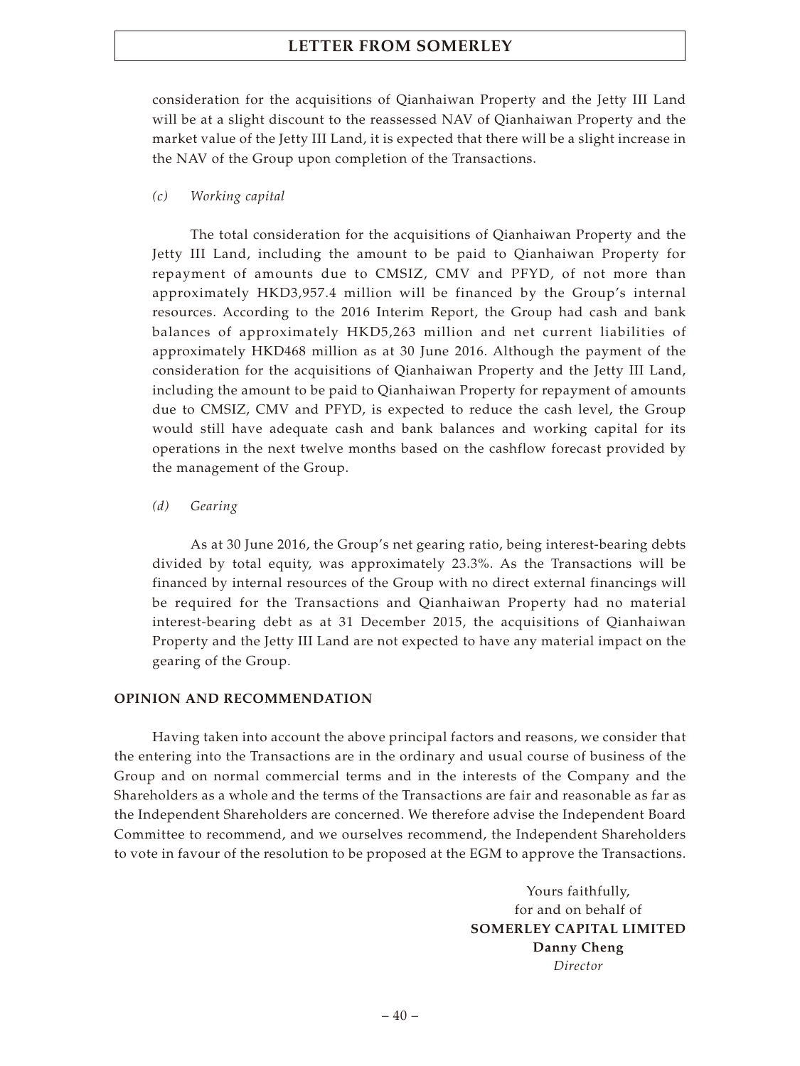consideration for the acquisitions of Qianhaiwan Property and the Jetty III Land will be at a slight discount to the reassessed NAV of Qianhaiwan Property and the market value of the Jetty III Land, it is expected that there will be a slight increase in the NAV of the Group upon completion of the Transactions.

*(c) Working capital*

The total consideration for the acquisitions of Qianhaiwan Property and the Jetty III Land, including the amount to be paid to Qianhaiwan Property for repayment of amounts due to CMSIZ, CMV and PFYD, of not more than approximately HKD3,957.4 million will be financed by the Group's internal resources. According to the 2016 Interim Report, the Group had cash and bank balances of approximately HKD5,263 million and net current liabilities of approximately HKD468 million as at 30 June 2016. Although the payment of the consideration for the acquisitions of Qianhaiwan Property and the Jetty III Land, including the amount to be paid to Qianhaiwan Property for repayment of amounts due to CMSIZ, CMV and PFYD, is expected to reduce the cash level, the Group would still have adequate cash and bank balances and working capital for its operations in the next twelve months based on the cashflow forecast provided by the management of the Group.

*(d) Gearing*

As at 30 June 2016, the Group's net gearing ratio, being interest-bearing debts divided by total equity, was approximately 23.3%. As the Transactions will be financed by internal resources of the Group with no direct external financings will be required for the Transactions and Qianhaiwan Property had no material interest-bearing debt as at 31 December 2015, the acquisitions of Qianhaiwan Property and the Jetty III Land are not expected to have any material impact on the gearing of the Group.

**OPINION AND RECOMMENDATION**

Having taken into account the above principal factors and reasons, we consider that the entering into the Transactions are in the ordinary and usual course of business of the Group and on normal commercial terms and in the interests of the Company and the Shareholders as a whole and the terms of the Transactions are fair and reasonable as far as the Independent Shareholders are concerned. We therefore advise the Independent Board Committee to recommend, and we ourselves recommend, the Independent Shareholders to vote in favour of the resolution to be proposed at the EGM to approve the Transactions.

Yours faithfully,
for and on behalf of
**SOMERLEY CAPITAL LIMITED**
**Danny Cheng**
*Director*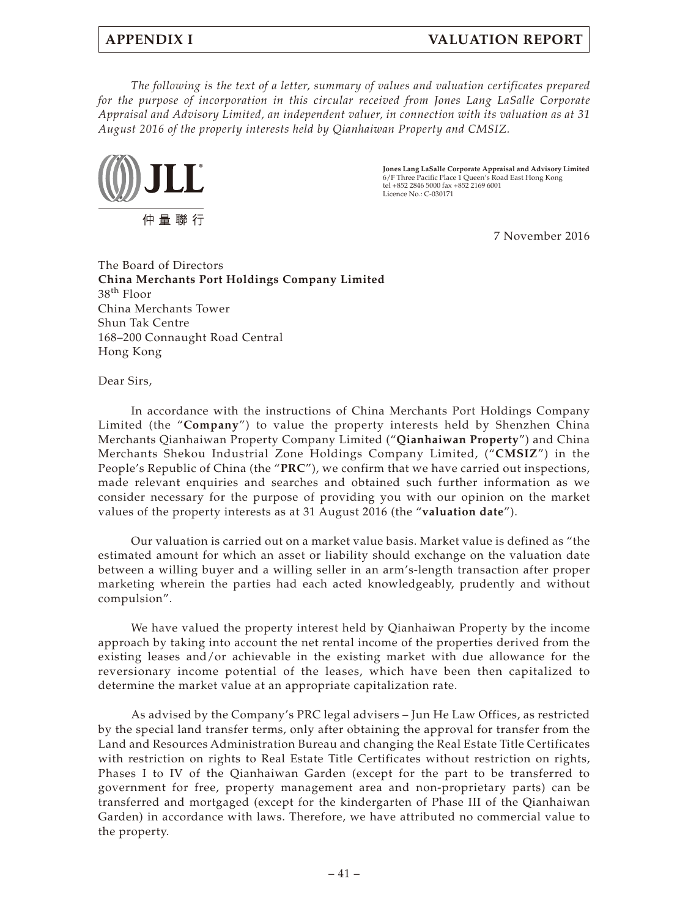*The following is the text of a letter, summary of values and valuation certificates prepared for the purpose of incorporation in this circular received from Jones Lang LaSalle Corporate Appraisal and Advisory Limited, an independent valuer, in connection with its valuation as at 31 August 2016 of the property interests held by Qianhaiwan Property and CMSIZ.*

JLL

仲量聯行

**Jones Lang LaSalle Corporate Appraisal and Advisory Limited**
6/F Three Pacific Place 1 Queen's Road East Hong Kong
tel +852 2846 5000 fax +852 2169 6001
Licence No.: C-030171

7 November 2016

The Board of Directors
**China Merchants Port Holdings Company Limited**
38th Floor
China Merchants Tower
Shun Tak Centre
168–200 Connaught Road Central
Hong Kong

Dear Sirs,

In accordance with the instructions of China Merchants Port Holdings Company Limited (the "**Company**") to value the property interests held by Shenzhen China Merchants Qianhaiwan Property Company Limited ("**Qianhaiwan Property**") and China Merchants Shekou Industrial Zone Holdings Company Limited, ("**CMSIZ**") in the People's Republic of China (the "**PRC**"), we confirm that we have carried out inspections, made relevant enquiries and searches and obtained such further information as we consider necessary for the purpose of providing you with our opinion on the market values of the property interests as at 31 August 2016 (the "**valuation date**").

Our valuation is carried out on a market value basis. Market value is defined as "the estimated amount for which an asset or liability should exchange on the valuation date between a willing buyer and a willing seller in an arm's-length transaction after proper marketing wherein the parties had each acted knowledgeably, prudently and without compulsion".

We have valued the property interest held by Qianhaiwan Property by the income approach by taking into account the net rental income of the properties derived from the existing leases and/or achievable in the existing market with due allowance for the reversionary income potential of the leases, which have been then capitalized to determine the market value at an appropriate capitalization rate.

As advised by the Company's PRC legal advisers – Jun He Law Offices, as restricted by the special land transfer terms, only after obtaining the approval for transfer from the Land and Resources Administration Bureau and changing the Real Estate Title Certificates with restriction on rights to Real Estate Title Certificates without restriction on rights, Phases I to IV of the Qianhaiwan Garden (except for the part to be transferred to government for free, property management area and non-proprietary parts) can be transferred and mortgaged (except for the kindergarten of Phase III of the Qianhaiwan Garden) in accordance with laws. Therefore, we have attributed no commercial value to the property.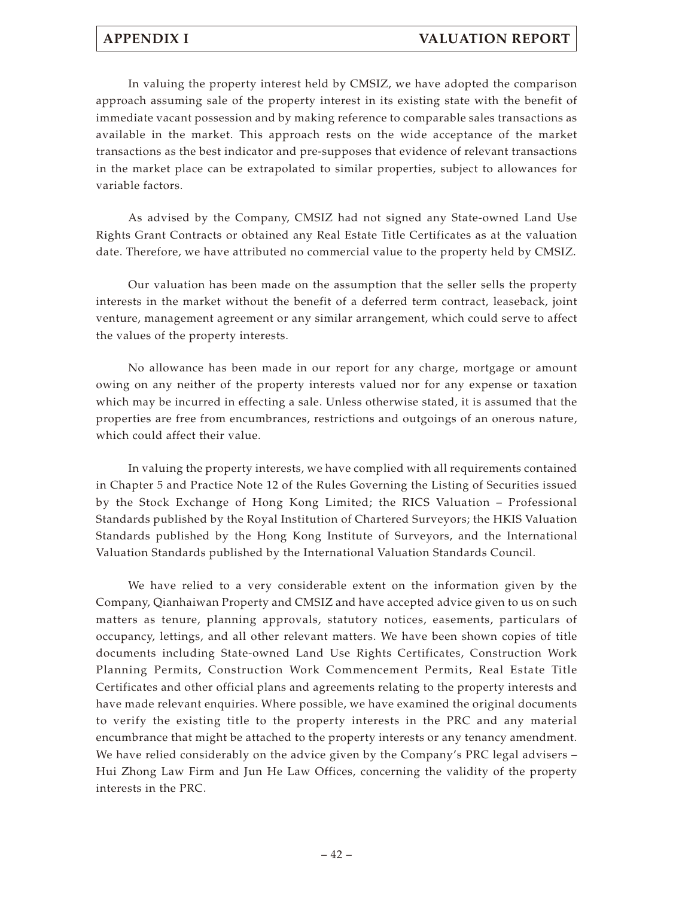In valuing the property interest held by CMSIZ, we have adopted the comparison approach assuming sale of the property interest in its existing state with the benefit of immediate vacant possession and by making reference to comparable sales transactions as available in the market. This approach rests on the wide acceptance of the market transactions as the best indicator and pre-supposes that evidence of relevant transactions in the market place can be extrapolated to similar properties, subject to allowances for variable factors.

As advised by the Company, CMSIZ had not signed any State-owned Land Use Rights Grant Contracts or obtained any Real Estate Title Certificates as at the valuation date. Therefore, we have attributed no commercial value to the property held by CMSIZ.

Our valuation has been made on the assumption that the seller sells the property interests in the market without the benefit of a deferred term contract, leaseback, joint venture, management agreement or any similar arrangement, which could serve to affect the values of the property interests.

No allowance has been made in our report for any charge, mortgage or amount owing on any neither of the property interests valued nor for any expense or taxation which may be incurred in effecting a sale. Unless otherwise stated, it is assumed that the properties are free from encumbrances, restrictions and outgoings of an onerous nature, which could affect their value.

In valuing the property interests, we have complied with all requirements contained in Chapter 5 and Practice Note 12 of the Rules Governing the Listing of Securities issued by the Stock Exchange of Hong Kong Limited; the RICS Valuation – Professional Standards published by the Royal Institution of Chartered Surveyors; the HKIS Valuation Standards published by the Hong Kong Institute of Surveyors, and the International Valuation Standards published by the International Valuation Standards Council.

We have relied to a very considerable extent on the information given by the Company, Qianhaiwan Property and CMSIZ and have accepted advice given to us on such matters as tenure, planning approvals, statutory notices, easements, particulars of occupancy, lettings, and all other relevant matters. We have been shown copies of title documents including State-owned Land Use Rights Certificates, Construction Work Planning Permits, Construction Work Commencement Permits, Real Estate Title Certificates and other official plans and agreements relating to the property interests and have made relevant enquiries. Where possible, we have examined the original documents to verify the existing title to the property interests in the PRC and any material encumbrance that might be attached to the property interests or any tenancy amendment. We have relied considerably on the advice given by the Company's PRC legal advisers – Hui Zhong Law Firm and Jun He Law Offices, concerning the validity of the property interests in the PRC.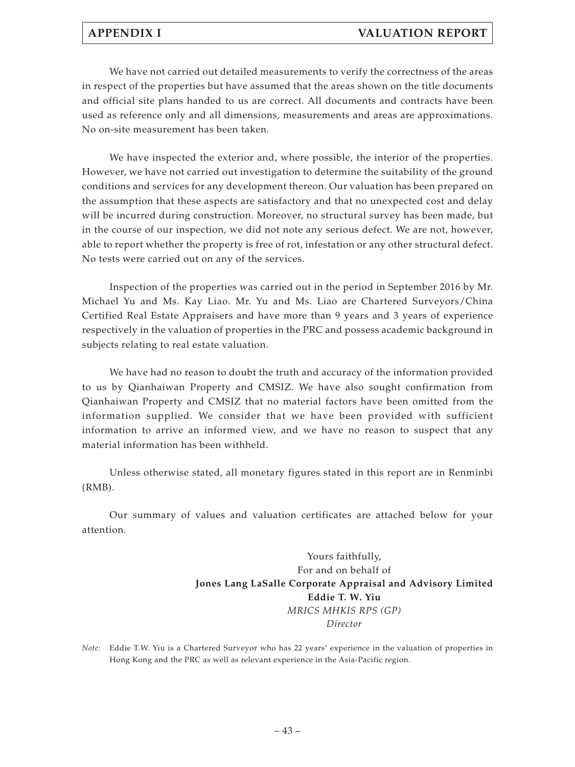We have not carried out detailed measurements to verify the correctness of the areas in respect of the properties but have assumed that the areas shown on the title documents and official site plans handed to us are correct. All documents and contracts have been used as reference only and all dimensions, measurements and areas are approximations. No on-site measurement has been taken.

We have inspected the exterior and, where possible, the interior of the properties. However, we have not carried out investigation to determine the suitability of the ground conditions and services for any development thereon. Our valuation has been prepared on the assumption that these aspects are satisfactory and that no unexpected cost and delay will be incurred during construction. Moreover, no structural survey has been made, but in the course of our inspection, we did not note any serious defect. We are not, however, able to report whether the property is free of rot, infestation or any other structural defect. No tests were carried out on any of the services.

Inspection of the properties was carried out in the period in September 2016 by Mr. Michael Yu and Ms. Kay Liao. Mr. Yu and Ms. Liao are Chartered Surveyors/China Certified Real Estate Appraisers and have more than 9 years and 3 years of experience respectively in the valuation of properties in the PRC and possess academic background in subjects relating to real estate valuation.

We have had no reason to doubt the truth and accuracy of the information provided to us by Qianhaiwan Property and CMSIZ. We have also sought confirmation from Qianhaiwan Property and CMSIZ that no material factors have been omitted from the information supplied. We consider that we have been provided with sufficient information to arrive an informed view, and we have no reason to suspect that any material information has been withheld.

Unless otherwise stated, all monetary figures stated in this report are in Renminbi (RMB).

Our summary of values and valuation certificates are attached below for your attention.

Yours faithfully,
For and on behalf of
**Jones Lang LaSalle Corporate Appraisal and Advisory Limited**
**Eddie T. W. Yiu**
*MRICS MHKIS RPS (GP)*
*Director*

*Note:* Eddie T.W. Yiu is a Chartered Surveyor who has 22 years' experience in the valuation of properties in Hong Kong and the PRC as well as relevant experience in the Asia-Pacific region.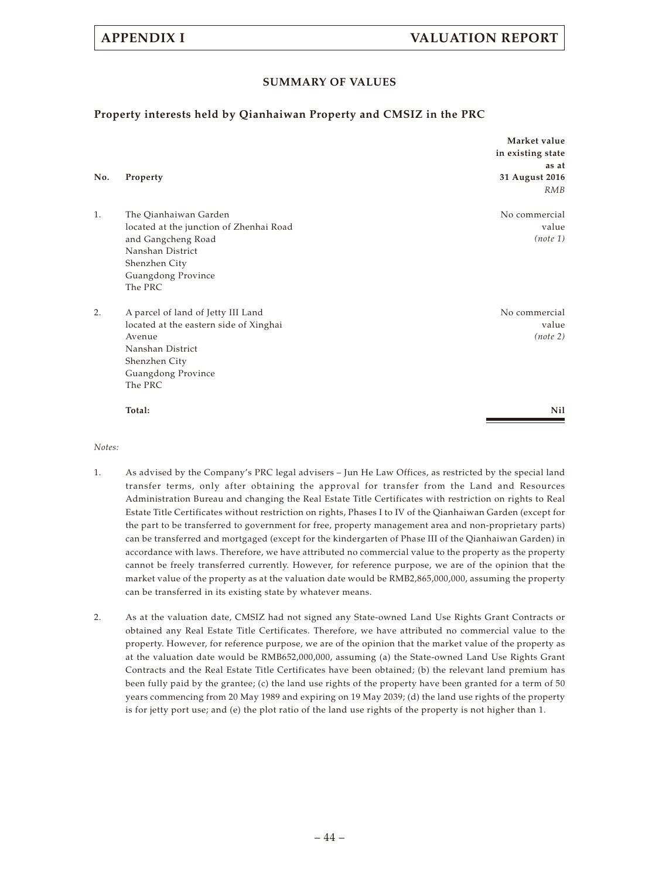## SUMMARY OF VALUES

### Property interests held by Qianhaiwan Property and CMSIZ in the PRC

| No. | Property | Market value in existing state as at 31 August 2016 *RMB* |
|---|---|---|
| 1. | The Qianhaiwan Garden located at the junction of Zhenhai Road and Gangcheng Road Nanshan District Shenzhen City Guangdong Province The PRC | No commercial value *(note 1)* |
| 2. | A parcel of land of Jetty III Land located at the eastern side of Xinghai Avenue Nanshan District Shenzhen City Guangdong Province The PRC | No commercial value *(note 2)* |
| | **Total:** | **Nil** |

*Notes:*

1. As advised by the Company's PRC legal advisers – Jun He Law Offices, as restricted by the special land transfer terms, only after obtaining the approval for transfer from the Land and Resources Administration Bureau and changing the Real Estate Title Certificates with restriction on rights to Real Estate Title Certificates without restriction on rights, Phases I to IV of the Qianhaiwan Garden (except for the part to be transferred to government for free, property management area and non-proprietary parts) can be transferred and mortgaged (except for the kindergarten of Phase III of the Qianhaiwan Garden) in accordance with laws. Therefore, we have attributed no commercial value to the property as the property cannot be freely transferred currently. However, for reference purpose, we are of the opinion that the market value of the property as at the valuation date would be RMB2,865,000,000, assuming the property can be transferred in its existing state by whatever means.

2. As at the valuation date, CMSIZ had not signed any State-owned Land Use Rights Grant Contracts or obtained any Real Estate Title Certificates. Therefore, we have attributed no commercial value to the property. However, for reference purpose, we are of the opinion that the market value of the property as at the valuation date would be RMB652,000,000, assuming (a) the State-owned Land Use Rights Grant Contracts and the Real Estate Title Certificates have been obtained; (b) the relevant land premium has been fully paid by the grantee; (c) the land use rights of the property have been granted for a term of 50 years commencing from 20 May 1989 and expiring on 19 May 2039; (d) the land use rights of the property is for jetty port use; and (e) the plot ratio of the land use rights of the property is not higher than 1.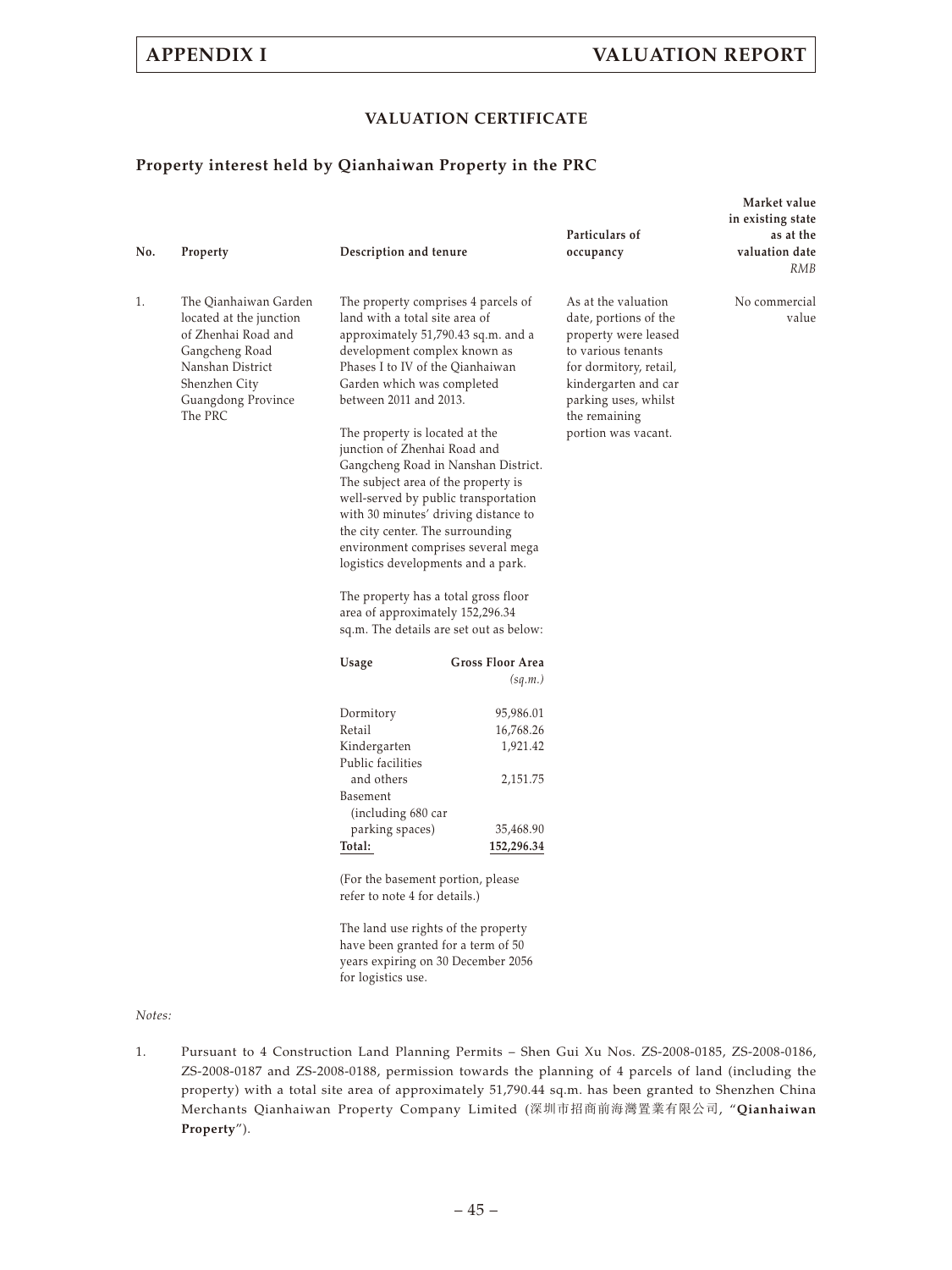## VALUATION CERTIFICATE

### Property interest held by Qianhaiwan Property in the PRC

| No. | Property | Description and tenure | Particulars of occupancy | Market value in existing state as at the valuation date *RMB* |
|---|---|---|---|---|
| 1. | The Qianhaiwan Garden located at the junction of Zhenhai Road and Gangcheng Road Nanshan District Shenzhen City Guangdong Province The PRC | The property comprises 4 parcels of land with a total site area of approximately 51,790.43 sq.m. and a development complex known as Phases I to IV of the Qianhaiwan Garden which was completed between 2011 and 2013.<br><br>The property is located at the junction of Zhenhai Road and Gangcheng Road in Nanshan District. The subject area of the property is well-served by public transportation with 30 minutes' driving distance to the city center. The surrounding environment comprises several mega logistics developments and a park.<br><br>The property has a total gross floor area of approximately 152,296.34 sq.m. The details are set out as below: | As at the valuation date, portions of the property were leased to various tenants for dormitory, retail, kindergarten and car parking uses, whilst the remaining portion was vacant. | No commercial value |

| Usage | Gross Floor Area *(sq.m.)* |
|---|---|
| Dormitory | 95,986.01 |
| Retail | 16,768.26 |
| Kindergarten | 1,921.42 |
| Public facilities and others | 2,151.75 |
| Basement (including 680 car parking spaces) | 35,468.90 |
| **Total:** | **152,296.34** |

(For the basement portion, please refer to note 4 for details.)

The land use rights of the property have been granted for a term of 50 years expiring on 30 December 2056 for logistics use.

*Notes:*

1. Pursuant to 4 Construction Land Planning Permits – Shen Gui Xu Nos. ZS-2008-0185, ZS-2008-0186, ZS-2008-0187 and ZS-2008-0188, permission towards the planning of 4 parcels of land (including the property) with a total site area of approximately 51,790.44 sq.m. has been granted to Shenzhen China Merchants Qianhaiwan Property Company Limited (深圳市招商前海灣置業有限公司, "**Qianhaiwan Property**").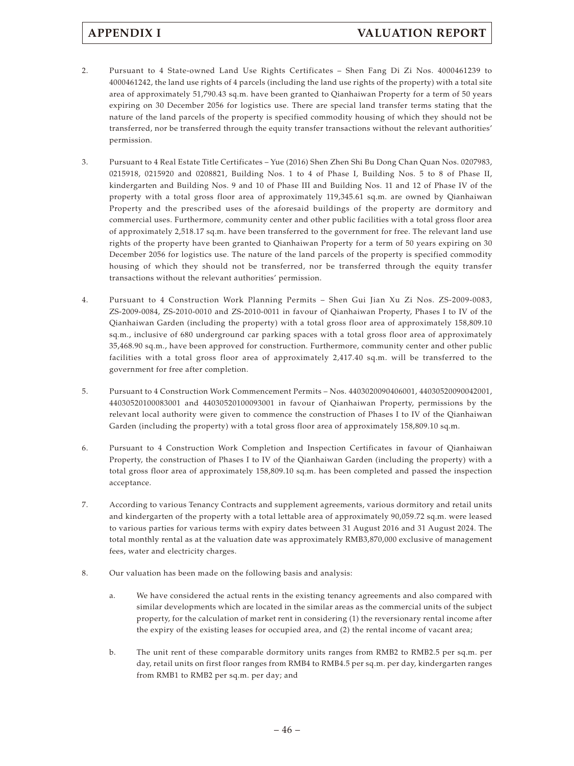2. Pursuant to 4 State-owned Land Use Rights Certificates – Shen Fang Di Zi Nos. 4000461239 to 4000461242, the land use rights of 4 parcels (including the land use rights of the property) with a total site area of approximately 51,790.43 sq.m. have been granted to Qianhaiwan Property for a term of 50 years expiring on 30 December 2056 for logistics use. There are special land transfer terms stating that the nature of the land parcels of the property is specified commodity housing of which they should not be transferred, nor be transferred through the equity transfer transactions without the relevant authorities' permission.

3. Pursuant to 4 Real Estate Title Certificates – Yue (2016) Shen Zhen Shi Bu Dong Chan Quan Nos. 0207983, 0215918, 0215920 and 0208821, Building Nos. 1 to 4 of Phase I, Building Nos. 5 to 8 of Phase II, kindergarten and Building Nos. 9 and 10 of Phase III and Building Nos. 11 and 12 of Phase IV of the property with a total gross floor area of approximately 119,345.61 sq.m. are owned by Qianhaiwan Property and the prescribed uses of the aforesaid buildings of the property are dormitory and commercial uses. Furthermore, community center and other public facilities with a total gross floor area of approximately 2,518.17 sq.m. have been transferred to the government for free. The relevant land use rights of the property have been granted to Qianhaiwan Property for a term of 50 years expiring on 30 December 2056 for logistics use. The nature of the land parcels of the property is specified commodity housing of which they should not be transferred, nor be transferred through the equity transfer transactions without the relevant authorities' permission.

4. Pursuant to 4 Construction Work Planning Permits – Shen Gui Jian Xu Zi Nos. ZS-2009-0083, ZS-2009-0084, ZS-2010-0010 and ZS-2010-0011 in favour of Qianhaiwan Property, Phases I to IV of the Qianhaiwan Garden (including the property) with a total gross floor area of approximately 158,809.10 sq.m., inclusive of 680 underground car parking spaces with a total gross floor area of approximately 35,468.90 sq.m., have been approved for construction. Furthermore, community center and other public facilities with a total gross floor area of approximately 2,417.40 sq.m. will be transferred to the government for free after completion.

5. Pursuant to 4 Construction Work Commencement Permits – Nos. 4403020090406001, 44030520090042001, 44030520100083001 and 44030520100093001 in favour of Qianhaiwan Property, permissions by the relevant local authority were given to commence the construction of Phases I to IV of the Qianhaiwan Garden (including the property) with a total gross floor area of approximately 158,809.10 sq.m.

6. Pursuant to 4 Construction Work Completion and Inspection Certificates in favour of Qianhaiwan Property, the construction of Phases I to IV of the Qianhaiwan Garden (including the property) with a total gross floor area of approximately 158,809.10 sq.m. has been completed and passed the inspection acceptance.

7. According to various Tenancy Contracts and supplement agreements, various dormitory and retail units and kindergarten of the property with a total lettable area of approximately 90,059.72 sq.m. were leased to various parties for various terms with expiry dates between 31 August 2016 and 31 August 2024. The total monthly rental as at the valuation date was approximately RMB3,870,000 exclusive of management fees, water and electricity charges.

8. Our valuation has been made on the following basis and analysis:

   a. We have considered the actual rents in the existing tenancy agreements and also compared with similar developments which are located in the similar areas as the commercial units of the subject property, for the calculation of market rent in considering (1) the reversionary rental income after the expiry of the existing leases for occupied area, and (2) the rental income of vacant area;

   b. The unit rent of these comparable dormitory units ranges from RMB2 to RMB2.5 per sq.m. per day, retail units on first floor ranges from RMB4 to RMB4.5 per sq.m. per day, kindergarten ranges from RMB1 to RMB2 per sq.m. per day; and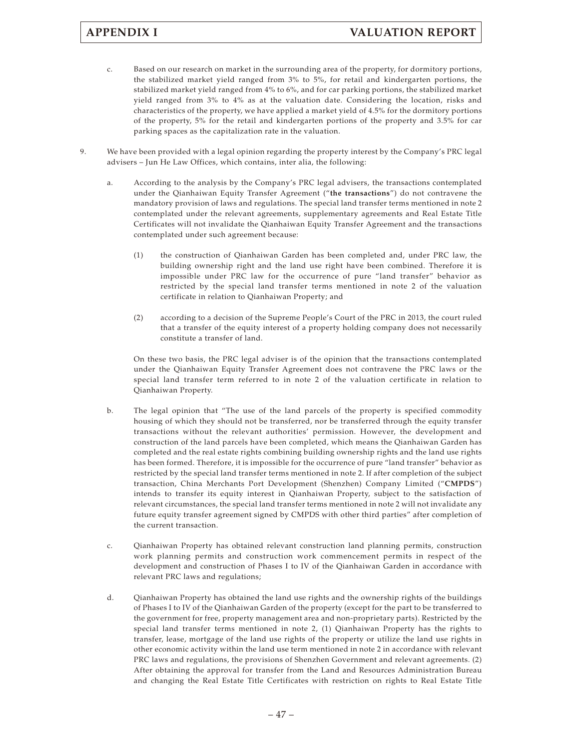c. Based on our research on market in the surrounding area of the property, for dormitory portions, the stabilized market yield ranged from 3% to 5%, for retail and kindergarten portions, the stabilized market yield ranged from 4% to 6%, and for car parking portions, the stabilized market yield ranged from 3% to 4% as at the valuation date. Considering the location, risks and characteristics of the property, we have applied a market yield of 4.5% for the dormitory portions of the property, 5% for the retail and kindergarten portions of the property and 3.5% for car parking spaces as the capitalization rate in the valuation.

9. We have been provided with a legal opinion regarding the property interest by the Company's PRC legal advisers – Jun He Law Offices, which contains, inter alia, the following:

   a. According to the analysis by the Company's PRC legal advisers, the transactions contemplated under the Qianhaiwan Equity Transfer Agreement ("**the transactions**") do not contravene the mandatory provision of laws and regulations. The special land transfer terms mentioned in note 2 contemplated under the relevant agreements, supplementary agreements and Real Estate Title Certificates will not invalidate the Qianhaiwan Equity Transfer Agreement and the transactions contemplated under such agreement because:

      (1) the construction of Qianhaiwan Garden has been completed and, under PRC law, the building ownership right and the land use right have been combined. Therefore it is impossible under PRC law for the occurrence of pure "land transfer" behavior as restricted by the special land transfer terms mentioned in note 2 of the valuation certificate in relation to Qianhaiwan Property; and

      (2) according to a decision of the Supreme People's Court of the PRC in 2013, the court ruled that a transfer of the equity interest of a property holding company does not necessarily constitute a transfer of land.

   On these two basis, the PRC legal adviser is of the opinion that the transactions contemplated under the Qianhaiwan Equity Transfer Agreement does not contravene the PRC laws or the special land transfer term referred to in note 2 of the valuation certificate in relation to Qianhaiwan Property.

   b. The legal opinion that "The use of the land parcels of the property is specified commodity housing of which they should not be transferred, nor be transferred through the equity transfer transactions without the relevant authorities' permission. However, the development and construction of the land parcels have been completed, which means the Qianhaiwan Garden has completed and the real estate rights combining building ownership rights and the land use rights has been formed. Therefore, it is impossible for the occurrence of pure "land transfer" behavior as restricted by the special land transfer terms mentioned in note 2. If after completion of the subject transaction, China Merchants Port Development (Shenzhen) Company Limited ("**CMPDS**") intends to transfer its equity interest in Qianhaiwan Property, subject to the satisfaction of relevant circumstances, the special land transfer terms mentioned in note 2 will not invalidate any future equity transfer agreement signed by CMPDS with other third parties" after completion of the current transaction.

   c. Qianhaiwan Property has obtained relevant construction land planning permits, construction work planning permits and construction work commencement permits in respect of the development and construction of Phases I to IV of the Qianhaiwan Garden in accordance with relevant PRC laws and regulations;

   d. Qianhaiwan Property has obtained the land use rights and the ownership rights of the buildings of Phases I to IV of the Qianhaiwan Garden of the property (except for the part to be transferred to the government for free, property management area and non-proprietary parts). Restricted by the special land transfer terms mentioned in note 2, (1) Qianhaiwan Property has the rights to transfer, lease, mortgage of the land use rights of the property or utilize the land use rights in other economic activity within the land use term mentioned in note 2 in accordance with relevant PRC laws and regulations, the provisions of Shenzhen Government and relevant agreements. (2) After obtaining the approval for transfer from the Land and Resources Administration Bureau and changing the Real Estate Title Certificates with restriction on rights to Real Estate Title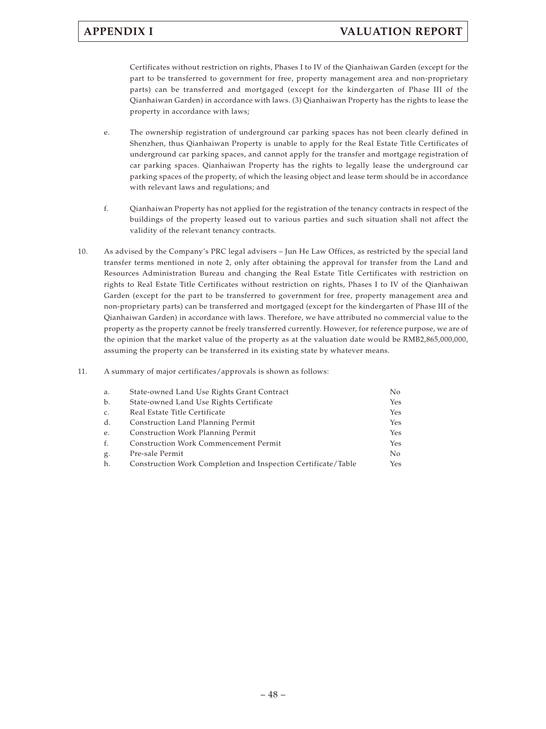Certificates without restriction on rights, Phases I to IV of the Qianhaiwan Garden (except for the part to be transferred to government for free, property management area and non-proprietary parts) can be transferred and mortgaged (except for the kindergarten of Phase III of the Qianhaiwan Garden) in accordance with laws. (3) Qianhaiwan Property has the rights to lease the property in accordance with laws;

e. The ownership registration of underground car parking spaces has not been clearly defined in Shenzhen, thus Qianhaiwan Property is unable to apply for the Real Estate Title Certificates of underground car parking spaces, and cannot apply for the transfer and mortgage registration of car parking spaces. Qianhaiwan Property has the rights to legally lease the underground car parking spaces of the property, of which the leasing object and lease term should be in accordance with relevant laws and regulations; and

f. Qianhaiwan Property has not applied for the registration of the tenancy contracts in respect of the buildings of the property leased out to various parties and such situation shall not affect the validity of the relevant tenancy contracts.

10. As advised by the Company's PRC legal advisers – Jun He Law Offices, as restricted by the special land transfer terms mentioned in note 2, only after obtaining the approval for transfer from the Land and Resources Administration Bureau and changing the Real Estate Title Certificates with restriction on rights to Real Estate Title Certificates without restriction on rights, Phases I to IV of the Qianhaiwan Garden (except for the part to be transferred to government for free, property management area and non-proprietary parts) can be transferred and mortgaged (except for the kindergarten of Phase III of the Qianhaiwan Garden) in accordance with laws. Therefore, we have attributed no commercial value to the property as the property cannot be freely transferred currently. However, for reference purpose, we are of the opinion that the market value of the property as at the valuation date would be RMB2,865,000,000, assuming the property can be transferred in its existing state by whatever means.

11. A summary of major certificates/approvals is shown as follows:

| | | |
|---|---|---|
| a. | State-owned Land Use Rights Grant Contract | No |
| b. | State-owned Land Use Rights Certificate | Yes |
| c. | Real Estate Title Certificate | Yes |
| d. | Construction Land Planning Permit | Yes |
| e. | Construction Work Planning Permit | Yes |
| f. | Construction Work Commencement Permit | Yes |
| g. | Pre-sale Permit | No |
| h. | Construction Work Completion and Inspection Certificate/Table | Yes |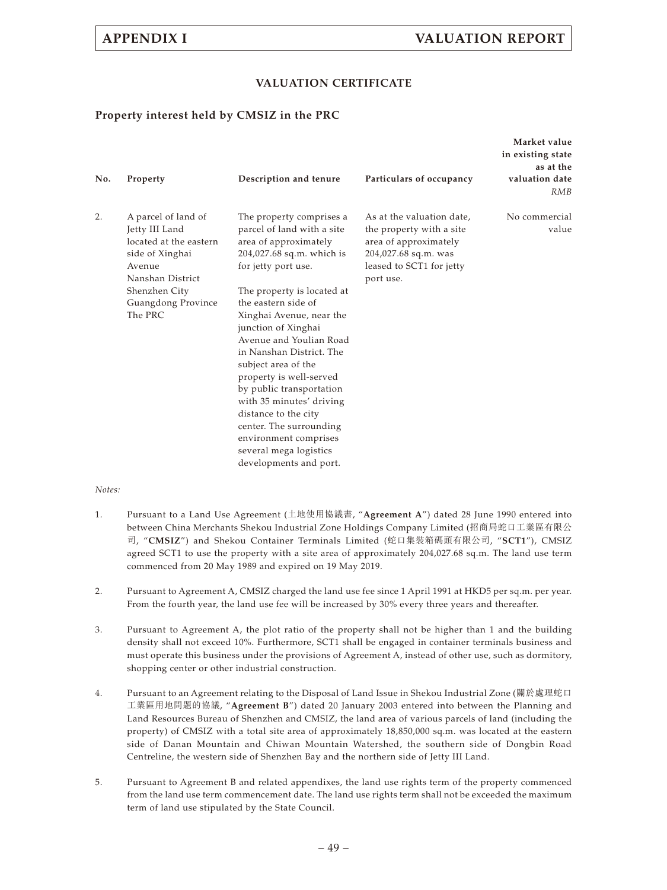## VALUATION CERTIFICATE

### Property interest held by CMSIZ in the PRC

| No. | Property | Description and tenure | Particulars of occupancy | Market value in existing state as at the valuation date *RMB* |
|---|---|---|---|---|
| 2. | A parcel of land of Jetty III Land located at the eastern side of Xinghai Avenue Nanshan District Shenzhen City Guangdong Province The PRC | The property comprises a parcel of land with a site area of approximately 204,027.68 sq.m. which is for jetty port use.<br><br>The property is located at the eastern side of Xinghai Avenue, near the junction of Xinghai Avenue and Youlian Road in Nanshan District. The subject area of the property is well-served by public transportation with 35 minutes' driving distance to the city center. The surrounding environment comprises several mega logistics developments and port. | As at the valuation date, the property with a site area of approximately 204,027.68 sq.m. was leased to SCT1 for jetty port use. | No commercial value |

*Notes:*

1. Pursuant to a Land Use Agreement (土地使用協議書, "**Agreement A**") dated 28 June 1990 entered into between China Merchants Shekou Industrial Zone Holdings Company Limited (招商局蛇口工業區有限公司, "**CMSIZ**") and Shekou Container Terminals Limited (蛇口集裝箱碼頭有限公司, "**SCT1**"), CMSIZ agreed SCT1 to use the property with a site area of approximately 204,027.68 sq.m. The land use term commenced from 20 May 1989 and expired on 19 May 2019.

2. Pursuant to Agreement A, CMSIZ charged the land use fee since 1 April 1991 at HKD5 per sq.m. per year. From the fourth year, the land use fee will be increased by 30% every three years and thereafter.

3. Pursuant to Agreement A, the plot ratio of the property shall not be higher than 1 and the building density shall not exceed 10%. Furthermore, SCT1 shall be engaged in container terminals business and must operate this business under the provisions of Agreement A, instead of other use, such as dormitory, shopping center or other industrial construction.

4. Pursuant to an Agreement relating to the Disposal of Land Issue in Shekou Industrial Zone (關於處理蛇口工業區用地問題的協議, "**Agreement B**") dated 20 January 2003 entered into between the Planning and Land Resources Bureau of Shenzhen and CMSIZ, the land area of various parcels of land (including the property) of CMSIZ with a total site area of approximately 18,850,000 sq.m. was located at the eastern side of Danan Mountain and Chiwan Mountain Watershed, the southern side of Dongbin Road Centreline, the western side of Shenzhen Bay and the northern side of Jetty III Land.

5. Pursuant to Agreement B and related appendixes, the land use rights term of the property commenced from the land use term commencement date. The land use rights term shall not be exceeded the maximum term of land use stipulated by the State Council.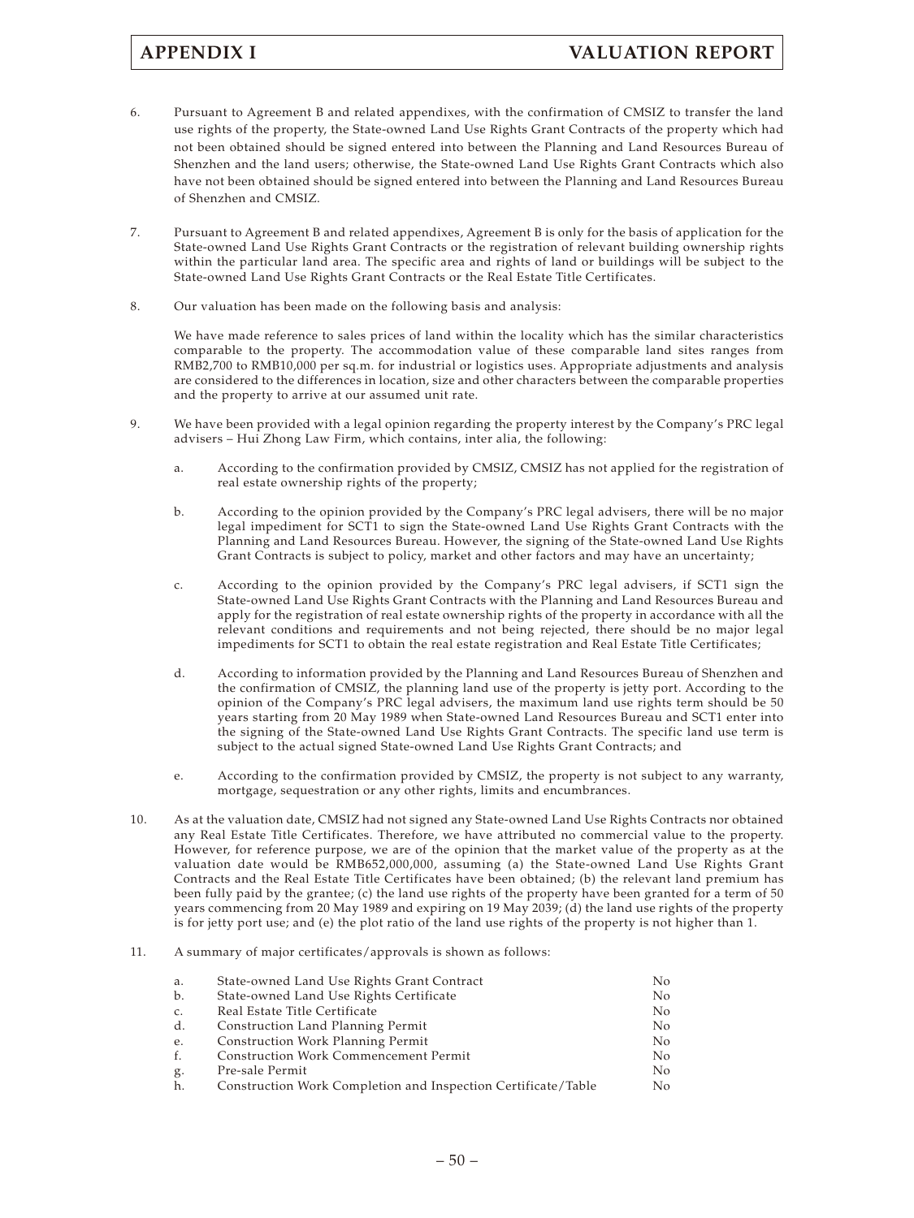6. Pursuant to Agreement B and related appendixes, with the confirmation of CMSIZ to transfer the land use rights of the property, the State-owned Land Use Rights Grant Contracts of the property which had not been obtained should be signed entered into between the Planning and Land Resources Bureau of Shenzhen and the land users; otherwise, the State-owned Land Use Rights Grant Contracts which also have not been obtained should be signed entered into between the Planning and Land Resources Bureau of Shenzhen and CMSIZ.

7. Pursuant to Agreement B and related appendixes, Agreement B is only for the basis of application for the State-owned Land Use Rights Grant Contracts or the registration of relevant building ownership rights within the particular land area. The specific area and rights of land or buildings will be subject to the State-owned Land Use Rights Grant Contracts or the Real Estate Title Certificates.

8. Our valuation has been made on the following basis and analysis:

   We have made reference to sales prices of land within the locality which has the similar characteristics comparable to the property. The accommodation value of these comparable land sites ranges from RMB2,700 to RMB10,000 per sq.m. for industrial or logistics uses. Appropriate adjustments and analysis are considered to the differences in location, size and other characters between the comparable properties and the property to arrive at our assumed unit rate.

9. We have been provided with a legal opinion regarding the property interest by the Company's PRC legal advisers – Hui Zhong Law Firm, which contains, inter alia, the following:

   a. According to the confirmation provided by CMSIZ, CMSIZ has not applied for the registration of real estate ownership rights of the property;

   b. According to the opinion provided by the Company's PRC legal advisers, there will be no major legal impediment for SCT1 to sign the State-owned Land Use Rights Grant Contracts with the Planning and Land Resources Bureau. However, the signing of the State-owned Land Use Rights Grant Contracts is subject to policy, market and other factors and may have an uncertainty;

   c. According to the opinion provided by the Company's PRC legal advisers, if SCT1 sign the State-owned Land Use Rights Grant Contracts with the Planning and Land Resources Bureau and apply for the registration of real estate ownership rights of the property in accordance with all the relevant conditions and requirements and not being rejected, there should be no major legal impediments for SCT1 to obtain the real estate registration and Real Estate Title Certificates;

   d. According to information provided by the Planning and Land Resources Bureau of Shenzhen and the confirmation of CMSIZ, the planning land use of the property is jetty port. According to the opinion of the Company's PRC legal advisers, the maximum land use rights term should be 50 years starting from 20 May 1989 when State-owned Land Resources Bureau and SCT1 enter into the signing of the State-owned Land Use Rights Grant Contracts. The specific land use term is subject to the actual signed State-owned Land Use Rights Grant Contracts; and

   e. According to the confirmation provided by CMSIZ, the property is not subject to any warranty, mortgage, sequestration or any other rights, limits and encumbrances.

10. As at the valuation date, CMSIZ had not signed any State-owned Land Use Rights Contracts nor obtained any Real Estate Title Certificates. Therefore, we have attributed no commercial value to the property. However, for reference purpose, we are of the opinion that the market value of the property as at the valuation date would be RMB652,000,000, assuming (a) the State-owned Land Use Rights Grant Contracts and the Real Estate Title Certificates have been obtained; (b) the relevant land premium has been fully paid by the grantee; (c) the land use rights of the property have been granted for a term of 50 years commencing from 20 May 1989 and expiring on 19 May 2039; (d) the land use rights of the property is for jetty port use; and (e) the plot ratio of the land use rights of the property is not higher than 1.

11. A summary of major certificates/approvals is shown as follows:

| | | |
|---|---|---|
| a. | State-owned Land Use Rights Grant Contract | No |
| b. | State-owned Land Use Rights Certificate | No |
| c. | Real Estate Title Certificate | No |
| d. | Construction Land Planning Permit | No |
| e. | Construction Work Planning Permit | No |
| f. | Construction Work Commencement Permit | No |
| g. | Pre-sale Permit | No |
| h. | Construction Work Completion and Inspection Certificate/Table | No |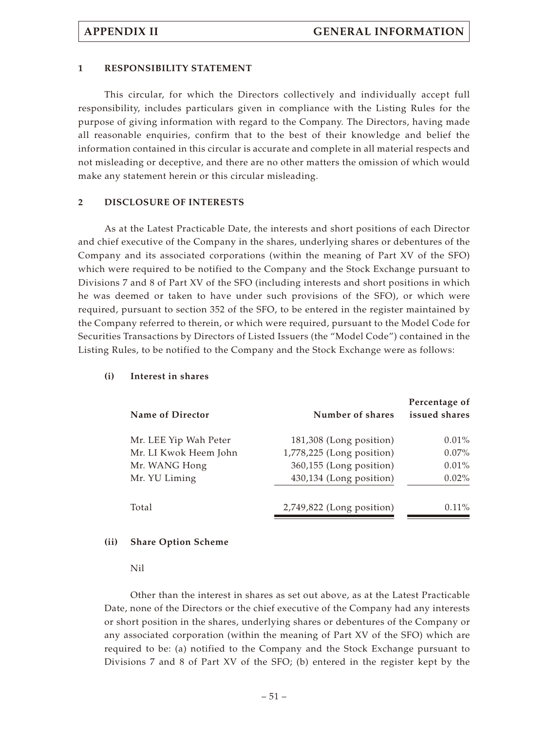## 1 RESPONSIBILITY STATEMENT

This circular, for which the Directors collectively and individually accept full responsibility, includes particulars given in compliance with the Listing Rules for the purpose of giving information with regard to the Company. The Directors, having made all reasonable enquiries, confirm that to the best of their knowledge and belief the information contained in this circular is accurate and complete in all material respects and not misleading or deceptive, and there are no other matters the omission of which would make any statement herein or this circular misleading.

## 2 DISCLOSURE OF INTERESTS

As at the Latest Practicable Date, the interests and short positions of each Director and chief executive of the Company in the shares, underlying shares or debentures of the Company and its associated corporations (within the meaning of Part XV of the SFO) which were required to be notified to the Company and the Stock Exchange pursuant to Divisions 7 and 8 of Part XV of the SFO (including interests and short positions in which he was deemed or taken to have under such provisions of the SFO), or which were required, pursuant to section 352 of the SFO, to be entered in the register maintained by the Company referred to therein, or which were required, pursuant to the Model Code for Securities Transactions by Directors of Listed Issuers (the "Model Code") contained in the Listing Rules, to be notified to the Company and the Stock Exchange were as follows:

### (i) Interest in shares

| Name of Director | Number of shares | Percentage of issued shares |
|---|---|---|
| Mr. LEE Yip Wah Peter | 181,308 (Long position) | 0.01% |
| Mr. LI Kwok Heem John | 1,778,225 (Long position) | 0.07% |
| Mr. WANG Hong | 360,155 (Long position) | 0.01% |
| Mr. YU Liming | 430,134 (Long position) | 0.02% |
| Total | 2,749,822 (Long position) | 0.11% |

### (ii) Share Option Scheme

Nil

Other than the interest in shares as set out above, as at the Latest Practicable Date, none of the Directors or the chief executive of the Company had any interests or short position in the shares, underlying shares or debentures of the Company or any associated corporation (within the meaning of Part XV of the SFO) which are required to be: (a) notified to the Company and the Stock Exchange pursuant to Divisions 7 and 8 of Part XV of the SFO; (b) entered in the register kept by the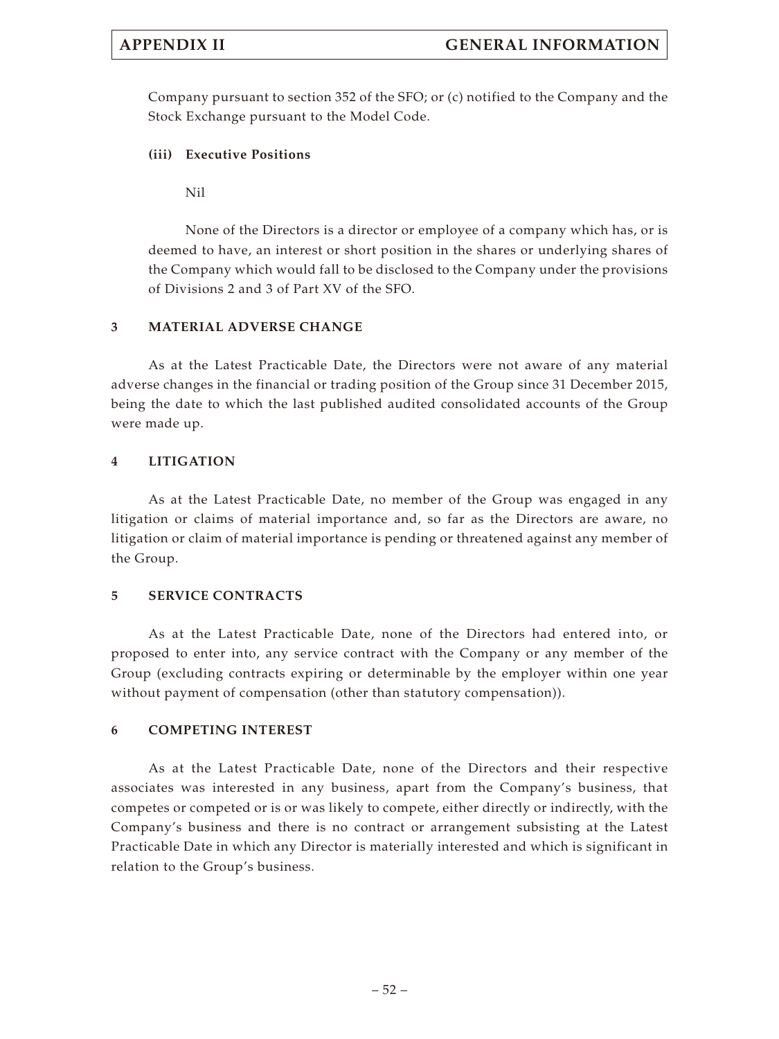Company pursuant to section 352 of the SFO; or (c) notified to the Company and the Stock Exchange pursuant to the Model Code.

**(iii) Executive Positions**

Nil

None of the Directors is a director or employee of a company which has, or is deemed to have, an interest or short position in the shares or underlying shares of the Company which would fall to be disclosed to the Company under the provisions of Divisions 2 and 3 of Part XV of the SFO.

## 3 MATERIAL ADVERSE CHANGE

As at the Latest Practicable Date, the Directors were not aware of any material adverse changes in the financial or trading position of the Group since 31 December 2015, being the date to which the last published audited consolidated accounts of the Group were made up.

## 4 LITIGATION

As at the Latest Practicable Date, no member of the Group was engaged in any litigation or claims of material importance and, so far as the Directors are aware, no litigation or claim of material importance is pending or threatened against any member of the Group.

## 5 SERVICE CONTRACTS

As at the Latest Practicable Date, none of the Directors had entered into, or proposed to enter into, any service contract with the Company or any member of the Group (excluding contracts expiring or determinable by the employer within one year without payment of compensation (other than statutory compensation)).

## 6 COMPETING INTEREST

As at the Latest Practicable Date, none of the Directors and their respective associates was interested in any business, apart from the Company's business, that competes or competed or is or was likely to compete, either directly or indirectly, with the Company's business and there is no contract or arrangement subsisting at the Latest Practicable Date in which any Director is materially interested and which is significant in relation to the Group's business.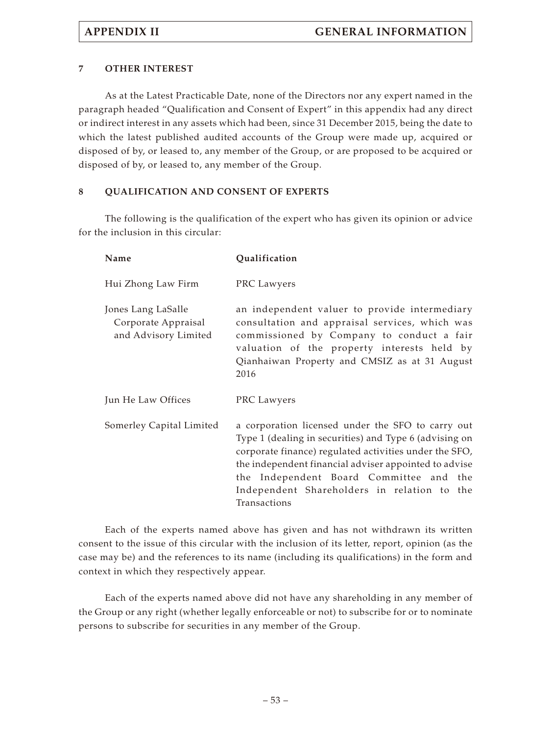## 7 OTHER INTEREST

As at the Latest Practicable Date, none of the Directors nor any expert named in the paragraph headed "Qualification and Consent of Expert" in this appendix had any direct or indirect interest in any assets which had been, since 31 December 2015, being the date to which the latest published audited accounts of the Group were made up, acquired or disposed of by, or leased to, any member of the Group, or are proposed to be acquired or disposed of by, or leased to, any member of the Group.

## 8 QUALIFICATION AND CONSENT OF EXPERTS

The following is the qualification of the expert who has given its opinion or advice for the inclusion in this circular:

| Name | Qualification |
|---|---|
| Hui Zhong Law Firm | PRC Lawyers |
| Jones Lang LaSalle Corporate Appraisal and Advisory Limited | an independent valuer to provide intermediary consultation and appraisal services, which was commissioned by Company to conduct a fair valuation of the property interests held by Qianhaiwan Property and CMSIZ as at 31 August 2016 |
| Jun He Law Offices | PRC Lawyers |
| Somerley Capital Limited | a corporation licensed under the SFO to carry out Type 1 (dealing in securities) and Type 6 (advising on corporate finance) regulated activities under the SFO, the independent financial adviser appointed to advise the Independent Board Committee and the Independent Shareholders in relation to the Transactions |

Each of the experts named above has given and has not withdrawn its written consent to the issue of this circular with the inclusion of its letter, report, opinion (as the case may be) and the references to its name (including its qualifications) in the form and context in which they respectively appear.

Each of the experts named above did not have any shareholding in any member of the Group or any right (whether legally enforceable or not) to subscribe for or to nominate persons to subscribe for securities in any member of the Group.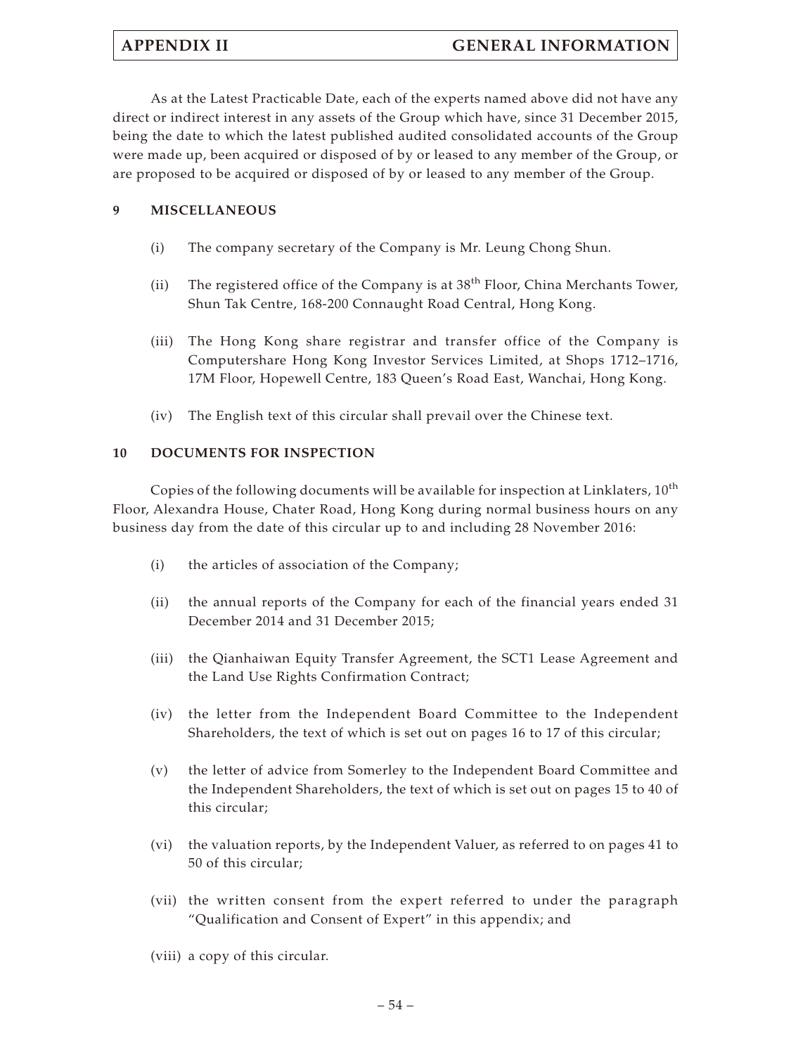As at the Latest Practicable Date, each of the experts named above did not have any direct or indirect interest in any assets of the Group which have, since 31 December 2015, being the date to which the latest published audited consolidated accounts of the Group were made up, been acquired or disposed of by or leased to any member of the Group, or are proposed to be acquired or disposed of by or leased to any member of the Group.

## 9 MISCELLANEOUS

(i) The company secretary of the Company is Mr. Leung Chong Shun.

(ii) The registered office of the Company is at 38th Floor, China Merchants Tower, Shun Tak Centre, 168-200 Connaught Road Central, Hong Kong.

(iii) The Hong Kong share registrar and transfer office of the Company is Computershare Hong Kong Investor Services Limited, at Shops 1712–1716, 17M Floor, Hopewell Centre, 183 Queen's Road East, Wanchai, Hong Kong.

(iv) The English text of this circular shall prevail over the Chinese text.

## 10 DOCUMENTS FOR INSPECTION

Copies of the following documents will be available for inspection at Linklaters, 10th Floor, Alexandra House, Chater Road, Hong Kong during normal business hours on any business day from the date of this circular up to and including 28 November 2016:

(i) the articles of association of the Company;

(ii) the annual reports of the Company for each of the financial years ended 31 December 2014 and 31 December 2015;

(iii) the Qianhaiwan Equity Transfer Agreement, the SCT1 Lease Agreement and the Land Use Rights Confirmation Contract;

(iv) the letter from the Independent Board Committee to the Independent Shareholders, the text of which is set out on pages 16 to 17 of this circular;

(v) the letter of advice from Somerley to the Independent Board Committee and the Independent Shareholders, the text of which is set out on pages 15 to 40 of this circular;

(vi) the valuation reports, by the Independent Valuer, as referred to on pages 41 to 50 of this circular;

(vii) the written consent from the expert referred to under the paragraph "Qualification and Consent of Expert" in this appendix; and

(viii) a copy of this circular.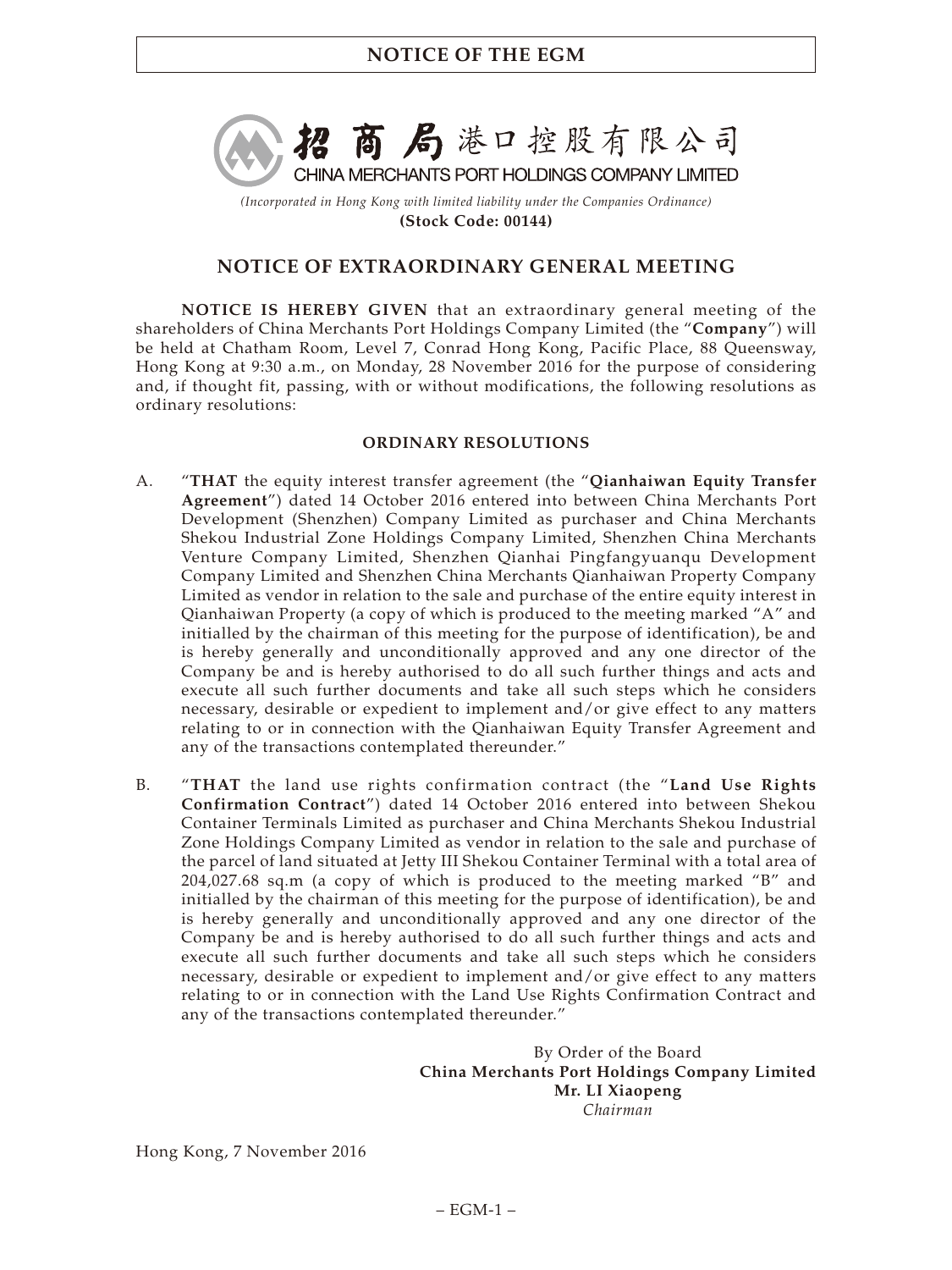招商局港口控股有限公司

CHINA MERCHANTS PORT HOLDINGS COMPANY LIMITED

*(Incorporated in Hong Kong with limited liability under the Companies Ordinance)*

**(Stock Code: 00144)**

## NOTICE OF EXTRAORDINARY GENERAL MEETING

**NOTICE IS HEREBY GIVEN** that an extraordinary general meeting of the shareholders of China Merchants Port Holdings Company Limited (the "**Company**") will be held at Chatham Room, Level 7, Conrad Hong Kong, Pacific Place, 88 Queensway, Hong Kong at 9:30 a.m., on Monday, 28 November 2016 for the purpose of considering and, if thought fit, passing, with or without modifications, the following resolutions as ordinary resolutions:

### ORDINARY RESOLUTIONS

A. "**THAT** the equity interest transfer agreement (the "**Qianhaiwan Equity Transfer Agreement**") dated 14 October 2016 entered into between China Merchants Port Development (Shenzhen) Company Limited as purchaser and China Merchants Shekou Industrial Zone Holdings Company Limited, Shenzhen China Merchants Venture Company Limited, Shenzhen Qianhai Pingfangyuanqu Development Company Limited and Shenzhen China Merchants Qianhaiwan Property Company Limited as vendor in relation to the sale and purchase of the entire equity interest in Qianhaiwan Property (a copy of which is produced to the meeting marked "A" and initialled by the chairman of this meeting for the purpose of identification), be and is hereby generally and unconditionally approved and any one director of the Company be and is hereby authorised to do all such further things and acts and execute all such further documents and take all such steps which he considers necessary, desirable or expedient to implement and/or give effect to any matters relating to or in connection with the Qianhaiwan Equity Transfer Agreement and any of the transactions contemplated thereunder."

B. "**THAT** the land use rights confirmation contract (the "**Land Use Rights Confirmation Contract**") dated 14 October 2016 entered into between Shekou Container Terminals Limited as purchaser and China Merchants Shekou Industrial Zone Holdings Company Limited as vendor in relation to the sale and purchase of the parcel of land situated at Jetty III Shekou Container Terminal with a total area of 204,027.68 sq.m (a copy of which is produced to the meeting marked "B" and initialled by the chairman of this meeting for the purpose of identification), be and is hereby generally and unconditionally approved and any one director of the Company be and is hereby authorised to do all such further things and acts and execute all such further documents and take all such steps which he considers necessary, desirable or expedient to implement and/or give effect to any matters relating to or in connection with the Land Use Rights Confirmation Contract and any of the transactions contemplated thereunder."

By Order of the Board
**China Merchants Port Holdings Company Limited**
**Mr. LI Xiaopeng**
*Chairman*

Hong Kong, 7 November 2016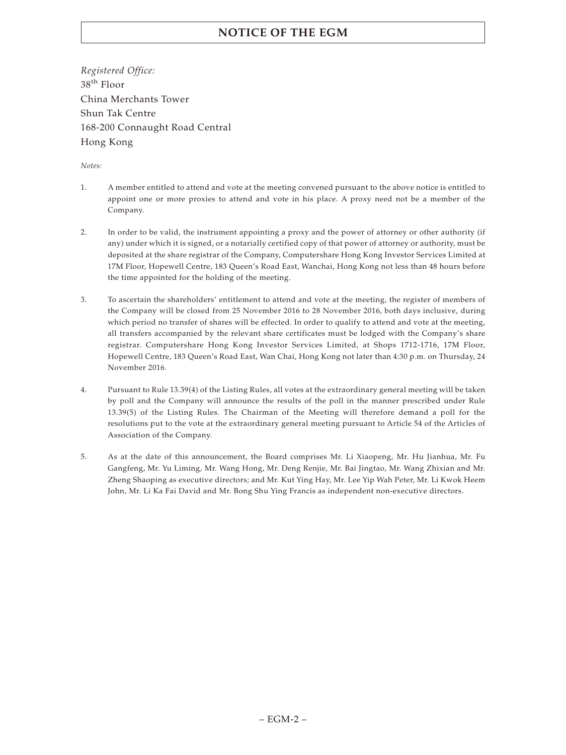# NOTICE OF THE EGM

*Registered Office:*
38th Floor
China Merchants Tower
Shun Tak Centre
168-200 Connaught Road Central
Hong Kong

*Notes:*

1. A member entitled to attend and vote at the meeting convened pursuant to the above notice is entitled to appoint one or more proxies to attend and vote in his place. A proxy need not be a member of the Company.

2. In order to be valid, the instrument appointing a proxy and the power of attorney or other authority (if any) under which it is signed, or a notarially certified copy of that power of attorney or authority, must be deposited at the share registrar of the Company, Computershare Hong Kong Investor Services Limited at 17M Floor, Hopewell Centre, 183 Queen's Road East, Wanchai, Hong Kong not less than 48 hours before the time appointed for the holding of the meeting.

3. To ascertain the shareholders' entitlement to attend and vote at the meeting, the register of members of the Company will be closed from 25 November 2016 to 28 November 2016, both days inclusive, during which period no transfer of shares will be effected. In order to qualify to attend and vote at the meeting, all transfers accompanied by the relevant share certificates must be lodged with the Company's share registrar. Computershare Hong Kong Investor Services Limited, at Shops 1712-1716, 17M Floor, Hopewell Centre, 183 Queen's Road East, Wan Chai, Hong Kong not later than 4:30 p.m. on Thursday, 24 November 2016.

4. Pursuant to Rule 13.39(4) of the Listing Rules, all votes at the extraordinary general meeting will be taken by poll and the Company will announce the results of the poll in the manner prescribed under Rule 13.39(5) of the Listing Rules. The Chairman of the Meeting will therefore demand a poll for the resolutions put to the vote at the extraordinary general meeting pursuant to Article 54 of the Articles of Association of the Company.

5. As at the date of this announcement, the Board comprises Mr. Li Xiaopeng, Mr. Hu Jianhua, Mr. Fu Gangfeng, Mr. Yu Liming, Mr. Wang Hong, Mr. Deng Renjie, Mr. Bai Jingtao, Mr. Wang Zhixian and Mr. Zheng Shaoping as executive directors; and Mr. Kut Ying Hay, Mr. Lee Yip Wah Peter, Mr. Li Kwok Heem John, Mr. Li Ka Fai David and Mr. Bong Shu Ying Francis as independent non-executive directors.